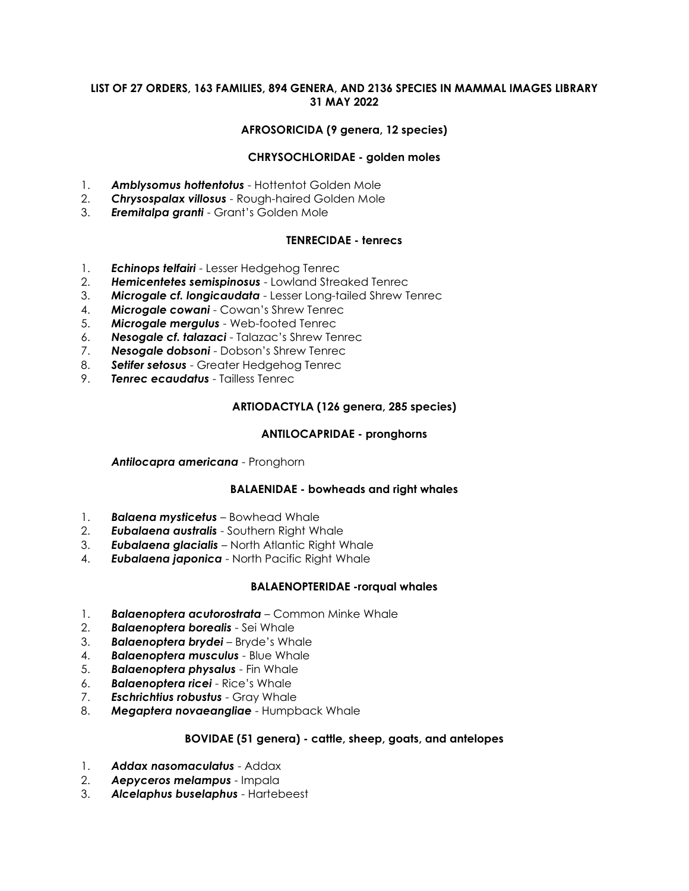# LIST OF 27 ORDERS, 163 FAMILIES, 894 GENERA, AND 2136 SPECIES IN MAMMAL IMAGES LIBRARY
# 31 MAY 2022

## AFROSORICIDA (9 genera, 12 species)

### CHRYSOCHLORIDAE - golden moles

1. ***Amblysomus hottentotus*** - Hottentot Golden Mole
2. ***Chrysospalax villosus*** - Rough-haired Golden Mole
3. ***Eremitalpa granti*** - Grant's Golden Mole

### TENRECIDAE - tenrecs

1. ***Echinops telfairi*** - Lesser Hedgehog Tenrec
2. ***Hemicentetes semispinosus*** - Lowland Streaked Tenrec
3. ***Microgale cf. longicaudata*** - Lesser Long-tailed Shrew Tenrec
4. ***Microgale cowani*** - Cowan's Shrew Tenrec
5. ***Microgale mergulus*** - Web-footed Tenrec
6. ***Nesogale cf. talazaci*** - Talazac's Shrew Tenrec
7. ***Nesogale dobsoni*** - Dobson's Shrew Tenrec
8. ***Setifer setosus*** - Greater Hedgehog Tenrec
9. ***Tenrec ecaudatus*** - Tailless Tenrec

## ARTIODACTYLA (126 genera, 285 species)

### ANTILOCAPRIDAE - pronghorns

***Antilocapra americana*** - Pronghorn

### BALAENIDAE - bowheads and right whales

1. ***Balaena mysticetus*** – Bowhead Whale
2. ***Eubalaena australis*** - Southern Right Whale
3. ***Eubalaena glacialis*** – North Atlantic Right Whale
4. ***Eubalaena japonica*** - North Pacific Right Whale

### BALAENOPTERIDAE -rorqual whales

1. ***Balaenoptera acutorostrata*** – Common Minke Whale
2. ***Balaenoptera borealis*** - Sei Whale
3. ***Balaenoptera brydei*** – Bryde's Whale
4. ***Balaenoptera musculus*** - Blue Whale
5. ***Balaenoptera physalus*** - Fin Whale
6. ***Balaenoptera ricei*** - Rice's Whale
7. ***Eschrichtius robustus*** - Gray Whale
8. ***Megaptera novaeangliae*** - Humpback Whale

### BOVIDAE (51 genera) - cattle, sheep, goats, and antelopes

1. ***Addax nasomaculatus*** - Addax
2. ***Aepyceros melampus*** - Impala
3. ***Alcelaphus buselaphus*** - Hartebeest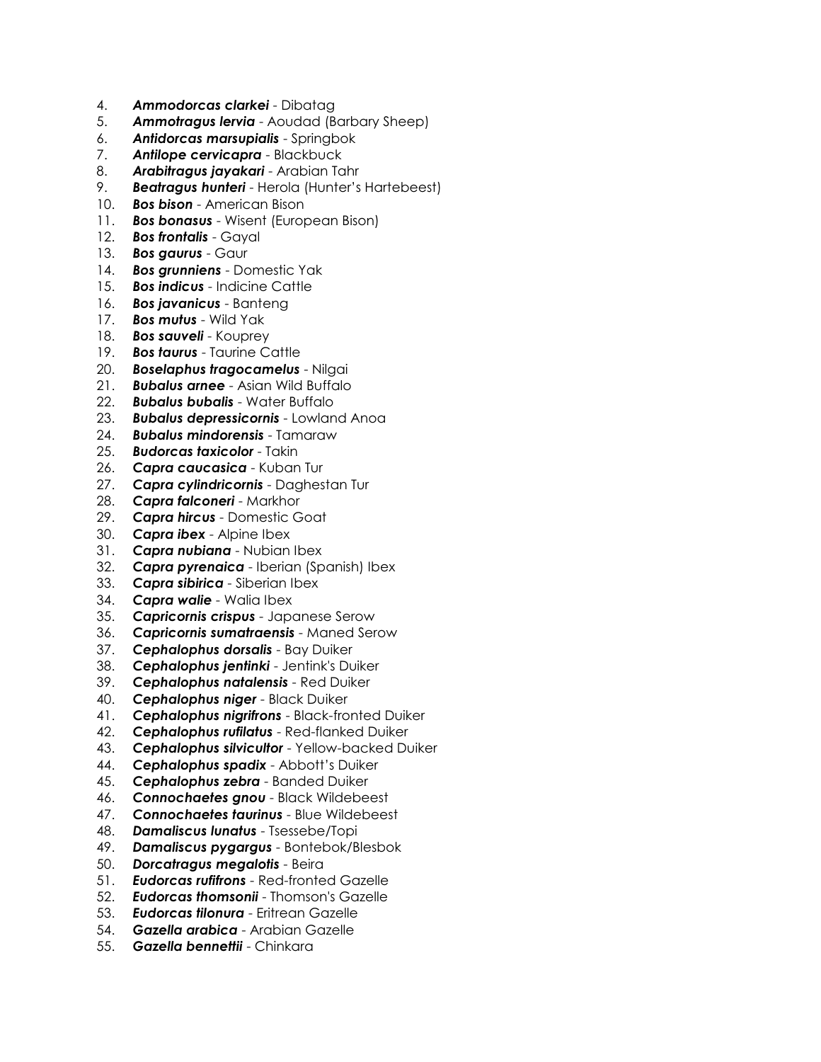4. ***Ammodorcas clarkei*** - Dibatag
5. ***Ammotragus lervia*** - Aoudad (Barbary Sheep)
6. ***Antidorcas marsupialis*** - Springbok
7. ***Antilope cervicapra*** - Blackbuck
8. ***Arabitragus jayakari*** - Arabian Tahr
9. ***Beatragus hunteri*** - Herola (Hunter's Hartebeest)
10. ***Bos bison*** - American Bison
11. ***Bos bonasus*** - Wisent (European Bison)
12. ***Bos frontalis*** - Gayal
13. ***Bos gaurus*** - Gaur
14. ***Bos grunniens*** - Domestic Yak
15. ***Bos indicus*** - Indicine Cattle
16. ***Bos javanicus*** - Banteng
17. ***Bos mutus*** - Wild Yak
18. ***Bos sauveli*** - Kouprey
19. ***Bos taurus*** - Taurine Cattle
20. ***Boselaphus tragocamelus*** - Nilgai
21. ***Bubalus arnee*** - Asian Wild Buffalo
22. ***Bubalus bubalis*** - Water Buffalo
23. ***Bubalus depressicornis*** - Lowland Anoa
24. ***Bubalus mindorensis*** - Tamaraw
25. ***Budorcas taxicolor*** - Takin
26. ***Capra caucasica*** - Kuban Tur
27. ***Capra cylindricornis*** - Daghestan Tur
28. ***Capra falconeri*** - Markhor
29. ***Capra hircus*** - Domestic Goat
30. ***Capra ibex*** - Alpine Ibex
31. ***Capra nubiana*** - Nubian Ibex
32. ***Capra pyrenaica*** - Iberian (Spanish) Ibex
33. ***Capra sibirica*** - Siberian Ibex
34. ***Capra walie*** - Walia Ibex
35. ***Capricornis crispus*** - Japanese Serow
36. ***Capricornis sumatraensis*** - Maned Serow
37. ***Cephalophus dorsalis*** - Bay Duiker
38. ***Cephalophus jentinki*** - Jentink's Duiker
39. ***Cephalophus natalensis*** - Red Duiker
40. ***Cephalophus niger*** - Black Duiker
41. ***Cephalophus nigrifrons*** - Black-fronted Duiker
42. ***Cephalophus rufilatus*** - Red-flanked Duiker
43. ***Cephalophus silvicultor*** - Yellow-backed Duiker
44. ***Cephalophus spadix*** - Abbott's Duiker
45. ***Cephalophus zebra*** - Banded Duiker
46. ***Connochaetes gnou*** - Black Wildebeest
47. ***Connochaetes taurinus*** - Blue Wildebeest
48. ***Damaliscus lunatus*** - Tsessebe/Topi
49. ***Damaliscus pygargus*** - Bontebok/Blesbok
50. ***Dorcatragus megalotis*** - Beira
51. ***Eudorcas rufifrons*** - Red-fronted Gazelle
52. ***Eudorcas thomsonii*** - Thomson's Gazelle
53. ***Eudorcas tilonura*** - Eritrean Gazelle
54. ***Gazella arabica*** - Arabian Gazelle
55. ***Gazella bennettii*** - Chinkara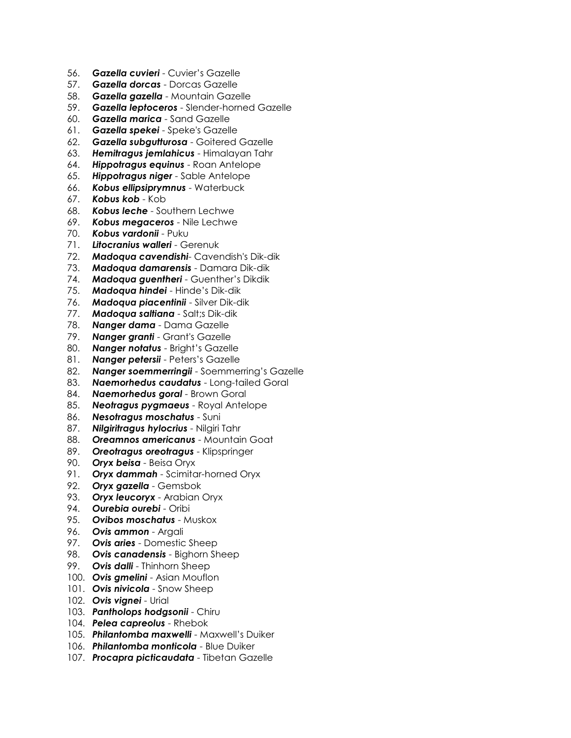56. ***Gazella cuvieri*** - Cuvier's Gazelle
57. ***Gazella dorcas*** - Dorcas Gazelle
58. ***Gazella gazella*** - Mountain Gazelle
59. ***Gazella leptoceros*** - Slender-horned Gazelle
60. ***Gazella marica*** - Sand Gazelle
61. ***Gazella spekei*** - Speke's Gazelle
62. ***Gazella subgutturosa*** - Goitered Gazelle
63. ***Hemitragus jemlahicus*** - Himalayan Tahr
64. ***Hippotragus equinus*** - Roan Antelope
65. ***Hippotragus niger*** - Sable Antelope
66. ***Kobus ellipsiprymnus*** - Waterbuck
67. ***Kobus kob*** - Kob
68. ***Kobus leche*** - Southern Lechwe
69. ***Kobus megaceros*** - Nile Lechwe
70. ***Kobus vardonii*** - Puku
71. ***Litocranius walleri*** - Gerenuk
72. ***Madoqua cavendishi***- Cavendish's Dik-dik
73. ***Madoqua damarensis*** - Damara Dik-dik
74. ***Madoqua guentheri*** - Guenther's Dikdik
75. ***Madoqua hindei*** - Hinde's Dik-dik
76. ***Madoqua piacentinii*** - Silver Dik-dik
77. ***Madoqua saltiana*** - Salt;s Dik-dik
78. ***Nanger dama*** - Dama Gazelle
79. ***Nanger granti*** - Grant's Gazelle
80. ***Nanger notatus*** - Bright's Gazelle
81. ***Nanger petersii*** - Peters's Gazelle
82. ***Nanger soemmerringii*** - Soemmerring's Gazelle
83. ***Naemorhedus caudatus*** - Long-tailed Goral
84. ***Naemorhedus goral*** - Brown Goral
85. ***Neotragus pygmaeus*** - Royal Antelope
86. ***Nesotragus moschatus*** - Suni
87. ***Nilgiritragus hylocrius*** - Nilgiri Tahr
88. ***Oreamnos americanus*** - Mountain Goat
89. ***Oreotragus oreotragus*** - Klipspringer
90. ***Oryx beisa*** - Beisa Oryx
91. ***Oryx dammah*** - Scimitar-horned Oryx
92. ***Oryx gazella*** - Gemsbok
93. ***Oryx leucoryx*** - Arabian Oryx
94. ***Ourebia ourebi*** - Oribi
95. ***Ovibos moschatus*** - Muskox
96. ***Ovis ammon*** - Argali
97. ***Ovis aries*** - Domestic Sheep
98. ***Ovis canadensis*** - Bighorn Sheep
99. ***Ovis dalli*** - Thinhorn Sheep
100. ***Ovis gmelini*** - Asian Mouflon
101. ***Ovis nivicola*** - Snow Sheep
102. ***Ovis vignei*** - Urial
103. ***Pantholops hodgsonii*** - Chiru
104. ***Pelea capreolus*** - Rhebok
105. ***Philantomba maxwelli*** - Maxwell's Duiker
106. ***Philantomba monticola*** - Blue Duiker
107. ***Procapra picticaudata*** - Tibetan Gazelle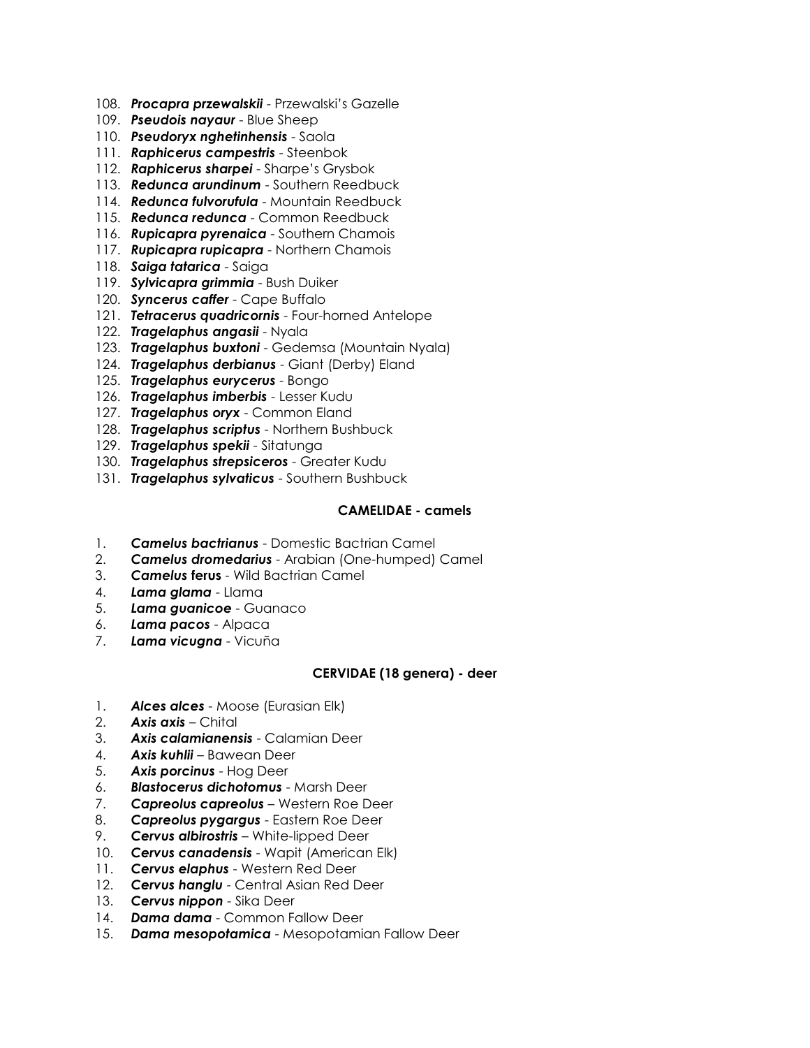108. ***Procapra przewalskii*** - Przewalski's Gazelle
109. ***Pseudois nayaur*** - Blue Sheep
110. ***Pseudoryx nghetinhensis*** - Saola
111. ***Raphicerus campestris*** - Steenbok
112. ***Raphicerus sharpei*** - Sharpe's Grysbok
113. ***Redunca arundinum*** - Southern Reedbuck
114. ***Redunca fulvorufula*** - Mountain Reedbuck
115. ***Redunca redunca*** - Common Reedbuck
116. ***Rupicapra pyrenaica*** - Southern Chamois
117. ***Rupicapra rupicapra*** - Northern Chamois
118. ***Saiga tatarica*** - Saiga
119. ***Sylvicapra grimmia*** - Bush Duiker
120. ***Syncerus caffer*** - Cape Buffalo
121. ***Tetracerus quadricornis*** - Four-horned Antelope
122. ***Tragelaphus angasii*** - Nyala
123. ***Tragelaphus buxtoni*** - Gedemsa (Mountain Nyala)
124. ***Tragelaphus derbianus*** - Giant (Derby) Eland
125. ***Tragelaphus eurycerus*** - Bongo
126. ***Tragelaphus imberbis*** - Lesser Kudu
127. ***Tragelaphus oryx*** - Common Eland
128. ***Tragelaphus scriptus*** - Northern Bushbuck
129. ***Tragelaphus spekii*** - Sitatunga
130. ***Tragelaphus strepsiceros*** - Greater Kudu
131. ***Tragelaphus sylvaticus*** - Southern Bushbuck

**CAMELIDAE - camels**

1. ***Camelus bactrianus*** - Domestic Bactrian Camel
2. ***Camelus dromedarius*** - Arabian (One-humped) Camel
3. ***Camelus* ferus** - Wild Bactrian Camel
4. ***Lama glama*** - Llama
5. ***Lama guanicoe*** - Guanaco
6. ***Lama pacos*** - Alpaca
7. ***Lama vicugna*** - Vicuña

**CERVIDAE (18 genera) - deer**

1. ***Alces alces*** - Moose (Eurasian Elk)
2. ***Axis axis*** – Chital
3. ***Axis calamianensis*** - Calamian Deer
4. ***Axis kuhlii*** – Bawean Deer
5. ***Axis porcinus*** - Hog Deer
6. ***Blastocerus dichotomus*** - Marsh Deer
7. ***Capreolus capreolus*** – Western Roe Deer
8. ***Capreolus pygargus*** - Eastern Roe Deer
9. ***Cervus albirostris*** – White-lipped Deer
10. ***Cervus canadensis*** - Wapit (American Elk)
11. ***Cervus elaphus*** - Western Red Deer
12. ***Cervus hanglu*** - Central Asian Red Deer
13. ***Cervus nippon*** - Sika Deer
14. ***Dama dama*** - Common Fallow Deer
15. ***Dama mesopotamica*** - Mesopotamian Fallow Deer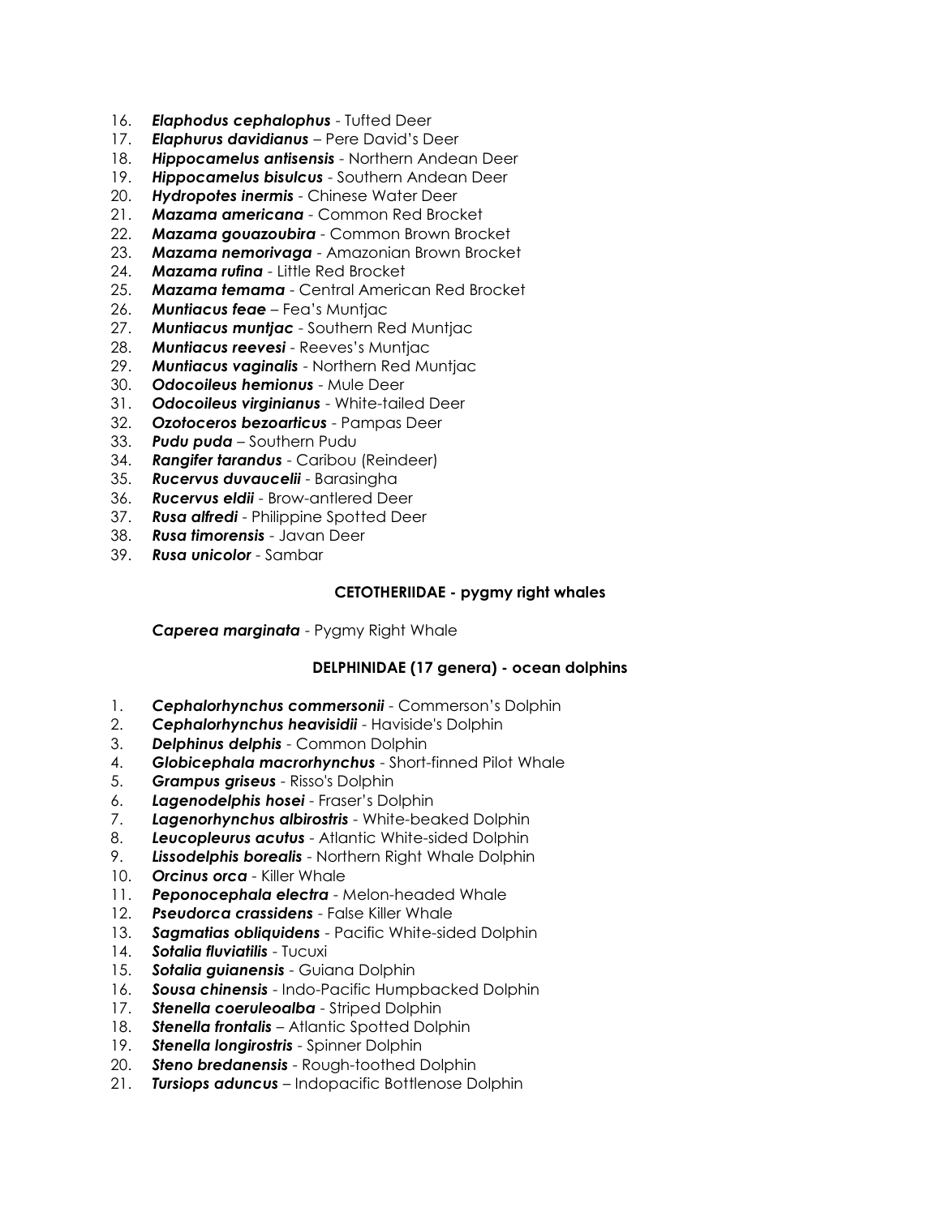16. ***Elaphodus cephalophus*** - Tufted Deer
17. ***Elaphurus davidianus*** – Pere David's Deer
18. ***Hippocamelus antisensis*** - Northern Andean Deer
19. ***Hippocamelus bisulcus*** - Southern Andean Deer
20. ***Hydropotes inermis*** - Chinese Water Deer
21. ***Mazama americana*** - Common Red Brocket
22. ***Mazama gouazoubira*** - Common Brown Brocket
23. ***Mazama nemorivaga*** - Amazonian Brown Brocket
24. ***Mazama rufina*** - Little Red Brocket
25. ***Mazama temama*** - Central American Red Brocket
26. ***Muntiacus feae*** – Fea's Muntjac
27. ***Muntiacus muntjac*** - Southern Red Muntjac
28. ***Muntiacus reevesi*** - Reeves's Muntjac
29. ***Muntiacus vaginalis*** - Northern Red Muntjac
30. ***Odocoileus hemionus*** - Mule Deer
31. ***Odocoileus virginianus*** - White-tailed Deer
32. ***Ozotoceros bezoarticus*** - Pampas Deer
33. ***Pudu puda*** – Southern Pudu
34. ***Rangifer tarandus*** - Caribou (Reindeer)
35. ***Rucervus duvaucelii*** - Barasingha
36. ***Rucervus eldii*** - Brow-antlered Deer
37. ***Rusa alfredi*** - Philippine Spotted Deer
38. ***Rusa timorensis*** - Javan Deer
39. ***Rusa unicolor*** - Sambar

**CETOTHERIIDAE - pygmy right whales**

***Caperea marginata*** - Pygmy Right Whale

**DELPHINIDAE (17 genera) - ocean dolphins**

1. ***Cephalorhynchus commersonii*** - Commerson's Dolphin
2. ***Cephalorhynchus heavisidii*** - Haviside's Dolphin
3. ***Delphinus delphis*** - Common Dolphin
4. ***Globicephala macrorhynchus*** - Short-finned Pilot Whale
5. ***Grampus griseus*** - Risso's Dolphin
6. ***Lagenodelphis hosei*** - Fraser's Dolphin
7. ***Lagenorhynchus albirostris*** - White-beaked Dolphin
8. ***Leucopleurus acutus*** - Atlantic White-sided Dolphin
9. ***Lissodelphis borealis*** - Northern Right Whale Dolphin
10. ***Orcinus orca*** - Killer Whale
11. ***Peponocephala electra*** - Melon-headed Whale
12. ***Pseudorca crassidens*** - False Killer Whale
13. ***Sagmatias obliquidens*** - Pacific White-sided Dolphin
14. ***Sotalia fluviatilis*** - Tucuxi
15. ***Sotalia guianensis*** - Guiana Dolphin
16. ***Sousa chinensis*** - Indo-Pacific Humpbacked Dolphin
17. ***Stenella coeruleoalba*** - Striped Dolphin
18. ***Stenella frontalis*** – Atlantic Spotted Dolphin
19. ***Stenella longirostris*** - Spinner Dolphin
20. ***Steno bredanensis*** - Rough-toothed Dolphin
21. ***Tursiops aduncus*** – Indopacific Bottlenose Dolphin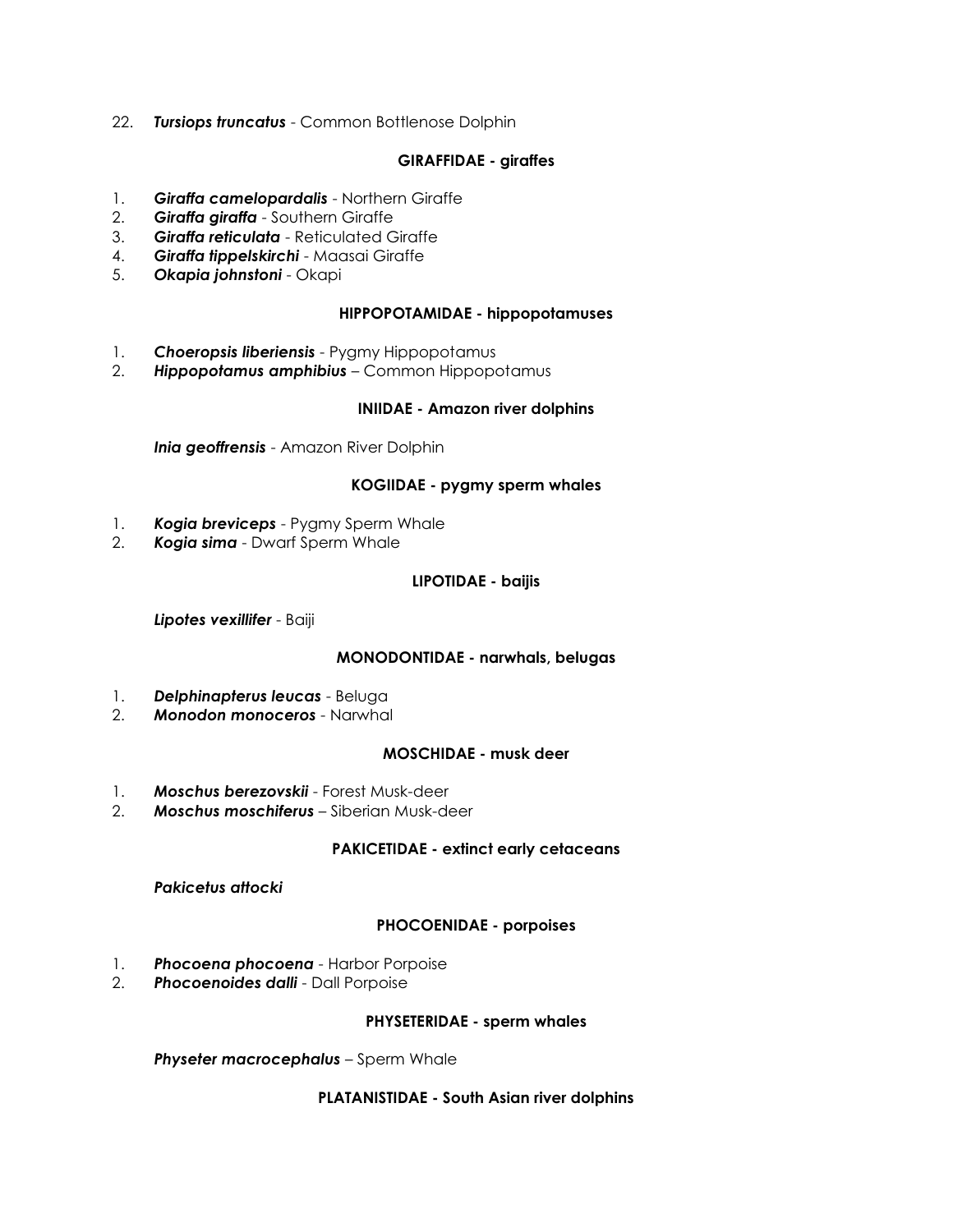22. ***Tursiops truncatus*** - Common Bottlenose Dolphin

**GIRAFFIDAE - giraffes**

1. ***Giraffa camelopardalis*** - Northern Giraffe
2. ***Giraffa giraffa*** - Southern Giraffe
3. ***Giraffa reticulata*** - Reticulated Giraffe
4. ***Giraffa tippelskirchi*** - Maasai Giraffe
5. ***Okapia johnstoni*** - Okapi

**HIPPOPOTAMIDAE - hippopotamuses**

1. ***Choeropsis liberiensis*** - Pygmy Hippopotamus
2. ***Hippopotamus amphibius*** – Common Hippopotamus

**INIIDAE - Amazon river dolphins**

***Inia geoffrensis*** - Amazon River Dolphin

**KOGIIDAE - pygmy sperm whales**

1. ***Kogia breviceps*** - Pygmy Sperm Whale
2. ***Kogia sima*** - Dwarf Sperm Whale

**LIPOTIDAE - baijis**

***Lipotes vexillifer*** - Baiji

**MONODONTIDAE - narwhals, belugas**

1. ***Delphinapterus leucas*** - Beluga
2. ***Monodon monoceros*** - Narwhal

**MOSCHIDAE - musk deer**

1. ***Moschus berezovskii*** - Forest Musk-deer
2. ***Moschus moschiferus*** – Siberian Musk-deer

**PAKICETIDAE - extinct early cetaceans**

***Pakicetus attocki***

**PHOCOENIDAE - porpoises**

1. ***Phocoena phocoena*** - Harbor Porpoise
2. ***Phocoenoides dalli*** - Dall Porpoise

**PHYSETERIDAE - sperm whales**

***Physeter macrocephalus*** – Sperm Whale

**PLATANISTIDAE - South Asian river dolphins**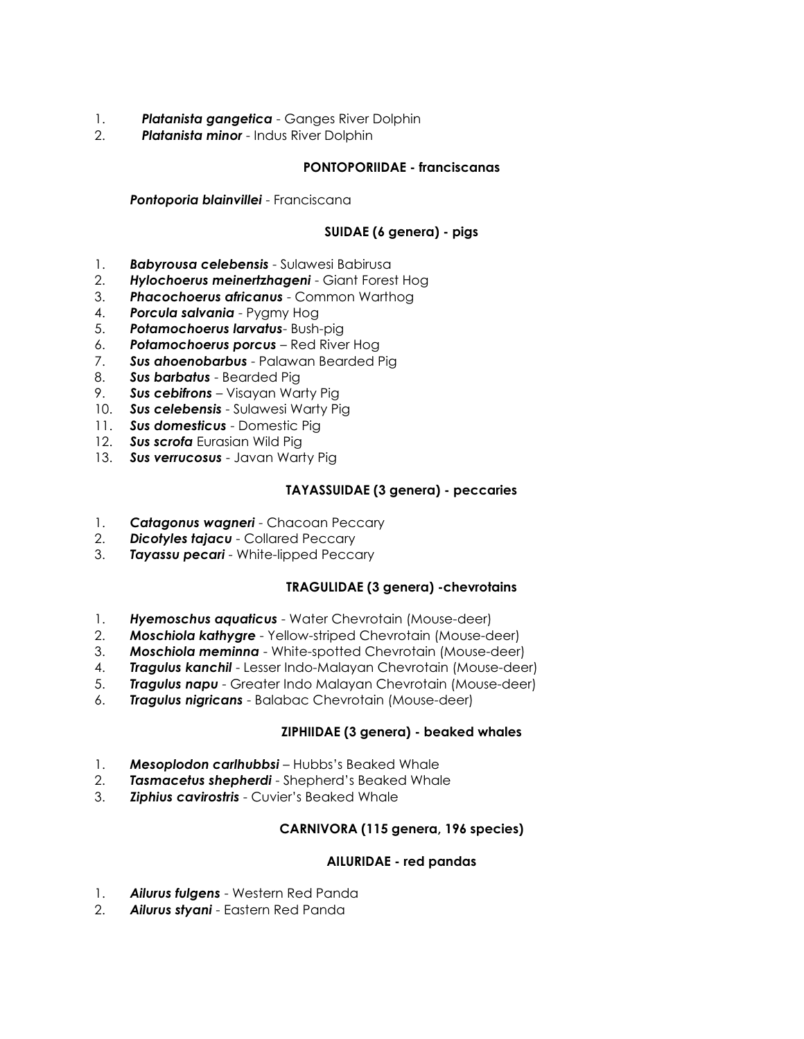1. ***Platanista gangetica*** - Ganges River Dolphin
2. ***Platanista minor*** - Indus River Dolphin

**PONTOPORIIDAE - franciscanas**

***Pontoporia blainvillei*** - Franciscana

**SUIDAE (6 genera) - pigs**

1. ***Babyrousa celebensis*** - Sulawesi Babirusa
2. ***Hylochoerus meinertzhageni*** - Giant Forest Hog
3. ***Phacochoerus africanus*** - Common Warthog
4. ***Porcula salvania*** - Pygmy Hog
5. ***Potamochoerus larvatus***- Bush-pig
6. ***Potamochoerus porcus*** – Red River Hog
7. ***Sus ahoenobarbus*** - Palawan Bearded Pig
8. ***Sus barbatus*** - Bearded Pig
9. ***Sus cebifrons*** – Visayan Warty Pig
10. ***Sus celebensis*** - Sulawesi Warty Pig
11. ***Sus domesticus*** - Domestic Pig
12. ***Sus scrofa*** Eurasian Wild Pig
13. ***Sus verrucosus*** - Javan Warty Pig

**TAYASSUIDAE (3 genera) - peccaries**

1. ***Catagonus wagneri*** - Chacoan Peccary
2. ***Dicotyles tajacu*** - Collared Peccary
3. ***Tayassu pecari*** - White-lipped Peccary

**TRAGULIDAE (3 genera) -chevrotains**

1. ***Hyemoschus aquaticus*** - Water Chevrotain (Mouse-deer)
2. ***Moschiola kathygre*** - Yellow-striped Chevrotain (Mouse-deer)
3. ***Moschiola meminna*** - White-spotted Chevrotain (Mouse-deer)
4. ***Tragulus kanchil*** - Lesser Indo-Malayan Chevrotain (Mouse-deer)
5. ***Tragulus napu*** - Greater Indo Malayan Chevrotain (Mouse-deer)
6. ***Tragulus nigricans*** - Balabac Chevrotain (Mouse-deer)

**ZIPHIIDAE (3 genera) - beaked whales**

1. ***Mesoplodon carlhubbsi*** – Hubbs's Beaked Whale
2. ***Tasmacetus shepherdi*** - Shepherd's Beaked Whale
3. ***Ziphius cavirostris*** - Cuvier's Beaked Whale

**CARNIVORA (115 genera, 196 species)**

**AILURIDAE - red pandas**

1. ***Ailurus fulgens*** - Western Red Panda
2. ***Ailurus styani*** - Eastern Red Panda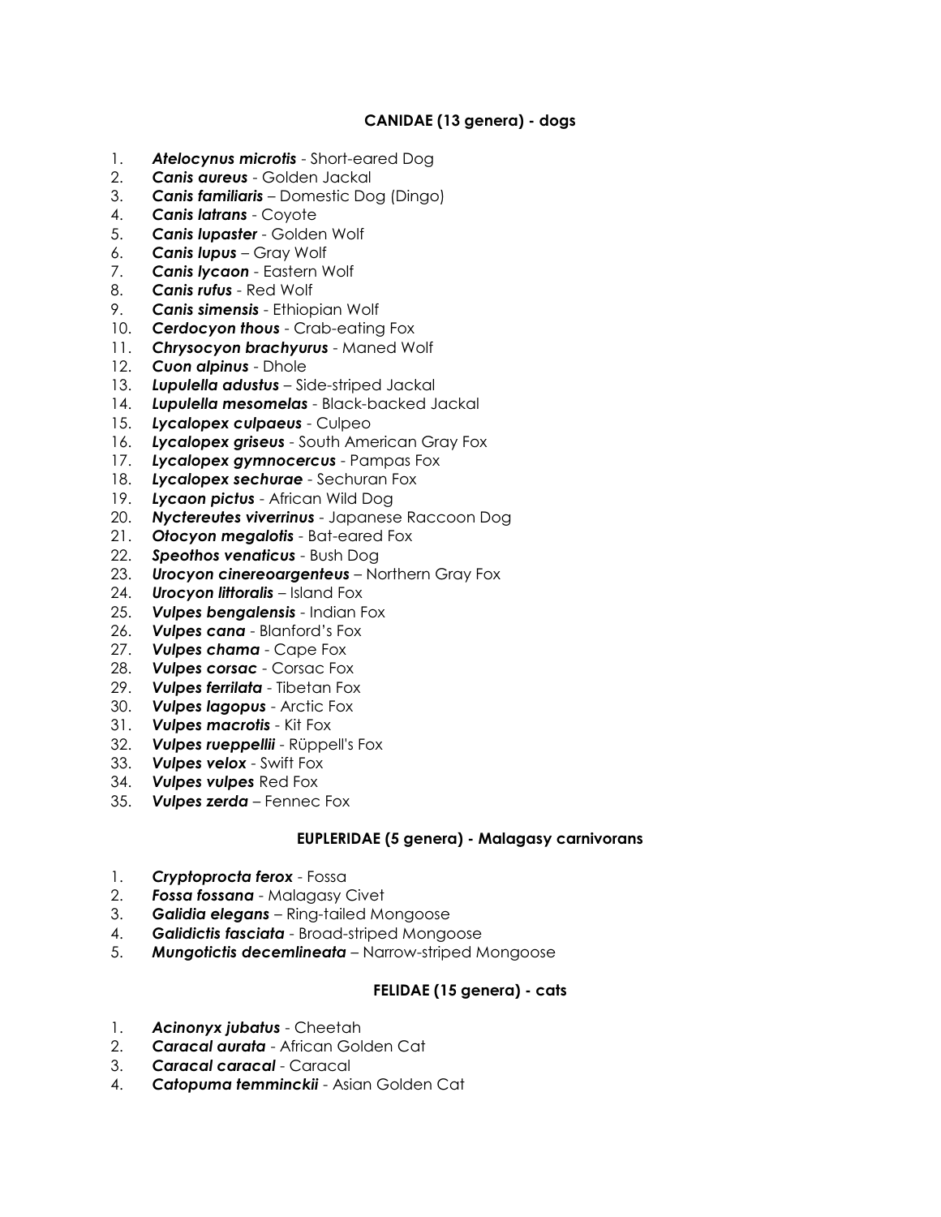**CANIDAE (13 genera) - dogs**

1. ***Atelocynus microtis*** - Short-eared Dog
2. ***Canis aureus*** - Golden Jackal
3. ***Canis familiaris*** – Domestic Dog (Dingo)
4. ***Canis latrans*** - Coyote
5. ***Canis lupaster*** - Golden Wolf
6. ***Canis lupus*** – Gray Wolf
7. ***Canis lycaon*** - Eastern Wolf
8. ***Canis rufus*** - Red Wolf
9. ***Canis simensis*** - Ethiopian Wolf
10. ***Cerdocyon thous*** - Crab-eating Fox
11. ***Chrysocyon brachyurus*** - Maned Wolf
12. ***Cuon alpinus*** - Dhole
13. ***Lupulella adustus*** – Side-striped Jackal
14. ***Lupulella mesomelas*** - Black-backed Jackal
15. ***Lycalopex culpaeus*** - Culpeo
16. ***Lycalopex griseus*** - South American Gray Fox
17. ***Lycalopex gymnocercus*** - Pampas Fox
18. ***Lycalopex sechurae*** - Sechuran Fox
19. ***Lycaon pictus*** - African Wild Dog
20. ***Nyctereutes viverrinus*** - Japanese Raccoon Dog
21. ***Otocyon megalotis*** - Bat-eared Fox
22. ***Speothos venaticus*** - Bush Dog
23. ***Urocyon cinereoargenteus*** – Northern Gray Fox
24. ***Urocyon littoralis*** – Island Fox
25. ***Vulpes bengalensis*** - Indian Fox
26. ***Vulpes cana*** - Blanford's Fox
27. ***Vulpes chama*** - Cape Fox
28. ***Vulpes corsac*** - Corsac Fox
29. ***Vulpes ferrilata*** - Tibetan Fox
30. ***Vulpes lagopus*** - Arctic Fox
31. ***Vulpes macrotis*** - Kit Fox
32. ***Vulpes rueppellii*** - Rüppell's Fox
33. ***Vulpes velox*** - Swift Fox
34. ***Vulpes vulpes*** Red Fox
35. ***Vulpes zerda*** – Fennec Fox

**EUPLERIDAE (5 genera) - Malagasy carnivorans**

1. ***Cryptoprocta ferox*** - Fossa
2. ***Fossa fossana*** - Malagasy Civet
3. ***Galidia elegans*** – Ring-tailed Mongoose
4. ***Galidictis fasciata*** - Broad-striped Mongoose
5. ***Mungotictis decemlineata*** – Narrow-striped Mongoose

**FELIDAE (15 genera) - cats**

1. ***Acinonyx jubatus*** - Cheetah
2. ***Caracal aurata*** - African Golden Cat
3. ***Caracal caracal*** - Caracal
4. ***Catopuma temminckii*** - Asian Golden Cat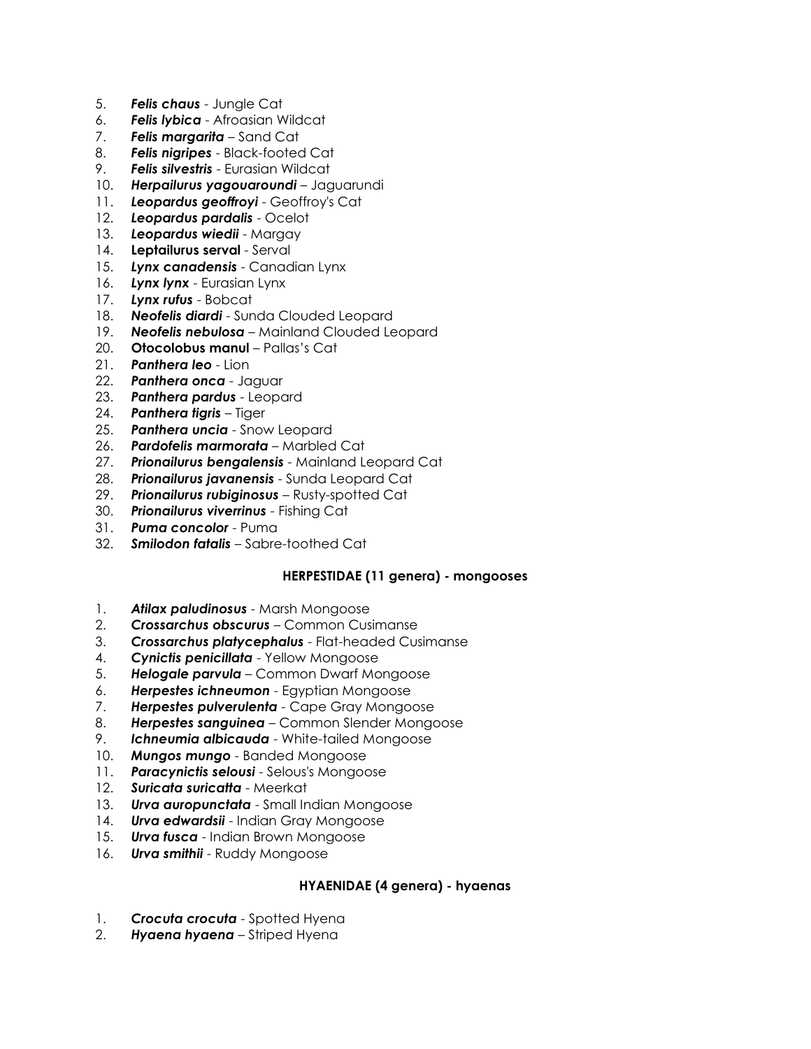5. ***Felis chaus*** - Jungle Cat
6. ***Felis lybica*** - Afroasian Wildcat
7. ***Felis margarita*** – Sand Cat
8. ***Felis nigripes*** - Black-footed Cat
9. ***Felis silvestris*** - Eurasian Wildcat
10. ***Herpailurus yagouaroundi*** – Jaguarundi
11. ***Leopardus geoffroyi*** - Geoffroy's Cat
12. ***Leopardus pardalis*** - Ocelot
13. ***Leopardus wiedii*** - Margay
14. **Leptailurus serval** - Serval
15. ***Lynx canadensis*** - Canadian Lynx
16. ***Lynx lynx*** - Eurasian Lynx
17. ***Lynx rufus*** - Bobcat
18. ***Neofelis diardi*** - Sunda Clouded Leopard
19. ***Neofelis nebulosa*** – Mainland Clouded Leopard
20. **Otocolobus manul** – Pallas's Cat
21. ***Panthera leo*** - Lion
22. ***Panthera onca*** - Jaguar
23. ***Panthera pardus*** - Leopard
24. ***Panthera tigris*** – Tiger
25. ***Panthera uncia*** - Snow Leopard
26. ***Pardofelis marmorata*** – Marbled Cat
27. ***Prionailurus bengalensis*** - Mainland Leopard Cat
28. ***Prionailurus javanensis*** - Sunda Leopard Cat
29. ***Prionailurus rubiginosus*** – Rusty-spotted Cat
30. ***Prionailurus viverrinus*** - Fishing Cat
31. ***Puma concolor*** - Puma
32. ***Smilodon fatalis*** – Sabre-toothed Cat

**HERPESTIDAE (11 genera) - mongooses**

1. ***Atilax paludinosus*** - Marsh Mongoose
2. ***Crossarchus obscurus*** – Common Cusimanse
3. ***Crossarchus platycephalus*** - Flat-headed Cusimanse
4. ***Cynictis penicillata*** - Yellow Mongoose
5. ***Helogale parvula*** – Common Dwarf Mongoose
6. ***Herpestes ichneumon*** - Egyptian Mongoose
7. ***Herpestes pulverulenta*** - Cape Gray Mongoose
8. ***Herpestes sanguinea*** – Common Slender Mongoose
9. ***Ichneumia albicauda*** - White-tailed Mongoose
10. ***Mungos mungo*** - Banded Mongoose
11. ***Paracynictis selousi*** - Selous's Mongoose
12. ***Suricata suricatta*** - Meerkat
13. ***Urva auropunctata*** - Small Indian Mongoose
14. ***Urva edwardsii*** - Indian Gray Mongoose
15. ***Urva fusca*** - Indian Brown Mongoose
16. ***Urva smithii*** - Ruddy Mongoose

**HYAENIDAE (4 genera) - hyaenas**

1. ***Crocuta crocuta*** - Spotted Hyena
2. ***Hyaena hyaena*** – Striped Hyena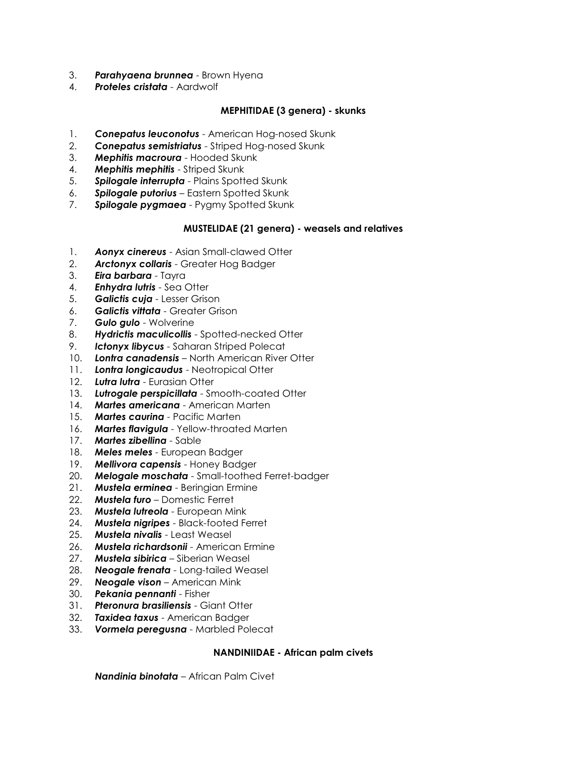3. ***Parahyaena brunnea*** - Brown Hyena
4. ***Proteles cristata*** - Aardwolf

### MEPHITIDAE (3 genera) - skunks

1. ***Conepatus leuconotus*** - American Hog-nosed Skunk
2. ***Conepatus semistriatus*** - Striped Hog-nosed Skunk
3. ***Mephitis macroura*** - Hooded Skunk
4. ***Mephitis mephitis*** - Striped Skunk
5. ***Spilogale interrupta*** - Plains Spotted Skunk
6. ***Spilogale putorius*** – Eastern Spotted Skunk
7. ***Spilogale pygmaea*** - Pygmy Spotted Skunk

### MUSTELIDAE (21 genera) - weasels and relatives

1. ***Aonyx cinereus*** - Asian Small-clawed Otter
2. ***Arctonyx collaris*** - Greater Hog Badger
3. ***Eira barbara*** - Tayra
4. ***Enhydra lutris*** - Sea Otter
5. ***Galictis cuja*** - Lesser Grison
6. ***Galictis vittata*** - Greater Grison
7. ***Gulo gulo*** - Wolverine
8. ***Hydrictis maculicollis*** - Spotted-necked Otter
9. ***Ictonyx libycus*** - Saharan Striped Polecat
10. ***Lontra canadensis*** – North American River Otter
11. ***Lontra longicaudus*** - Neotropical Otter
12. ***Lutra lutra*** - Eurasian Otter
13. ***Lutrogale perspicillata*** - Smooth-coated Otter
14. ***Martes americana*** - American Marten
15. ***Martes caurina*** - Pacific Marten
16. ***Martes flavigula*** - Yellow-throated Marten
17. ***Martes zibellina*** - Sable
18. ***Meles meles*** - European Badger
19. ***Mellivora capensis*** - Honey Badger
20. ***Melogale moschata*** - Small-toothed Ferret-badger
21. ***Mustela erminea*** - Beringian Ermine
22. ***Mustela furo*** – Domestic Ferret
23. ***Mustela lutreola*** - European Mink
24. ***Mustela nigripes*** - Black-footed Ferret
25. ***Mustela nivalis*** - Least Weasel
26. ***Mustela richardsonii*** - American Ermine
27. ***Mustela sibirica*** – Siberian Weasel
28. ***Neogale frenata*** - Long-tailed Weasel
29. ***Neogale vison*** – American Mink
30. ***Pekania pennanti*** - Fisher
31. ***Pteronura brasiliensis*** - Giant Otter
32. ***Taxidea taxus*** - American Badger
33. ***Vormela peregusna*** - Marbled Polecat

### NANDINIIDAE - African palm civets

***Nandinia binotata*** – African Palm Civet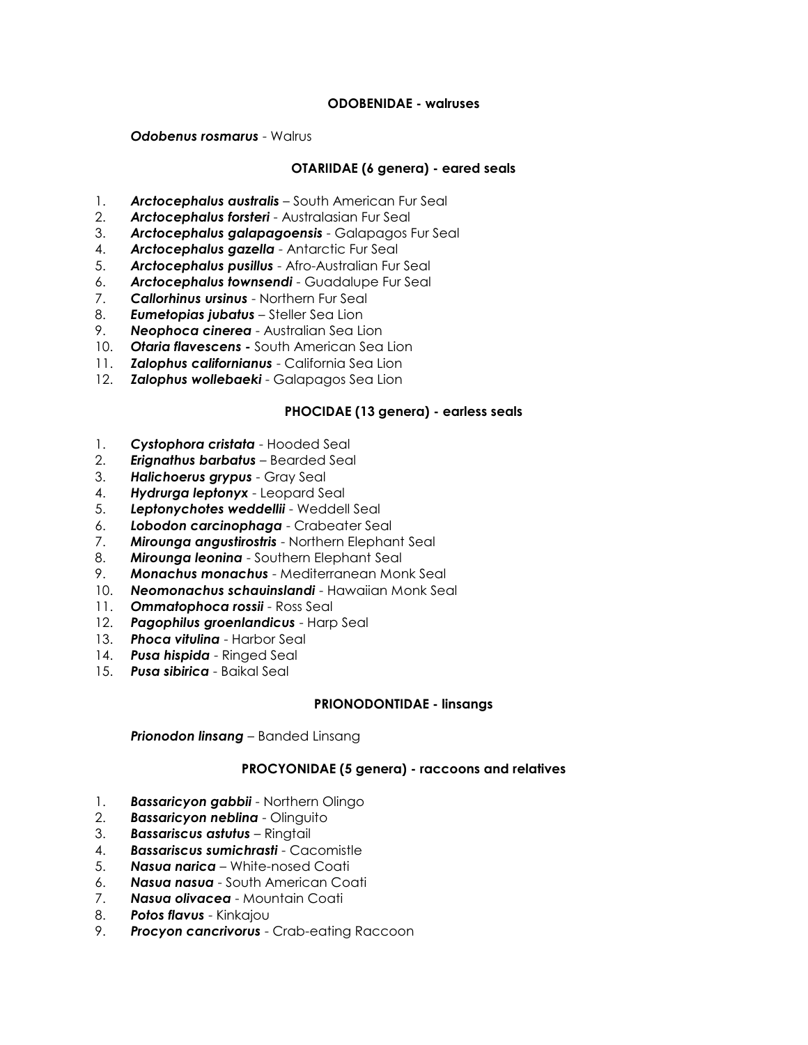**ODOBENIDAE - walruses**

***Odobenus rosmarus*** - Walrus

**OTARIIDAE (6 genera) - eared seals**

1. ***Arctocephalus australis*** – South American Fur Seal
2. ***Arctocephalus forsteri*** - Australasian Fur Seal
3. ***Arctocephalus galapagoensis*** - Galapagos Fur Seal
4. ***Arctocephalus gazella*** - Antarctic Fur Seal
5. ***Arctocephalus pusillus*** - Afro-Australian Fur Seal
6. ***Arctocephalus townsendi*** - Guadalupe Fur Seal
7. ***Callorhinus ursinus*** - Northern Fur Seal
8. ***Eumetopias jubatus*** – Steller Sea Lion
9. ***Neophoca cinerea*** - Australian Sea Lion
10. ***Otaria flavescens -*** South American Sea Lion
11. ***Zalophus californianus*** - California Sea Lion
12. ***Zalophus wollebaeki*** - Galapagos Sea Lion

**PHOCIDAE (13 genera) - earless seals**

1. ***Cystophora cristata*** - Hooded Seal
2. ***Erignathus barbatus*** – Bearded Seal
3. ***Halichoerus grypus*** - Gray Seal
4. ***Hydrurga leptonyx*** - Leopard Seal
5. ***Leptonychotes weddellii*** - Weddell Seal
6. ***Lobodon carcinophaga*** - Crabeater Seal
7. ***Mirounga angustirostris*** - Northern Elephant Seal
8. ***Mirounga leonina*** - Southern Elephant Seal
9. ***Monachus monachus*** - Mediterranean Monk Seal
10. ***Neomonachus schauinslandi*** - Hawaiian Monk Seal
11. ***Ommatophoca rossii*** - Ross Seal
12. ***Pagophilus groenlandicus*** - Harp Seal
13. ***Phoca vitulina*** - Harbor Seal
14. ***Pusa hispida*** - Ringed Seal
15. ***Pusa sibirica*** - Baikal Seal

**PRIONODONTIDAE - linsangs**

***Prionodon linsang*** – Banded Linsang

**PROCYONIDAE (5 genera) - raccoons and relatives**

1. ***Bassaricyon gabbii*** - Northern Olingo
2. ***Bassaricyon neblina*** - Olinguito
3. ***Bassariscus astutus*** – Ringtail
4. ***Bassariscus sumichrasti*** - Cacomistle
5. ***Nasua narica*** – White-nosed Coati
6. ***Nasua nasua*** - South American Coati
7. ***Nasua olivacea*** - Mountain Coati
8. ***Potos flavus*** - Kinkajou
9. ***Procyon cancrivorus*** - Crab-eating Raccoon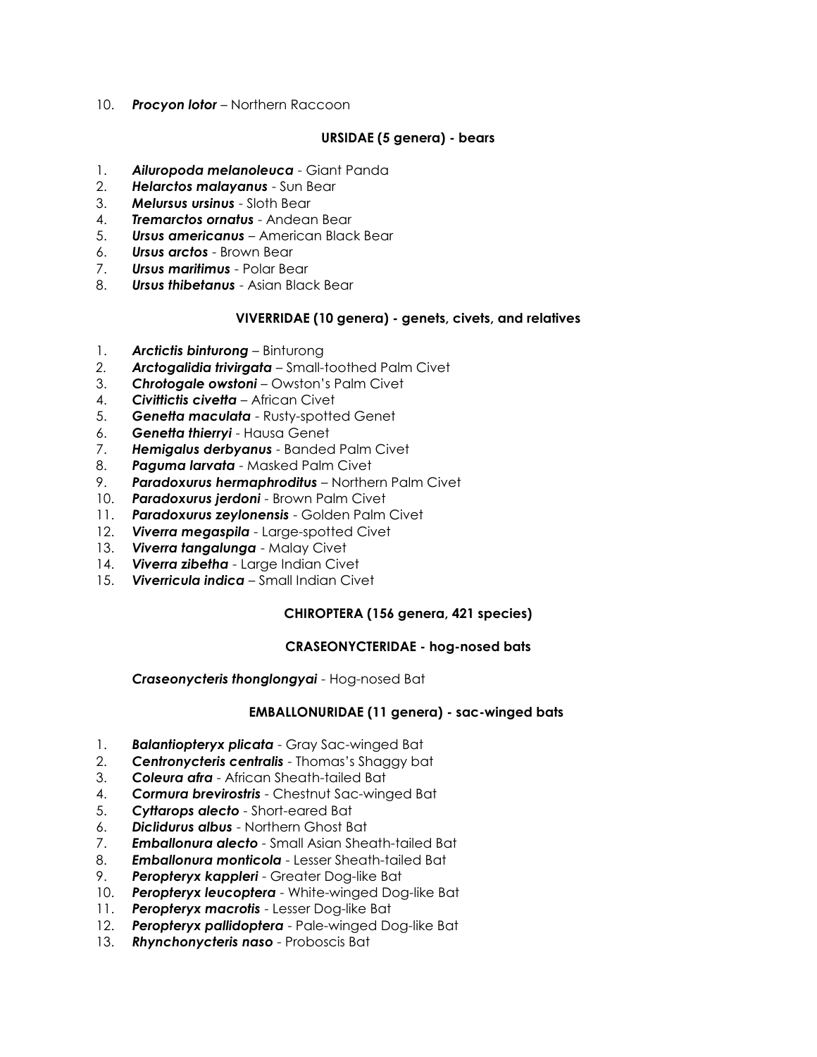10. ***Procyon lotor*** – Northern Raccoon

**URSIDAE (5 genera) - bears**

1. ***Ailuropoda melanoleuca*** - Giant Panda
2. ***Helarctos malayanus*** - Sun Bear
3. ***Melursus ursinus*** - Sloth Bear
4. ***Tremarctos ornatus*** - Andean Bear
5. ***Ursus americanus*** – American Black Bear
6. ***Ursus arctos*** - Brown Bear
7. ***Ursus maritimus*** - Polar Bear
8. ***Ursus thibetanus*** - Asian Black Bear

**VIVERRIDAE (10 genera) - genets, civets, and relatives**

1. ***Arctictis binturong*** – Binturong
2. ***Arctogalidia trivirgata*** – Small-toothed Palm Civet
3. ***Chrotogale owstoni*** – Owston's Palm Civet
4. ***Civittictis civetta*** – African Civet
5. ***Genetta maculata*** - Rusty-spotted Genet
6. ***Genetta thierryi*** - Hausa Genet
7. ***Hemigalus derbyanus*** - Banded Palm Civet
8. ***Paguma larvata*** - Masked Palm Civet
9. ***Paradoxurus hermaphroditus*** – Northern Palm Civet
10. ***Paradoxurus jerdoni*** - Brown Palm Civet
11. ***Paradoxurus zeylonensis*** - Golden Palm Civet
12. ***Viverra megaspila*** - Large-spotted Civet
13. ***Viverra tangalunga*** - Malay Civet
14. ***Viverra zibetha*** - Large Indian Civet
15. ***Viverricula indica*** – Small Indian Civet

**CHIROPTERA (156 genera, 421 species)**

**CRASEONYCTERIDAE - hog-nosed bats**

***Craseonycteris thonglongyai*** - Hog-nosed Bat

**EMBALLONURIDAE (11 genera) - sac-winged bats**

1. ***Balantiopteryx plicata*** - Gray Sac-winged Bat
2. ***Centronycteris centralis*** - Thomas's Shaggy bat
3. ***Coleura afra*** - African Sheath-tailed Bat
4. ***Cormura brevirostris*** - Chestnut Sac-winged Bat
5. ***Cyttarops alecto*** - Short-eared Bat
6. ***Diclidurus albus*** - Northern Ghost Bat
7. ***Emballonura alecto*** - Small Asian Sheath-tailed Bat
8. ***Emballonura monticola*** - Lesser Sheath-tailed Bat
9. ***Peropteryx kappleri*** - Greater Dog-like Bat
10. ***Peropteryx leucoptera*** - White-winged Dog-like Bat
11. ***Peropteryx macrotis*** - Lesser Dog-like Bat
12. ***Peropteryx pallidoptera*** - Pale-winged Dog-like Bat
13. ***Rhynchonycteris naso*** - Proboscis Bat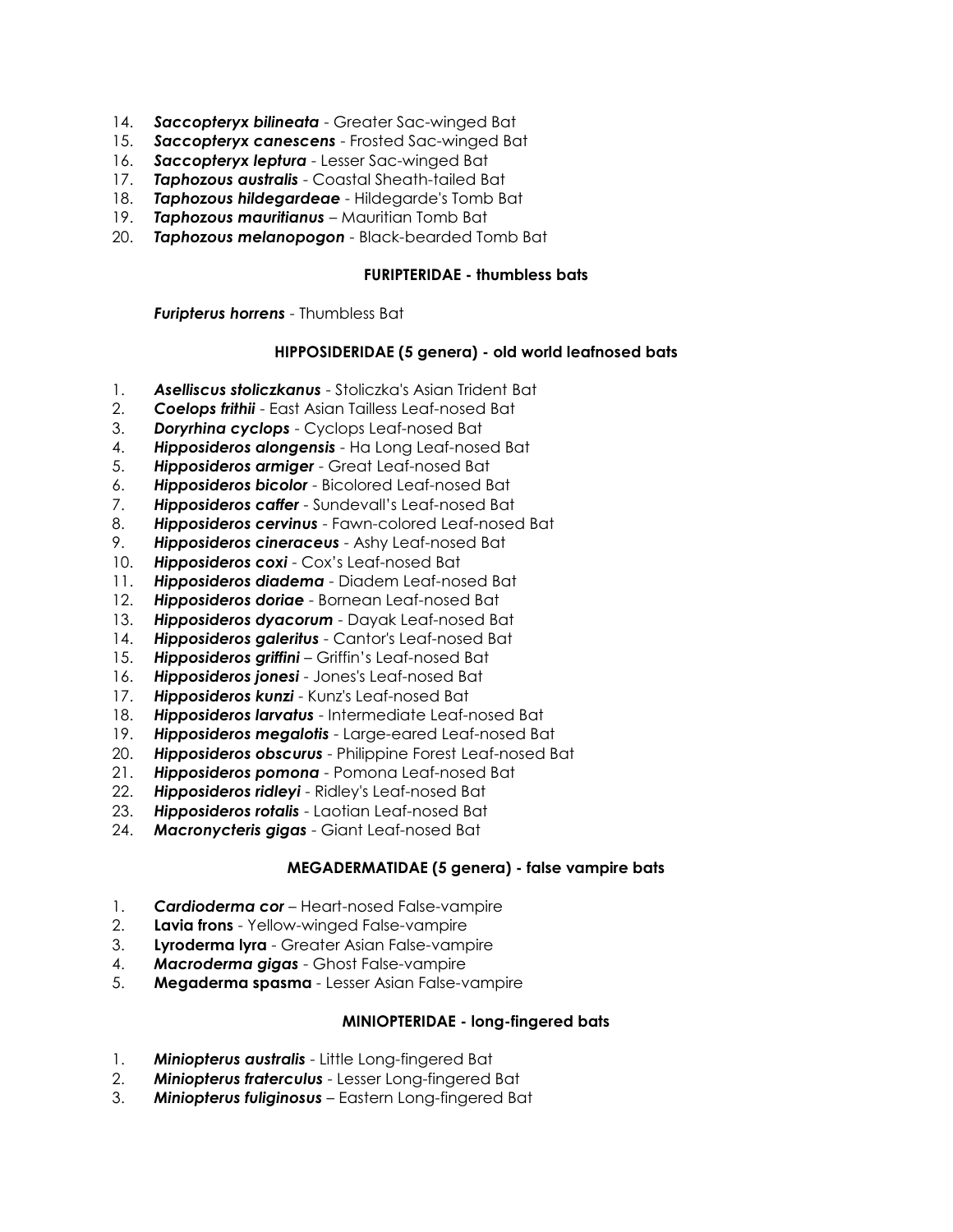14. ***Saccopteryx bilineata*** - Greater Sac-winged Bat
15. ***Saccopteryx canescens*** - Frosted Sac-winged Bat
16. ***Saccopteryx leptura*** - Lesser Sac-winged Bat
17. ***Taphozous australis*** - Coastal Sheath-tailed Bat
18. ***Taphozous hildegardeae*** - Hildegarde's Tomb Bat
19. ***Taphozous mauritianus*** – Mauritian Tomb Bat
20. ***Taphozous melanopogon*** - Black-bearded Tomb Bat

**FURIPTERIDAE - thumbless bats**

***Furipterus horrens*** - Thumbless Bat

**HIPPOSIDERIDAE (5 genera) - old world leafnosed bats**

1. ***Aselliscus stoliczkanus*** - Stoliczka's Asian Trident Bat
2. ***Coelops frithii*** - East Asian Tailless Leaf-nosed Bat
3. ***Doryrhina cyclops*** - Cyclops Leaf-nosed Bat
4. ***Hipposideros alongensis*** - Ha Long Leaf-nosed Bat
5. ***Hipposideros armiger*** - Great Leaf-nosed Bat
6. ***Hipposideros bicolor*** - Bicolored Leaf-nosed Bat
7. ***Hipposideros caffer*** - Sundevall's Leaf-nosed Bat
8. ***Hipposideros cervinus*** - Fawn-colored Leaf-nosed Bat
9. ***Hipposideros cineraceus*** - Ashy Leaf-nosed Bat
10. ***Hipposideros coxi*** - Cox's Leaf-nosed Bat
11. ***Hipposideros diadema*** - Diadem Leaf-nosed Bat
12. ***Hipposideros doriae*** - Bornean Leaf-nosed Bat
13. ***Hipposideros dyacorum*** - Dayak Leaf-nosed Bat
14. ***Hipposideros galeritus*** - Cantor's Leaf-nosed Bat
15. ***Hipposideros griffini*** – Griffin's Leaf-nosed Bat
16. ***Hipposideros jonesi*** - Jones's Leaf-nosed Bat
17. ***Hipposideros kunzi*** - Kunz's Leaf-nosed Bat
18. ***Hipposideros larvatus*** - Intermediate Leaf-nosed Bat
19. ***Hipposideros megalotis*** - Large-eared Leaf-nosed Bat
20. ***Hipposideros obscurus*** - Philippine Forest Leaf-nosed Bat
21. ***Hipposideros pomona*** - Pomona Leaf-nosed Bat
22. ***Hipposideros ridleyi*** - Ridley's Leaf-nosed Bat
23. ***Hipposideros rotalis*** - Laotian Leaf-nosed Bat
24. ***Macronycteris gigas*** - Giant Leaf-nosed Bat

**MEGADERMATIDAE (5 genera) - false vampire bats**

1. ***Cardioderma cor*** – Heart-nosed False-vampire
2. **Lavia frons** - Yellow-winged False-vampire
3. **Lyroderma lyra** - Greater Asian False-vampire
4. ***Macroderma gigas*** - Ghost False-vampire
5. **Megaderma spasma** - Lesser Asian False-vampire

**MINIOPTERIDAE - long-fingered bats**

1. ***Miniopterus australis*** - Little Long-fingered Bat
2. ***Miniopterus fraterculus*** - Lesser Long-fingered Bat
3. ***Miniopterus fuliginosus*** – Eastern Long-fingered Bat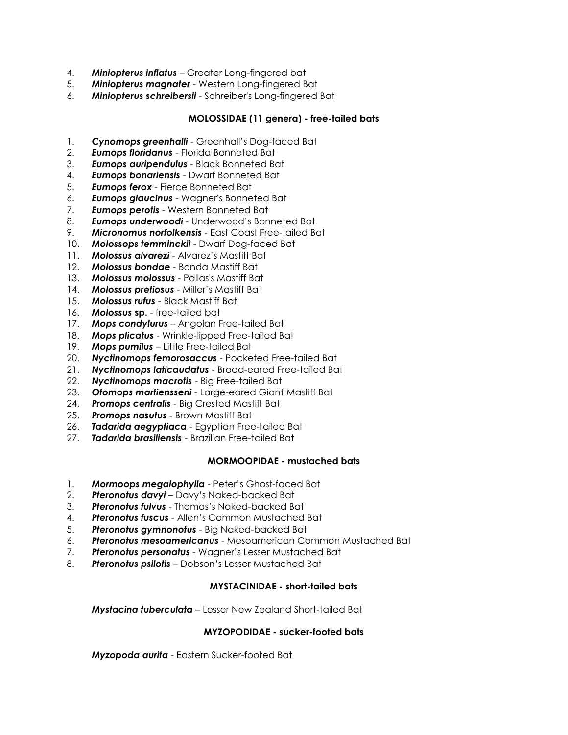4. ***Miniopterus inflatus*** – Greater Long-fingered bat
5. ***Miniopterus magnater*** - Western Long-fingered Bat
6. ***Miniopterus schreibersii*** - Schreiber's Long-fingered Bat

**MOLOSSIDAE (11 genera) - free-tailed bats**

1. ***Cynomops greenhalli*** - Greenhall's Dog-faced Bat
2. ***Eumops floridanus*** - Florida Bonneted Bat
3. ***Eumops auripendulus*** - Black Bonneted Bat
4. ***Eumops bonariensis*** - Dwarf Bonneted Bat
5. ***Eumops ferox*** - Fierce Bonneted Bat
6. ***Eumops glaucinus*** - Wagner's Bonneted Bat
7. ***Eumops perotis*** - Western Bonneted Bat
8. ***Eumops underwoodi*** - Underwood's Bonneted Bat
9. ***Micronomus norfolkensis*** - East Coast Free-tailed Bat
10. ***Molossops temminckii*** - Dwarf Dog-faced Bat
11. ***Molossus alvarezi*** - Alvarez's Mastiff Bat
12. ***Molossus bondae*** - Bonda Mastiff Bat
13. ***Molossus molossus*** - Pallas's Mastiff Bat
14. ***Molossus pretiosus*** - Miller's Mastiff Bat
15. ***Molossus rufus*** - Black Mastiff Bat
16. ***Molossus* sp.** - free-tailed bat
17. ***Mops condylurus*** – Angolan Free-tailed Bat
18. ***Mops plicatus*** - Wrinkle-lipped Free-tailed Bat
19. ***Mops pumilus*** – Little Free-tailed Bat
20. ***Nyctinomops femorosaccus*** - Pocketed Free-tailed Bat
21. ***Nyctinomops laticaudatus*** - Broad-eared Free-tailed Bat
22. ***Nyctinomops macrotis*** - Big Free-tailed Bat
23. ***Otomops martiensseni*** - Large-eared Giant Mastiff Bat
24. ***Promops centralis*** - Big Crested Mastiff Bat
25. ***Promops nasutus*** - Brown Mastiff Bat
26. ***Tadarida aegyptiaca*** - Egyptian Free-tailed Bat
27. ***Tadarida brasiliensis*** - Brazilian Free-tailed Bat

**MORMOOPIDAE - mustached bats**

1. ***Mormoops megalophylla*** - Peter's Ghost-faced Bat
2. ***Pteronotus davyi*** – Davy's Naked-backed Bat
3. ***Pteronotus fulvus*** - Thomas's Naked-backed Bat
4. ***Pteronotus fuscus*** - Allen's Common Mustached Bat
5. ***Pteronotus gymnonotus*** - Big Naked-backed Bat
6. ***Pteronotus mesoamericanus*** - Mesoamerican Common Mustached Bat
7. ***Pteronotus personatus*** - Wagner's Lesser Mustached Bat
8. ***Pteronotus psilotis*** – Dobson's Lesser Mustached Bat

**MYSTACINIDAE - short-tailed bats**

***Mystacina tuberculata*** – Lesser New Zealand Short-tailed Bat

**MYZOPODIDAE - sucker-footed bats**

***Myzopoda aurita*** - Eastern Sucker-footed Bat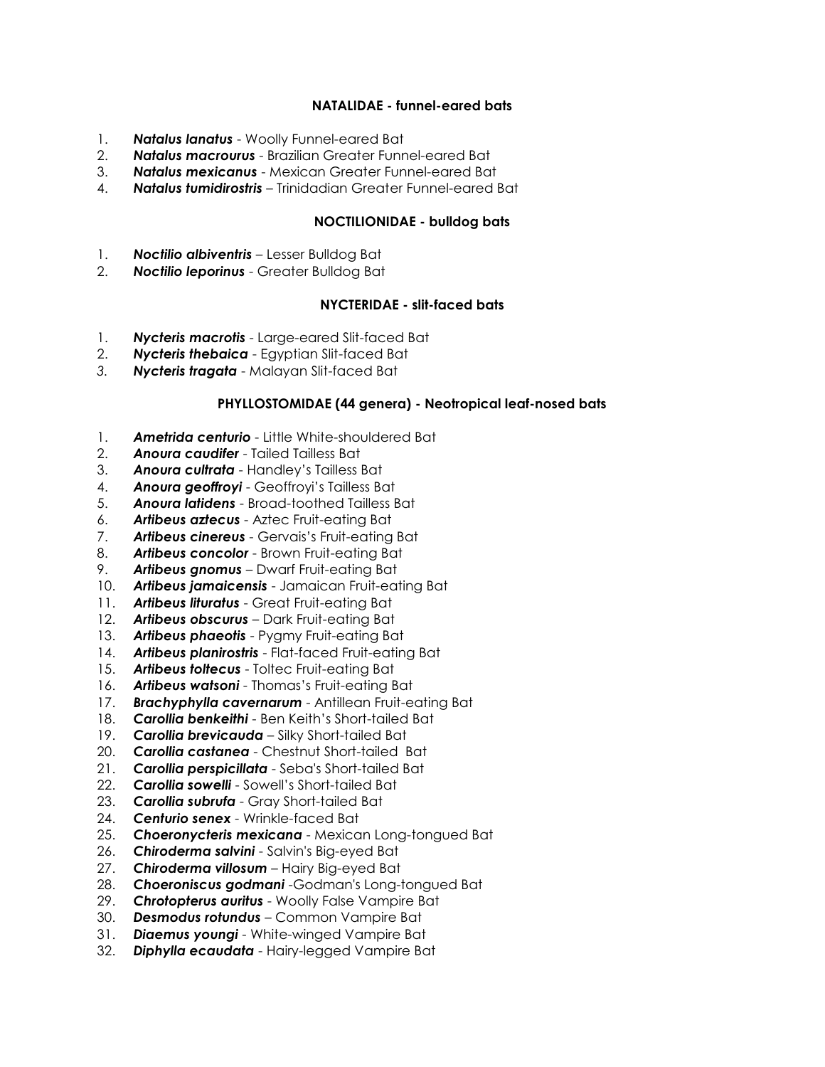**NATALIDAE - funnel-eared bats**

1. ***Natalus lanatus*** - Woolly Funnel-eared Bat
2. ***Natalus macrourus*** - Brazilian Greater Funnel-eared Bat
3. ***Natalus mexicanus*** - Mexican Greater Funnel-eared Bat
4. ***Natalus tumidirostris*** – Trinidadian Greater Funnel-eared Bat

**NOCTILIONIDAE - bulldog bats**

1. ***Noctilio albiventris*** – Lesser Bulldog Bat
2. ***Noctilio leporinus*** - Greater Bulldog Bat

**NYCTERIDAE - slit-faced bats**

1. ***Nycteris macrotis*** - Large-eared Slit-faced Bat
2. ***Nycteris thebaica*** - Egyptian Slit-faced Bat
3. ***Nycteris tragata*** - Malayan Slit-faced Bat

**PHYLLOSTOMIDAE (44 genera) - Neotropical leaf-nosed bats**

1. ***Ametrida centurio*** - Little White-shouldered Bat
2. ***Anoura caudifer*** - Tailed Tailless Bat
3. ***Anoura cultrata*** - Handley's Tailless Bat
4. ***Anoura geoffroyi*** - Geoffroyi's Tailless Bat
5. ***Anoura latidens*** - Broad-toothed Tailless Bat
6. ***Artibeus aztecus*** - Aztec Fruit-eating Bat
7. ***Artibeus cinereus*** - Gervais's Fruit-eating Bat
8. ***Artibeus concolor*** - Brown Fruit-eating Bat
9. ***Artibeus gnomus*** – Dwarf Fruit-eating Bat
10. ***Artibeus jamaicensis*** - Jamaican Fruit-eating Bat
11. ***Artibeus lituratus*** - Great Fruit-eating Bat
12. ***Artibeus obscurus*** – Dark Fruit-eating Bat
13. ***Artibeus phaeotis*** - Pygmy Fruit-eating Bat
14. ***Artibeus planirostris*** - Flat-faced Fruit-eating Bat
15. ***Artibeus toltecus*** - Toltec Fruit-eating Bat
16. ***Artibeus watsoni*** - Thomas's Fruit-eating Bat
17. ***Brachyphylla cavernarum*** - Antillean Fruit-eating Bat
18. ***Carollia benkeithi*** - Ben Keith's Short-tailed Bat
19. ***Carollia brevicauda*** – Silky Short-tailed Bat
20. ***Carollia castanea*** - Chestnut Short-tailed Bat
21. ***Carollia perspicillata*** - Seba's Short-tailed Bat
22. ***Carollia sowelli*** - Sowell's Short-tailed Bat
23. ***Carollia subrufa*** - Gray Short-tailed Bat
24. ***Centurio senex*** - Wrinkle-faced Bat
25. ***Choeronycteris mexicana*** - Mexican Long-tongued Bat
26. ***Chiroderma salvini*** - Salvin's Big-eyed Bat
27. ***Chiroderma villosum*** – Hairy Big-eyed Bat
28. ***Choeroniscus godmani*** -Godman's Long-tongued Bat
29. ***Chrotopterus auritus*** - Woolly False Vampire Bat
30. ***Desmodus rotundus*** – Common Vampire Bat
31. ***Diaemus youngi*** - White-winged Vampire Bat
32. ***Diphylla ecaudata*** - Hairy-legged Vampire Bat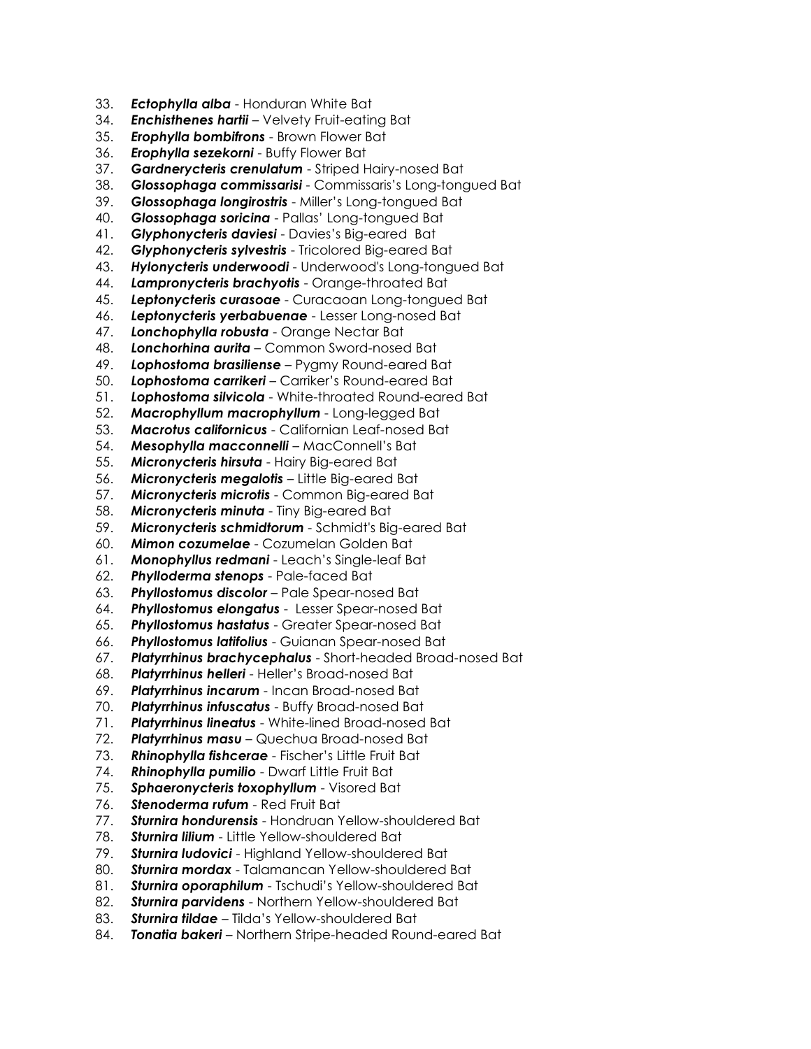33. ***Ectophylla alba*** - Honduran White Bat
34. ***Enchisthenes hartii*** – Velvety Fruit-eating Bat
35. ***Erophylla bombifrons*** - Brown Flower Bat
36. ***Erophylla sezekorni*** - Buffy Flower Bat
37. ***Gardnerycteris crenulatum*** - Striped Hairy-nosed Bat
38. ***Glossophaga commissarisi*** - Commissaris's Long-tongued Bat
39. ***Glossophaga longirostris*** - Miller's Long-tongued Bat
40. ***Glossophaga soricina*** - Pallas' Long-tongued Bat
41. ***Glyphonycteris daviesi*** - Davies's Big-eared Bat
42. ***Glyphonycteris sylvestris*** - Tricolored Big-eared Bat
43. ***Hylonycteris underwoodi*** - Underwood's Long-tongued Bat
44. ***Lampronycteris brachyotis*** - Orange-throated Bat
45. ***Leptonycteris curasoae*** - Curacaoan Long-tongued Bat
46. ***Leptonycteris yerbabuenae*** - Lesser Long-nosed Bat
47. ***Lonchophylla robusta*** - Orange Nectar Bat
48. ***Lonchorhina aurita*** – Common Sword-nosed Bat
49. ***Lophostoma brasiliense*** – Pygmy Round-eared Bat
50. ***Lophostoma carrikeri*** – Carriker's Round-eared Bat
51. ***Lophostoma silvicola*** - White-throated Round-eared Bat
52. ***Macrophyllum macrophyllum*** - Long-legged Bat
53. ***Macrotus californicus*** - Californian Leaf-nosed Bat
54. ***Mesophylla macconnelli*** – MacConnell's Bat
55. ***Micronycteris hirsuta*** - Hairy Big-eared Bat
56. ***Micronycteris megalotis*** – Little Big-eared Bat
57. ***Micronycteris microtis*** - Common Big-eared Bat
58. ***Micronycteris minuta*** - Tiny Big-eared Bat
59. ***Micronycteris schmidtorum*** - Schmidt's Big-eared Bat
60. ***Mimon cozumelae*** - Cozumelan Golden Bat
61. ***Monophyllus redmani*** - Leach's Single-leaf Bat
62. ***Phylloderma stenops*** - Pale-faced Bat
63. ***Phyllostomus discolor*** – Pale Spear-nosed Bat
64. ***Phyllostomus elongatus*** - Lesser Spear-nosed Bat
65. ***Phyllostomus hastatus*** - Greater Spear-nosed Bat
66. ***Phyllostomus latifolius*** - Guianan Spear-nosed Bat
67. ***Platyrrhinus brachycephalus*** - Short-headed Broad-nosed Bat
68. ***Platyrrhinus helleri*** - Heller's Broad-nosed Bat
69. ***Platyrrhinus incarum*** - Incan Broad-nosed Bat
70. ***Platyrrhinus infuscatus*** - Buffy Broad-nosed Bat
71. ***Platyrrhinus lineatus*** - White-lined Broad-nosed Bat
72. ***Platyrrhinus masu*** – Quechua Broad-nosed Bat
73. ***Rhinophylla fishcerae*** - Fischer's Little Fruit Bat
74. ***Rhinophylla pumilio*** - Dwarf Little Fruit Bat
75. ***Sphaeronycteris toxophyllum*** - Visored Bat
76. ***Stenoderma rufum*** - Red Fruit Bat
77. ***Sturnira hondurensis*** - Hondruan Yellow-shouldered Bat
78. ***Sturnira lilium*** - Little Yellow-shouldered Bat
79. ***Sturnira ludovici*** - Highland Yellow-shouldered Bat
80. ***Sturnira mordax*** - Talamancan Yellow-shouldered Bat
81. ***Sturnira oporaphilum*** - Tschudi's Yellow-shouldered Bat
82. ***Sturnira parvidens*** - Northern Yellow-shouldered Bat
83. ***Sturnira tildae*** – Tilda's Yellow-shouldered Bat
84. ***Tonatia bakeri*** – Northern Stripe-headed Round-eared Bat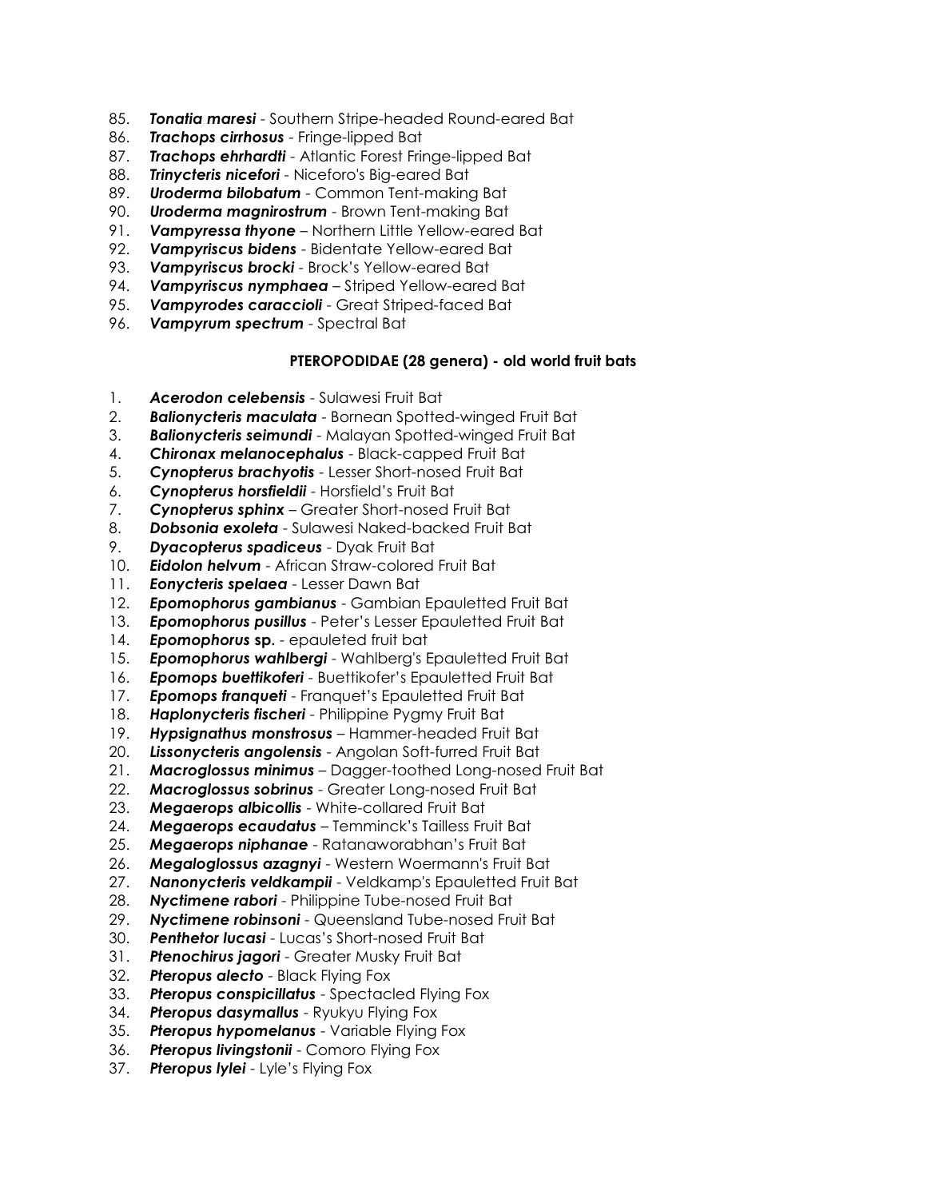85. ***Tonatia maresi*** - Southern Stripe-headed Round-eared Bat
86. ***Trachops cirrhosus*** - Fringe-lipped Bat
87. ***Trachops ehrhardti*** - Atlantic Forest Fringe-lipped Bat
88. ***Trinycteris nicefori*** - Niceforo's Big-eared Bat
89. ***Uroderma bilobatum*** - Common Tent-making Bat
90. ***Uroderma magnirostrum*** - Brown Tent-making Bat
91. ***Vampyressa thyone*** – Northern Little Yellow-eared Bat
92. ***Vampyriscus bidens*** - Bidentate Yellow-eared Bat
93. ***Vampyriscus brocki*** - Brock's Yellow-eared Bat
94. ***Vampyriscus nymphaea*** – Striped Yellow-eared Bat
95. ***Vampyrodes caraccioli*** - Great Striped-faced Bat
96. ***Vampyrum spectrum*** - Spectral Bat

**PTEROPODIDAE (28 genera) - old world fruit bats**

1. ***Acerodon celebensis*** - Sulawesi Fruit Bat
2. ***Balionycteris maculata*** - Bornean Spotted-winged Fruit Bat
3. ***Balionycteris seimundi*** - Malayan Spotted-winged Fruit Bat
4. ***Chironax melanocephalus*** - Black-capped Fruit Bat
5. ***Cynopterus brachyotis*** - Lesser Short-nosed Fruit Bat
6. ***Cynopterus horsfieldii*** - Horsfield's Fruit Bat
7. ***Cynopterus sphinx*** – Greater Short-nosed Fruit Bat
8. ***Dobsonia exoleta*** - Sulawesi Naked-backed Fruit Bat
9. ***Dyacopterus spadiceus*** - Dyak Fruit Bat
10. ***Eidolon helvum*** - African Straw-colored Fruit Bat
11. ***Eonycteris spelaea*** - Lesser Dawn Bat
12. ***Epomophorus gambianus*** - Gambian Epauletted Fruit Bat
13. ***Epomophorus pusillus*** - Peter's Lesser Epauletted Fruit Bat
14. ***Epomophorus* sp.** - epauleted fruit bat
15. ***Epomophorus wahlbergi*** - Wahlberg's Epauletted Fruit Bat
16. ***Epomops buettikoferi*** - Buettikofer's Epauletted Fruit Bat
17. ***Epomops franqueti*** - Franquet's Epauletted Fruit Bat
18. ***Haplonycteris fischeri*** - Philippine Pygmy Fruit Bat
19. ***Hypsignathus monstrosus*** – Hammer-headed Fruit Bat
20. ***Lissonycteris angolensis*** - Angolan Soft-furred Fruit Bat
21. ***Macroglossus minimus*** – Dagger-toothed Long-nosed Fruit Bat
22. ***Macroglossus sobrinus*** - Greater Long-nosed Fruit Bat
23. ***Megaerops albicollis*** - White-collared Fruit Bat
24. ***Megaerops ecaudatus*** – Temminck's Tailless Fruit Bat
25. ***Megaerops niphanae*** - Ratanaworabhan's Fruit Bat
26. ***Megaloglossus azagnyi*** - Western Woermann's Fruit Bat
27. ***Nanonycteris veldkampii*** - Veldkamp's Epauletted Fruit Bat
28. ***Nyctimene rabori*** - Philippine Tube-nosed Fruit Bat
29. ***Nyctimene robinsoni*** - Queensland Tube-nosed Fruit Bat
30. ***Penthetor lucasi*** - Lucas's Short-nosed Fruit Bat
31. ***Ptenochirus jagori*** - Greater Musky Fruit Bat
32. ***Pteropus alecto*** - Black Flying Fox
33. ***Pteropus conspicillatus*** - Spectacled Flying Fox
34. ***Pteropus dasymallus*** - Ryukyu Flying Fox
35. ***Pteropus hypomelanus*** - Variable Flying Fox
36. ***Pteropus livingstonii*** - Comoro Flying Fox
37. ***Pteropus lylei*** - Lyle's Flying Fox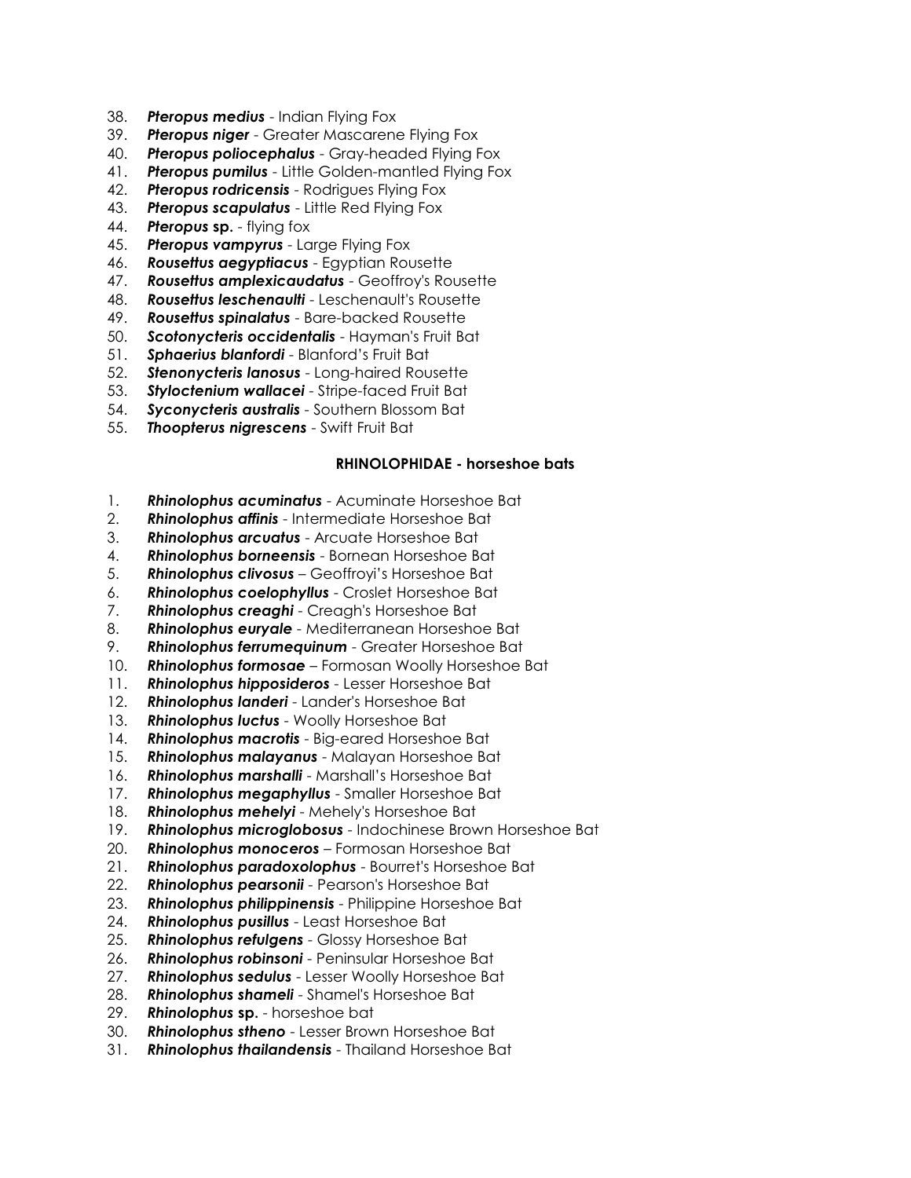38. ***Pteropus medius*** - Indian Flying Fox
39. ***Pteropus niger*** - Greater Mascarene Flying Fox
40. ***Pteropus poliocephalus*** - Gray-headed Flying Fox
41. ***Pteropus pumilus*** - Little Golden-mantled Flying Fox
42. ***Pteropus rodricensis*** - Rodrigues Flying Fox
43. ***Pteropus scapulatus*** - Little Red Flying Fox
44. ***Pteropus* sp.** - flying fox
45. ***Pteropus vampyrus*** - Large Flying Fox
46. ***Rousettus aegyptiacus*** - Egyptian Rousette
47. ***Rousettus amplexicaudatus*** - Geoffroy's Rousette
48. ***Rousettus leschenaulti*** - Leschenault's Rousette
49. ***Rousettus spinalatus*** - Bare-backed Rousette
50. ***Scotonycteris occidentalis*** - Hayman's Fruit Bat
51. ***Sphaerius blanfordi*** - Blanford's Fruit Bat
52. ***Stenonycteris lanosus*** - Long-haired Rousette
53. ***Styloctenium wallacei*** - Stripe-faced Fruit Bat
54. ***Syconycteris australis*** - Southern Blossom Bat
55. ***Thoopterus nigrescens*** - Swift Fruit Bat

**RHINOLOPHIDAE - horseshoe bats**

1. ***Rhinolophus acuminatus*** - Acuminate Horseshoe Bat
2. ***Rhinolophus affinis*** - Intermediate Horseshoe Bat
3. ***Rhinolophus arcuatus*** - Arcuate Horseshoe Bat
4. ***Rhinolophus borneensis*** - Bornean Horseshoe Bat
5. ***Rhinolophus clivosus*** – Geoffroyi's Horseshoe Bat
6. ***Rhinolophus coelophyllus*** - Croslet Horseshoe Bat
7. ***Rhinolophus creaghi*** - Creagh's Horseshoe Bat
8. ***Rhinolophus euryale*** - Mediterranean Horseshoe Bat
9. ***Rhinolophus ferrumequinum*** - Greater Horseshoe Bat
10. ***Rhinolophus formosae*** – Formosan Woolly Horseshoe Bat
11. ***Rhinolophus hipposideros*** - Lesser Horseshoe Bat
12. ***Rhinolophus landeri*** - Lander's Horseshoe Bat
13. ***Rhinolophus luctus*** - Woolly Horseshoe Bat
14. ***Rhinolophus macrotis*** - Big-eared Horseshoe Bat
15. ***Rhinolophus malayanus*** - Malayan Horseshoe Bat
16. ***Rhinolophus marshalli*** - Marshall's Horseshoe Bat
17. ***Rhinolophus megaphyllus*** - Smaller Horseshoe Bat
18. ***Rhinolophus mehelyi*** - Mehely's Horseshoe Bat
19. ***Rhinolophus microglobosus*** - Indochinese Brown Horseshoe Bat
20. ***Rhinolophus monoceros*** – Formosan Horseshoe Bat
21. ***Rhinolophus paradoxolophus*** - Bourret's Horseshoe Bat
22. ***Rhinolophus pearsonii*** - Pearson's Horseshoe Bat
23. ***Rhinolophus philippinensis*** - Philippine Horseshoe Bat
24. ***Rhinolophus pusillus*** - Least Horseshoe Bat
25. ***Rhinolophus refulgens*** - Glossy Horseshoe Bat
26. ***Rhinolophus robinsoni*** - Peninsular Horseshoe Bat
27. ***Rhinolophus sedulus*** - Lesser Woolly Horseshoe Bat
28. ***Rhinolophus shameli*** - Shamel's Horseshoe Bat
29. ***Rhinolophus* sp.** - horseshoe bat
30. ***Rhinolophus stheno*** - Lesser Brown Horseshoe Bat
31. ***Rhinolophus thailandensis*** - Thailand Horseshoe Bat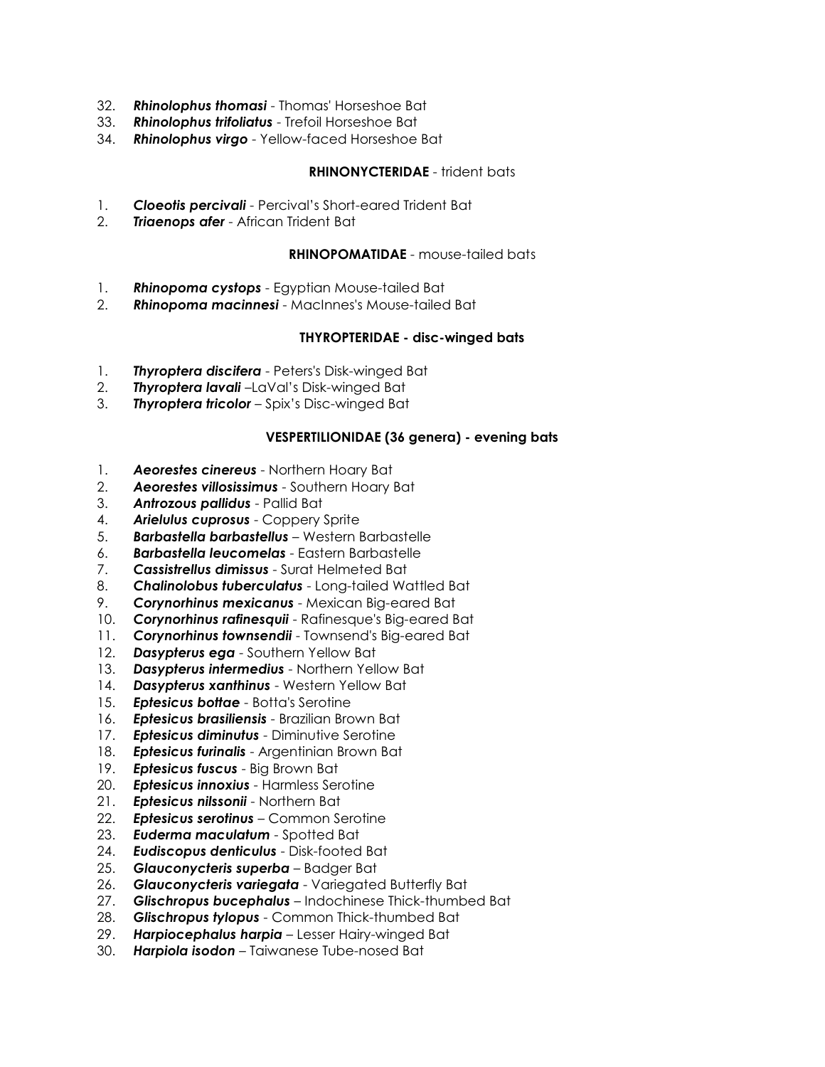32. ***Rhinolophus thomasi*** - Thomas' Horseshoe Bat
33. ***Rhinolophus trifoliatus*** - Trefoil Horseshoe Bat
34. ***Rhinolophus virgo*** - Yellow-faced Horseshoe Bat

### **RHINONYCTERIDAE** - trident bats

1. ***Cloeotis percivali*** - Percival's Short-eared Trident Bat
2. ***Triaenops afer*** - African Trident Bat

### **RHINOPOMATIDAE** - mouse-tailed bats

1. ***Rhinopoma cystops*** - Egyptian Mouse-tailed Bat
2. ***Rhinopoma macinnesi*** - MacInnes's Mouse-tailed Bat

### **THYROPTERIDAE - disc-winged bats**

1. ***Thyroptera discifera*** - Peters's Disk-winged Bat
2. ***Thyroptera lavali*** –LaVal's Disk-winged Bat
3. ***Thyroptera tricolor*** – Spix's Disc-winged Bat

### **VESPERTILIONIDAE (36 genera) - evening bats**

1. ***Aeorestes cinereus*** - Northern Hoary Bat
2. ***Aeorestes villosissimus*** - Southern Hoary Bat
3. ***Antrozous pallidus*** - Pallid Bat
4. ***Arielulus cuprosus*** - Coppery Sprite
5. ***Barbastella barbastellus*** – Western Barbastelle
6. ***Barbastella leucomelas*** - Eastern Barbastelle
7. ***Cassistrellus dimissus*** - Surat Helmeted Bat
8. ***Chalinolobus tuberculatus*** - Long-tailed Wattled Bat
9. ***Corynorhinus mexicanus*** - Mexican Big-eared Bat
10. ***Corynorhinus rafinesquii*** - Rafinesque's Big-eared Bat
11. ***Corynorhinus townsendii*** - Townsend's Big-eared Bat
12. ***Dasypterus ega*** - Southern Yellow Bat
13. ***Dasypterus intermedius*** - Northern Yellow Bat
14. ***Dasypterus xanthinus*** - Western Yellow Bat
15. ***Eptesicus bottae*** - Botta's Serotine
16. ***Eptesicus brasiliensis*** - Brazilian Brown Bat
17. ***Eptesicus diminutus*** - Diminutive Serotine
18. ***Eptesicus furinalis*** - Argentinian Brown Bat
19. ***Eptesicus fuscus*** - Big Brown Bat
20. ***Eptesicus innoxius*** - Harmless Serotine
21. ***Eptesicus nilssonii*** - Northern Bat
22. ***Eptesicus serotinus*** – Common Serotine
23. ***Euderma maculatum*** - Spotted Bat
24. ***Eudiscopus denticulus*** - Disk-footed Bat
25. ***Glauconycteris superba*** – Badger Bat
26. ***Glauconycteris variegata*** - Variegated Butterfly Bat
27. ***Glischropus bucephalus*** – Indochinese Thick-thumbed Bat
28. ***Glischropus tylopus*** - Common Thick-thumbed Bat
29. ***Harpiocephalus harpia*** – Lesser Hairy-winged Bat
30. ***Harpiola isodon*** – Taiwanese Tube-nosed Bat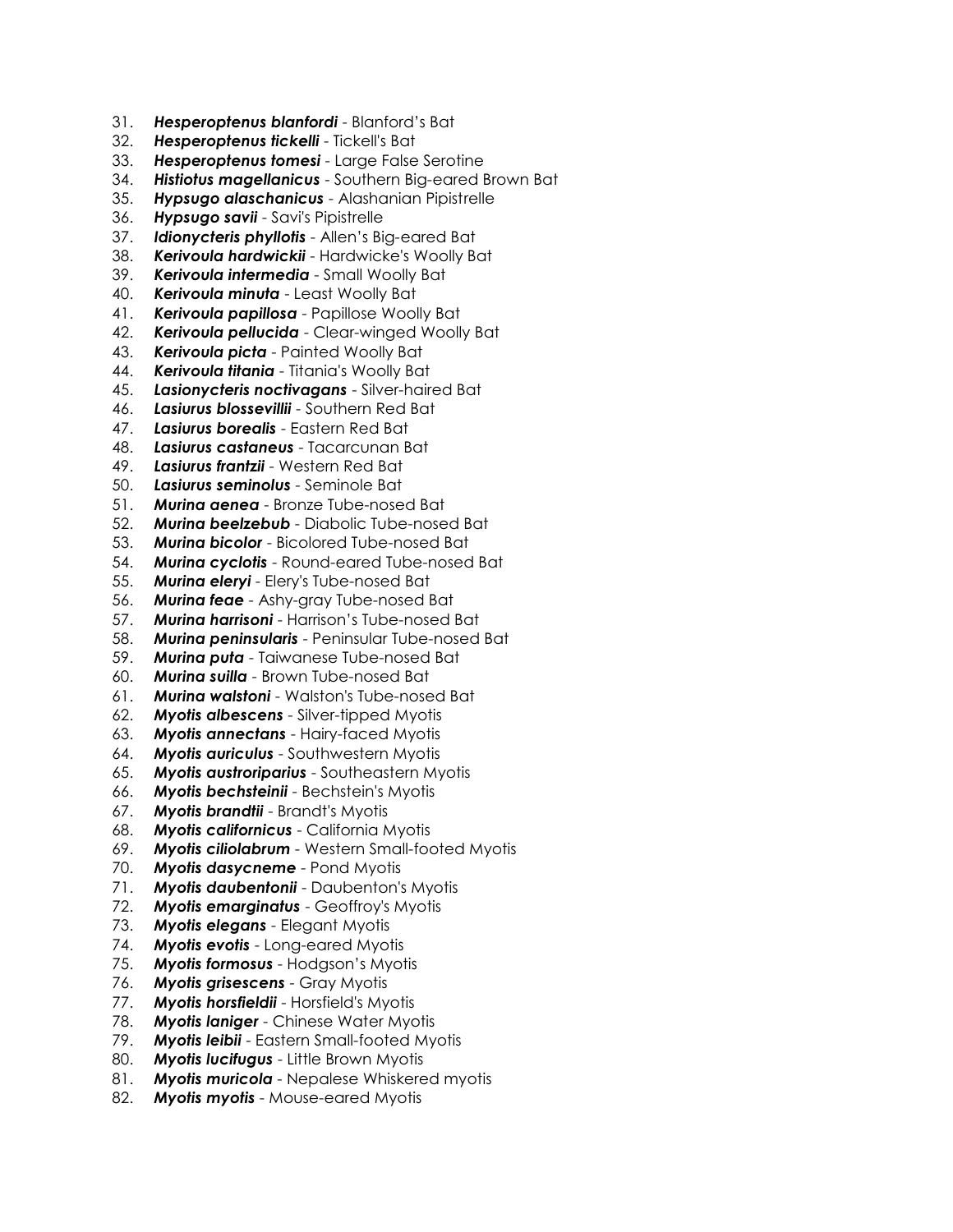31. ***Hesperoptenus blanfordi*** - Blanford's Bat
32. ***Hesperoptenus tickelli*** - Tickell's Bat
33. ***Hesperoptenus tomesi*** - Large False Serotine
34. ***Histiotus magellanicus*** - Southern Big-eared Brown Bat
35. ***Hypsugo alaschanicus*** - Alashanian Pipistrelle
36. ***Hypsugo savii*** - Savi's Pipistrelle
37. ***Idionycteris phyllotis*** - Allen's Big-eared Bat
38. ***Kerivoula hardwickii*** - Hardwicke's Woolly Bat
39. ***Kerivoula intermedia*** - Small Woolly Bat
40. ***Kerivoula minuta*** - Least Woolly Bat
41. ***Kerivoula papillosa*** - Papillose Woolly Bat
42. ***Kerivoula pellucida*** - Clear-winged Woolly Bat
43. ***Kerivoula picta*** - Painted Woolly Bat
44. ***Kerivoula titania*** - Titania's Woolly Bat
45. ***Lasionycteris noctivagans*** - Silver-haired Bat
46. ***Lasiurus blossevillii*** - Southern Red Bat
47. ***Lasiurus borealis*** - Eastern Red Bat
48. ***Lasiurus castaneus*** - Tacarcunan Bat
49. ***Lasiurus frantzii*** - Western Red Bat
50. ***Lasiurus seminolus*** - Seminole Bat
51. ***Murina aenea*** - Bronze Tube-nosed Bat
52. ***Murina beelzebub*** - Diabolic Tube-nosed Bat
53. ***Murina bicolor*** - Bicolored Tube-nosed Bat
54. ***Murina cyclotis*** - Round-eared Tube-nosed Bat
55. ***Murina eleryi*** - Elery's Tube-nosed Bat
56. ***Murina feae*** - Ashy-gray Tube-nosed Bat
57. ***Murina harrisoni*** - Harrison's Tube-nosed Bat
58. ***Murina peninsularis*** - Peninsular Tube-nosed Bat
59. ***Murina puta*** - Taiwanese Tube-nosed Bat
60. ***Murina suilla*** - Brown Tube-nosed Bat
61. ***Murina walstoni*** - Walston's Tube-nosed Bat
62. ***Myotis albescens*** - Silver-tipped Myotis
63. ***Myotis annectans*** - Hairy-faced Myotis
64. ***Myotis auriculus*** - Southwestern Myotis
65. ***Myotis austroriparius*** - Southeastern Myotis
66. ***Myotis bechsteinii*** - Bechstein's Myotis
67. ***Myotis brandtii*** - Brandt's Myotis
68. ***Myotis californicus*** - California Myotis
69. ***Myotis ciliolabrum*** - Western Small-footed Myotis
70. ***Myotis dasycneme*** - Pond Myotis
71. ***Myotis daubentonii*** - Daubenton's Myotis
72. ***Myotis emarginatus*** - Geoffroy's Myotis
73. ***Myotis elegans*** - Elegant Myotis
74. ***Myotis evotis*** - Long-eared Myotis
75. ***Myotis formosus*** - Hodgson's Myotis
76. ***Myotis grisescens*** - Gray Myotis
77. ***Myotis horsfieldii*** - Horsfield's Myotis
78. ***Myotis laniger*** - Chinese Water Myotis
79. ***Myotis leibii*** - Eastern Small-footed Myotis
80. ***Myotis lucifugus*** - Little Brown Myotis
81. ***Myotis muricola*** - Nepalese Whiskered myotis
82. ***Myotis myotis*** - Mouse-eared Myotis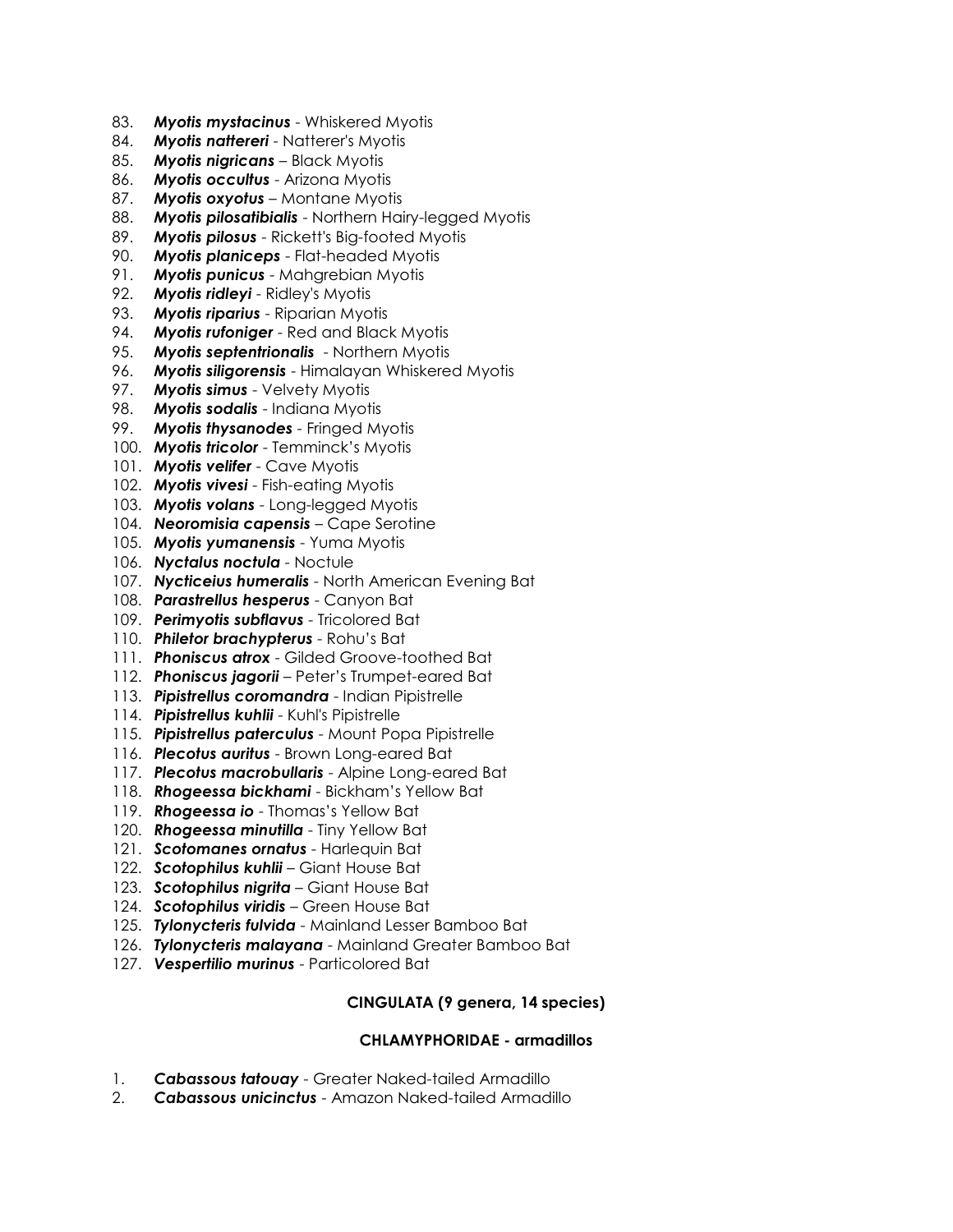83. ***Myotis mystacinus*** - Whiskered Myotis
84. ***Myotis nattereri*** - Natterer's Myotis
85. ***Myotis nigricans*** – Black Myotis
86. ***Myotis occultus*** - Arizona Myotis
87. ***Myotis oxyotus*** – Montane Myotis
88. ***Myotis pilosatibialis*** - Northern Hairy-legged Myotis
89. ***Myotis pilosus*** - Rickett's Big-footed Myotis
90. ***Myotis planiceps*** - Flat-headed Myotis
91. ***Myotis punicus*** - Mahgrebian Myotis
92. ***Myotis ridleyi*** - Ridley's Myotis
93. ***Myotis riparius*** - Riparian Myotis
94. ***Myotis rufoniger*** - Red and Black Myotis
95. ***Myotis septentrionalis*** - Northern Myotis
96. ***Myotis siligorensis*** - Himalayan Whiskered Myotis
97. ***Myotis simus*** - Velvety Myotis
98. ***Myotis sodalis*** - Indiana Myotis
99. ***Myotis thysanodes*** - Fringed Myotis
100. ***Myotis tricolor*** - Temminck's Myotis
101. ***Myotis velifer*** - Cave Myotis
102. ***Myotis vivesi*** - Fish-eating Myotis
103. ***Myotis volans*** - Long-legged Myotis
104. ***Neoromisia capensis*** – Cape Serotine
105. ***Myotis yumanensis*** - Yuma Myotis
106. ***Nyctalus noctula*** - Noctule
107. ***Nycticeius humeralis*** - North American Evening Bat
108. ***Parastrellus hesperus*** - Canyon Bat
109. ***Perimyotis subflavus*** - Tricolored Bat
110. ***Philetor brachypterus*** - Rohu's Bat
111. ***Phoniscus atrox*** - Gilded Groove-toothed Bat
112. ***Phoniscus jagorii*** – Peter's Trumpet-eared Bat
113. ***Pipistrellus coromandra*** - Indian Pipistrelle
114. ***Pipistrellus kuhlii*** - Kuhl's Pipistrelle
115. ***Pipistrellus paterculus*** - Mount Popa Pipistrelle
116. ***Plecotus auritus*** - Brown Long-eared Bat
117. ***Plecotus macrobullaris*** - Alpine Long-eared Bat
118. ***Rhogeessa bickhami*** - Bickham's Yellow Bat
119. ***Rhogeessa io*** - Thomas's Yellow Bat
120. ***Rhogeessa minutilla*** - Tiny Yellow Bat
121. ***Scotomanes ornatus*** - Harlequin Bat
122. ***Scotophilus kuhlii*** – Giant House Bat
123. ***Scotophilus nigrita*** – Giant House Bat
124. ***Scotophilus viridis*** – Green House Bat
125. ***Tylonycteris fulvida*** - Mainland Lesser Bamboo Bat
126. ***Tylonycteris malayana*** - Mainland Greater Bamboo Bat
127. ***Vespertilio murinus*** - Particolored Bat

**CINGULATA (9 genera, 14 species)**

**CHLAMYPHORIDAE - armadillos**

1. ***Cabassous tatouay*** - Greater Naked-tailed Armadillo
2. ***Cabassous unicinctus*** - Amazon Naked-tailed Armadillo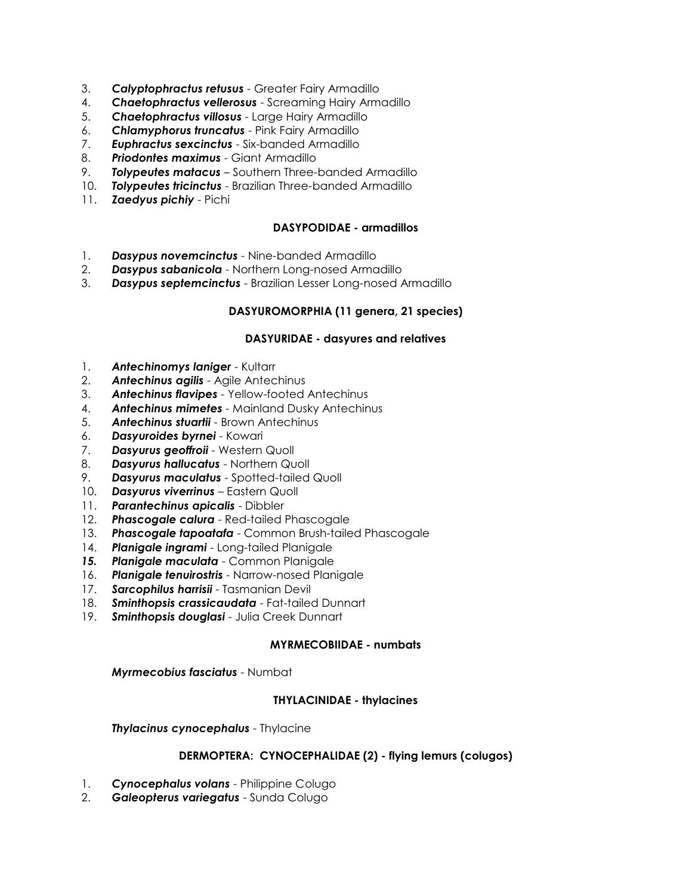3. ***Calyptophractus retusus*** - Greater Fairy Armadillo
4. ***Chaetophractus vellerosus*** - Screaming Hairy Armadillo
5. ***Chaetophractus villosus*** - Large Hairy Armadillo
6. ***Chlamyphorus truncatus*** - Pink Fairy Armadillo
7. ***Euphractus sexcinctus*** - Six-banded Armadillo
8. ***Priodontes maximus*** - Giant Armadillo
9. ***Tolypeutes matacus*** – Southern Three-banded Armadillo
10. ***Tolypeutes tricinctus*** - Brazilian Three-banded Armadillo
11. ***Zaedyus pichiy*** - Pichi

**DASYPODIDAE - armadillos**

1. ***Dasypus novemcinctus*** - Nine-banded Armadillo
2. ***Dasypus sabanicola*** - Northern Long-nosed Armadillo
3. ***Dasypus septemcinctus*** - Brazilian Lesser Long-nosed Armadillo

**DASYUROMORPHIA (11 genera, 21 species)**

**DASYURIDAE - dasyures and relatives**

1. ***Antechinomys laniger*** - Kultarr
2. ***Antechinus agilis*** - Agile Antechinus
3. ***Antechinus flavipes*** - Yellow-footed Antechinus
4. ***Antechinus mimetes*** - Mainland Dusky Antechinus
5. ***Antechinus stuartii*** - Brown Antechinus
6. ***Dasyuroides byrnei*** - Kowari
7. ***Dasyurus geoffroii*** - Western Quoll
8. ***Dasyurus hallucatus*** - Northern Quoll
9. ***Dasyurus maculatus*** - Spotted-tailed Quoll
10. ***Dasyurus viverrinus*** – Eastern Quoll
11. ***Parantechinus apicalis*** - Dibbler
12. ***Phascogale calura*** - Red-tailed Phascogale
13. ***Phascogale tapoatafa*** - Common Brush-tailed Phascogale
14. ***Planigale ingrami*** - Long-tailed Planigale
15. ***Planigale maculata*** - Common Planigale
16. ***Planigale tenuirostris*** - Narrow-nosed Planigale
17. ***Sarcophilus harrisii*** - Tasmanian Devil
18. ***Sminthopsis crassicaudata*** - Fat-tailed Dunnart
19. ***Sminthopsis douglasi*** - Julia Creek Dunnart

**MYRMECOBIIDAE - numbats**

***Myrmecobius fasciatus*** - Numbat

**THYLACINIDAE - thylacines**

***Thylacinus cynocephalus*** - Thylacine

**DERMOPTERA: CYNOCEPHALIDAE (2) - flying lemurs (colugos)**

1. ***Cynocephalus volans*** - Philippine Colugo
2. ***Galeopterus variegatus*** - Sunda Colugo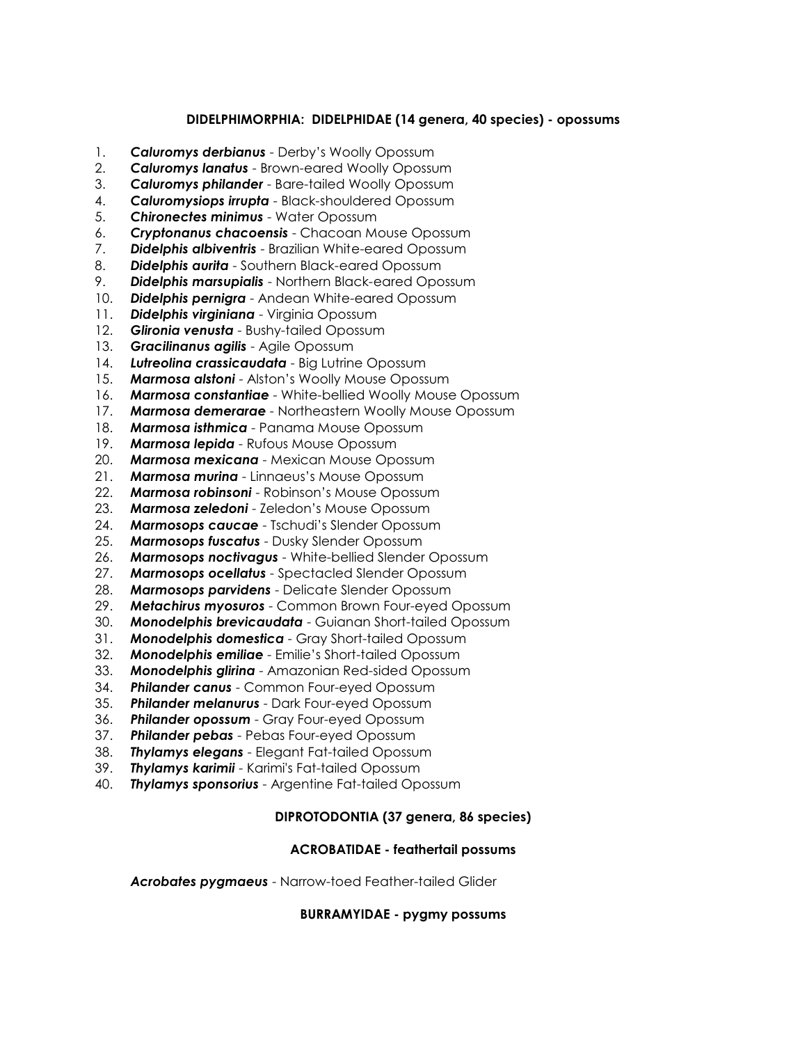**DIDELPHIMORPHIA: DIDELPHIDAE (14 genera, 40 species) - opossums**

1. ***Caluromys derbianus*** - Derby's Woolly Opossum
2. ***Caluromys lanatus*** - Brown-eared Woolly Opossum
3. ***Caluromys philander*** - Bare-tailed Woolly Opossum
4. ***Caluromysiops irrupta*** - Black-shouldered Opossum
5. ***Chironectes minimus*** - Water Opossum
6. ***Cryptonanus chacoensis*** - Chacoan Mouse Opossum
7. ***Didelphis albiventris*** - Brazilian White-eared Opossum
8. ***Didelphis aurita*** - Southern Black-eared Opossum
9. ***Didelphis marsupialis*** - Northern Black-eared Opossum
10. ***Didelphis pernigra*** - Andean White-eared Opossum
11. ***Didelphis virginiana*** - Virginia Opossum
12. ***Glironia venusta*** - Bushy-tailed Opossum
13. ***Gracilinanus agilis*** - Agile Opossum
14. ***Lutreolina crassicaudata*** - Big Lutrine Opossum
15. ***Marmosa alstoni*** - Alston's Woolly Mouse Opossum
16. ***Marmosa constantiae*** - White-bellied Woolly Mouse Opossum
17. ***Marmosa demerarae*** - Northeastern Woolly Mouse Opossum
18. ***Marmosa isthmica*** - Panama Mouse Opossum
19. ***Marmosa lepida*** - Rufous Mouse Opossum
20. ***Marmosa mexicana*** - Mexican Mouse Opossum
21. ***Marmosa murina*** - Linnaeus's Mouse Opossum
22. ***Marmosa robinsoni*** - Robinson's Mouse Opossum
23. ***Marmosa zeledoni*** - Zeledon's Mouse Opossum
24. ***Marmosops caucae*** - Tschudi's Slender Opossum
25. ***Marmosops fuscatus*** - Dusky Slender Opossum
26. ***Marmosops noctivagus*** - White-bellied Slender Opossum
27. ***Marmosops ocellatus*** - Spectacled Slender Opossum
28. ***Marmosops parvidens*** - Delicate Slender Opossum
29. ***Metachirus myosuros*** - Common Brown Four-eyed Opossum
30. ***Monodelphis brevicaudata*** - Guianan Short-tailed Opossum
31. ***Monodelphis domestica*** - Gray Short-tailed Opossum
32. ***Monodelphis emiliae*** - Emilie's Short-tailed Opossum
33. ***Monodelphis glirina*** - Amazonian Red-sided Opossum
34. ***Philander canus*** - Common Four-eyed Opossum
35. ***Philander melanurus*** - Dark Four-eyed Opossum
36. ***Philander opossum*** - Gray Four-eyed Opossum
37. ***Philander pebas*** - Pebas Four-eyed Opossum
38. ***Thylamys elegans*** - Elegant Fat-tailed Opossum
39. ***Thylamys karimii*** - Karimi's Fat-tailed Opossum
40. ***Thylamys sponsorius*** - Argentine Fat-tailed Opossum

**DIPROTODONTIA (37 genera, 86 species)**

**ACROBATIDAE - feathertail possums**

***Acrobates pygmaeus*** - Narrow-toed Feather-tailed Glider

**BURRAMYIDAE - pygmy possums**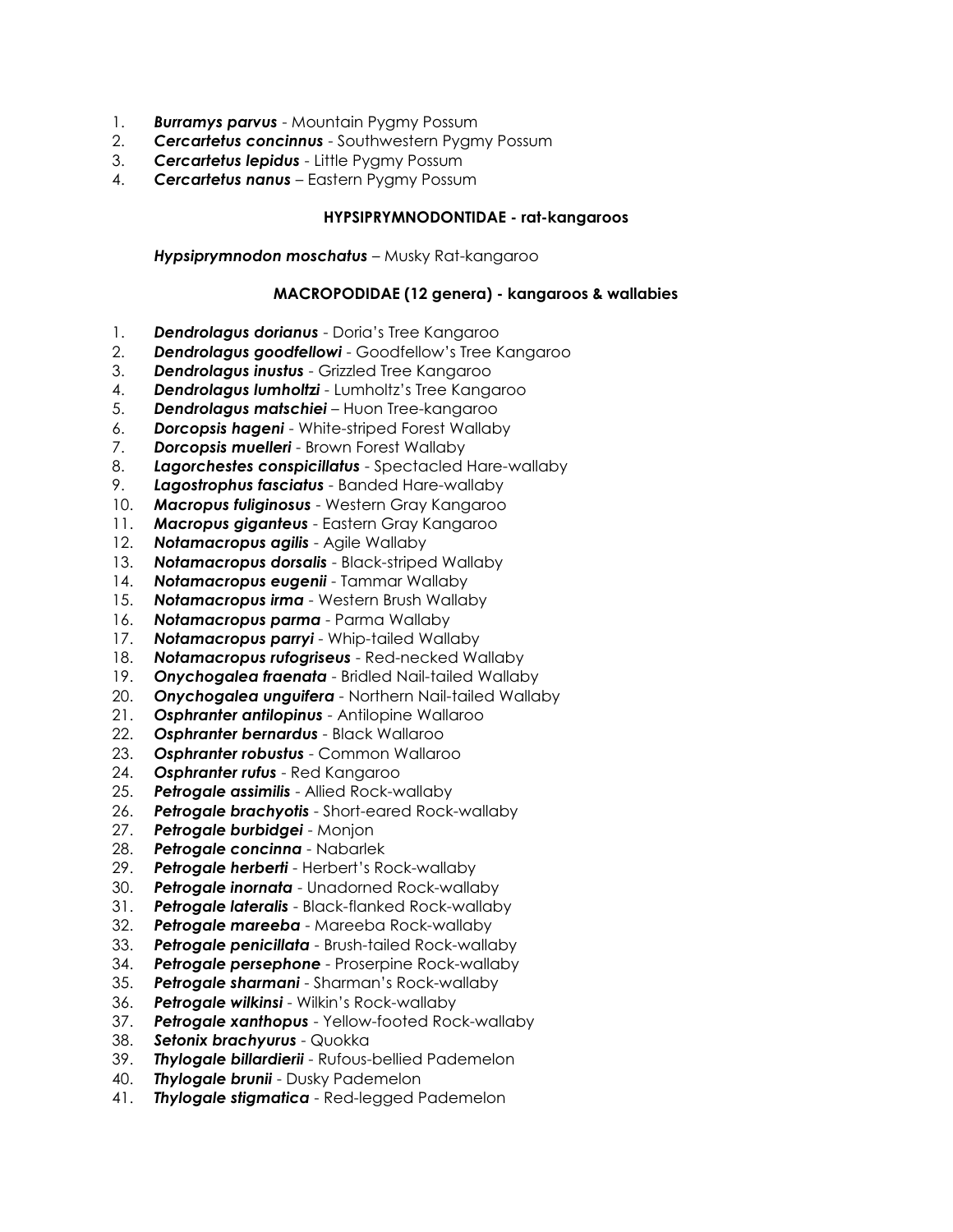1. ***Burramys parvus*** - Mountain Pygmy Possum
2. ***Cercartetus concinnus*** - Southwestern Pygmy Possum
3. ***Cercartetus lepidus*** - Little Pygmy Possum
4. ***Cercartetus nanus*** – Eastern Pygmy Possum

### HYPSIPRYMNODONTIDAE - rat-kangaroos

***Hypsiprymnodon moschatus*** – Musky Rat-kangaroo

### MACROPODIDAE (12 genera) - kangaroos & wallabies

1. ***Dendrolagus dorianus*** - Doria's Tree Kangaroo
2. ***Dendrolagus goodfellowi*** - Goodfellow's Tree Kangaroo
3. ***Dendrolagus inustus*** - Grizzled Tree Kangaroo
4. ***Dendrolagus lumholtzi*** - Lumholtz's Tree Kangaroo
5. ***Dendrolagus matschiei*** – Huon Tree-kangaroo
6. ***Dorcopsis hageni*** - White-striped Forest Wallaby
7. ***Dorcopsis muelleri*** - Brown Forest Wallaby
8. ***Lagorchestes conspicillatus*** - Spectacled Hare-wallaby
9. ***Lagostrophus fasciatus*** - Banded Hare-wallaby
10. ***Macropus fuliginosus*** - Western Gray Kangaroo
11. ***Macropus giganteus*** - Eastern Gray Kangaroo
12. ***Notamacropus agilis*** - Agile Wallaby
13. ***Notamacropus dorsalis*** - Black-striped Wallaby
14. ***Notamacropus eugenii*** - Tammar Wallaby
15. ***Notamacropus irma*** - Western Brush Wallaby
16. ***Notamacropus parma*** - Parma Wallaby
17. ***Notamacropus parryi*** - Whip-tailed Wallaby
18. ***Notamacropus rufogriseus*** - Red-necked Wallaby
19. ***Onychogalea fraenata*** - Bridled Nail-tailed Wallaby
20. ***Onychogalea unguifera*** - Northern Nail-tailed Wallaby
21. ***Osphranter antilopinus*** - Antilopine Wallaroo
22. ***Osphranter bernardus*** - Black Wallaroo
23. ***Osphranter robustus*** - Common Wallaroo
24. ***Osphranter rufus*** - Red Kangaroo
25. ***Petrogale assimilis*** - Allied Rock-wallaby
26. ***Petrogale brachyotis*** - Short-eared Rock-wallaby
27. ***Petrogale burbidgei*** - Monjon
28. ***Petrogale concinna*** - Nabarlek
29. ***Petrogale herberti*** - Herbert's Rock-wallaby
30. ***Petrogale inornata*** - Unadorned Rock-wallaby
31. ***Petrogale lateralis*** - Black-flanked Rock-wallaby
32. ***Petrogale mareeba*** - Mareeba Rock-wallaby
33. ***Petrogale penicillata*** - Brush-tailed Rock-wallaby
34. ***Petrogale persephone*** - Proserpine Rock-wallaby
35. ***Petrogale sharmani*** - Sharman's Rock-wallaby
36. ***Petrogale wilkinsi*** - Wilkin's Rock-wallaby
37. ***Petrogale xanthopus*** - Yellow-footed Rock-wallaby
38. ***Setonix brachyurus*** - Quokka
39. ***Thylogale billardierii*** - Rufous-bellied Pademelon
40. ***Thylogale brunii*** - Dusky Pademelon
41. ***Thylogale stigmatica*** - Red-legged Pademelon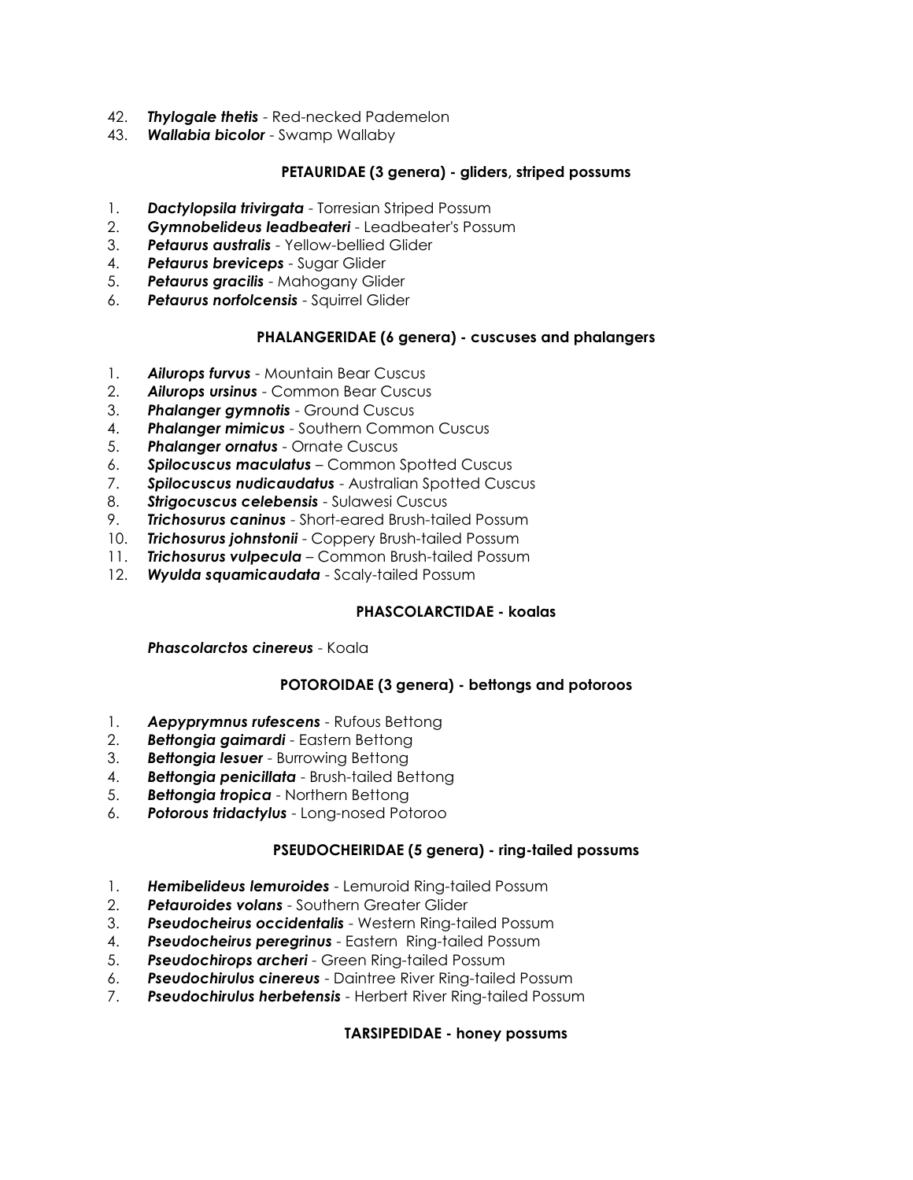42. ***Thylogale thetis*** - Red-necked Pademelon
43. ***Wallabia bicolor*** - Swamp Wallaby

**PETAURIDAE (3 genera) - gliders, striped possums**

1. ***Dactylopsila trivirgata*** - Torresian Striped Possum
2. ***Gymnobelideus leadbeateri*** - Leadbeater's Possum
3. ***Petaurus australis*** - Yellow-bellied Glider
4. ***Petaurus breviceps*** - Sugar Glider
5. ***Petaurus gracilis*** - Mahogany Glider
6. ***Petaurus norfolcensis*** - Squirrel Glider

**PHALANGERIDAE (6 genera) - cuscuses and phalangers**

1. ***Ailurops furvus*** - Mountain Bear Cuscus
2. ***Ailurops ursinus*** - Common Bear Cuscus
3. ***Phalanger gymnotis*** - Ground Cuscus
4. ***Phalanger mimicus*** - Southern Common Cuscus
5. ***Phalanger ornatus*** - Ornate Cuscus
6. ***Spilocuscus maculatus*** – Common Spotted Cuscus
7. ***Spilocuscus nudicaudatus*** - Australian Spotted Cuscus
8. ***Strigocuscus celebensis*** - Sulawesi Cuscus
9. ***Trichosurus caninus*** - Short-eared Brush-tailed Possum
10. ***Trichosurus johnstonii*** - Coppery Brush-tailed Possum
11. ***Trichosurus vulpecula*** – Common Brush-tailed Possum
12. ***Wyulda squamicaudata*** - Scaly-tailed Possum

**PHASCOLARCTIDAE - koalas**

***Phascolarctos cinereus*** - Koala

**POTOROIDAE (3 genera) - bettongs and potoroos**

1. ***Aepyprymnus rufescens*** - Rufous Bettong
2. ***Bettongia gaimardi*** - Eastern Bettong
3. ***Bettongia lesuer*** - Burrowing Bettong
4. ***Bettongia penicillata*** - Brush-tailed Bettong
5. ***Bettongia tropica*** - Northern Bettong
6. ***Potorous tridactylus*** - Long-nosed Potoroo

**PSEUDOCHEIRIDAE (5 genera) - ring-tailed possums**

1. ***Hemibelideus lemuroides*** - Lemuroid Ring-tailed Possum
2. ***Petauroides volans*** - Southern Greater Glider
3. ***Pseudocheirus occidentalis*** - Western Ring-tailed Possum
4. ***Pseudocheirus peregrinus*** - Eastern Ring-tailed Possum
5. ***Pseudochirops archeri*** - Green Ring-tailed Possum
6. ***Pseudochirulus cinereus*** - Daintree River Ring-tailed Possum
7. ***Pseudochirulus herbetensis*** - Herbert River Ring-tailed Possum

**TARSIPEDIDAE - honey possums**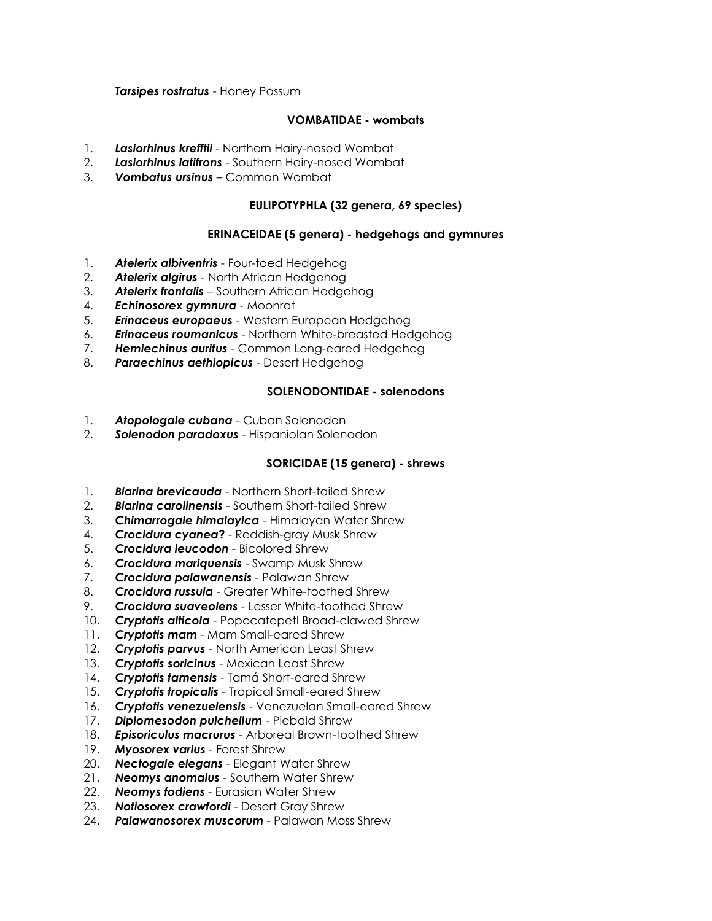***Tarsipes rostratus*** - Honey Possum

**VOMBATIDAE - wombats**

1. ***Lasiorhinus krefftii*** - Northern Hairy-nosed Wombat
2. ***Lasiorhinus latifrons*** - Southern Hairy-nosed Wombat
3. ***Vombatus ursinus*** – Common Wombat

**EULIPOTYPHLA (32 genera, 69 species)**

**ERINACEIDAE (5 genera) - hedgehogs and gymnures**

1. ***Atelerix albiventris*** - Four-toed Hedgehog
2. ***Atelerix algirus*** - North African Hedgehog
3. ***Atelerix frontalis*** – Southern African Hedgehog
4. ***Echinosorex gymnura*** - Moonrat
5. ***Erinaceus europaeus*** - Western European Hedgehog
6. ***Erinaceus roumanicus*** - Northern White-breasted Hedgehog
7. ***Hemiechinus auritus*** - Common Long-eared Hedgehog
8. ***Paraechinus aethiopicus*** - Desert Hedgehog

**SOLENODONTIDAE - solenodons**

1. ***Atopologale cubana*** - Cuban Solenodon
2. ***Solenodon paradoxus*** - Hispaniolan Solenodon

**SORICIDAE (15 genera) - shrews**

1. ***Blarina brevicauda*** - Northern Short-tailed Shrew
2. ***Blarina carolinensis*** - Southern Short-tailed Shrew
3. ***Chimarrogale himalayica*** - Himalayan Water Shrew
4. ***Crocidura cyanea?*** - Reddish-gray Musk Shrew
5. ***Crocidura leucodon*** - Bicolored Shrew
6. ***Crocidura mariquensis*** - Swamp Musk Shrew
7. ***Crocidura palawanensis*** - Palawan Shrew
8. ***Crocidura russula*** - Greater White-toothed Shrew
9. ***Crocidura suaveolens*** - Lesser White-toothed Shrew
10. ***Cryptotis alticola*** - Popocatepetl Broad-clawed Shrew
11. ***Cryptotis mam*** - Mam Small-eared Shrew
12. ***Cryptotis parvus*** - North American Least Shrew
13. ***Cryptotis soricinus*** - Mexican Least Shrew
14. ***Cryptotis tamensis*** - Tamá Short-eared Shrew
15. ***Cryptotis tropicalis*** - Tropical Small-eared Shrew
16. ***Cryptotis venezuelensis*** - Venezuelan Small-eared Shrew
17. ***Diplomesodon pulchellum*** - Piebald Shrew
18. ***Episoriculus macrurus*** - Arboreal Brown-toothed Shrew
19. ***Myosorex varius*** - Forest Shrew
20. ***Nectogale elegans*** - Elegant Water Shrew
21. ***Neomys anomalus*** - Southern Water Shrew
22. ***Neomys fodiens*** - Eurasian Water Shrew
23. ***Notiosorex crawfordi*** - Desert Gray Shrew
24. ***Palawanosorex muscorum*** - Palawan Moss Shrew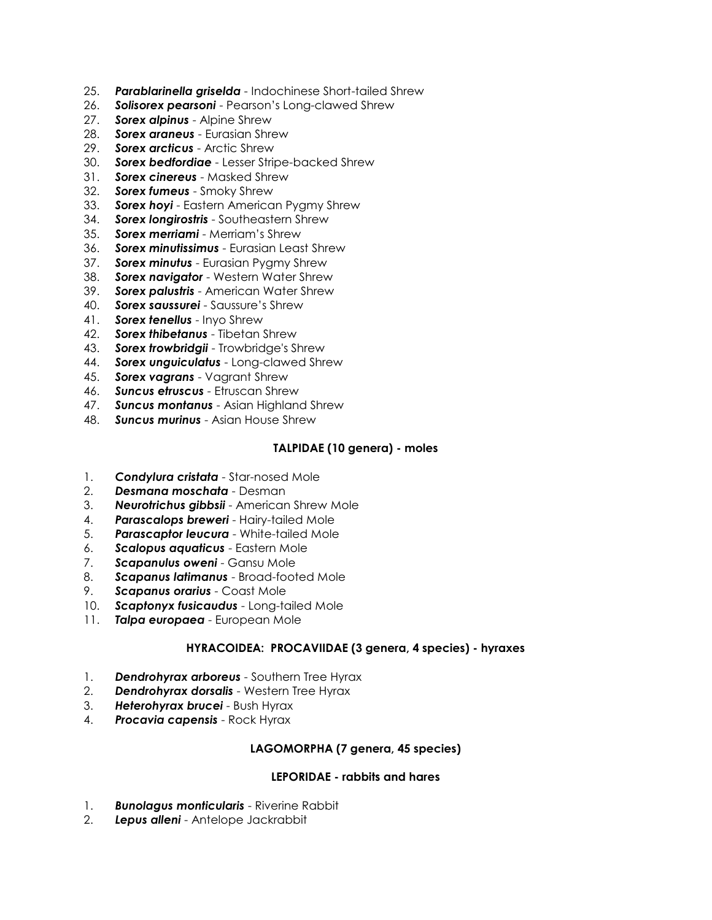25. ***Parablarinella griselda*** - Indochinese Short-tailed Shrew
26. ***Solisorex pearsoni*** - Pearson's Long-clawed Shrew
27. ***Sorex alpinus*** - Alpine Shrew
28. ***Sorex araneus*** - Eurasian Shrew
29. ***Sorex arcticus*** - Arctic Shrew
30. ***Sorex bedfordiae*** - Lesser Stripe-backed Shrew
31. ***Sorex cinereus*** - Masked Shrew
32. ***Sorex fumeus*** - Smoky Shrew
33. ***Sorex hoyi*** - Eastern American Pygmy Shrew
34. ***Sorex longirostris*** - Southeastern Shrew
35. ***Sorex merriami*** - Merriam's Shrew
36. ***Sorex minutissimus*** - Eurasian Least Shrew
37. ***Sorex minutus*** - Eurasian Pygmy Shrew
38. ***Sorex navigator*** - Western Water Shrew
39. ***Sorex palustris*** - American Water Shrew
40. ***Sorex saussurei*** - Saussure's Shrew
41. ***Sorex tenellus*** - Inyo Shrew
42. ***Sorex thibetanus*** - Tibetan Shrew
43. ***Sorex trowbridgii*** - Trowbridge's Shrew
44. ***Sorex unguiculatus*** - Long-clawed Shrew
45. ***Sorex vagrans*** - Vagrant Shrew
46. ***Suncus etruscus*** - Etruscan Shrew
47. ***Suncus montanus*** - Asian Highland Shrew
48. ***Suncus murinus*** - Asian House Shrew

### TALPIDAE (10 genera) - moles

1. ***Condylura cristata*** - Star-nosed Mole
2. ***Desmana moschata*** - Desman
3. ***Neurotrichus gibbsii*** - American Shrew Mole
4. ***Parascalops breweri*** - Hairy-tailed Mole
5. ***Parascaptor leucura*** - White-tailed Mole
6. ***Scalopus aquaticus*** - Eastern Mole
7. ***Scapanulus oweni*** - Gansu Mole
8. ***Scapanus latimanus*** - Broad-footed Mole
9. ***Scapanus orarius*** - Coast Mole
10. ***Scaptonyx fusicaudus*** - Long-tailed Mole
11. ***Talpa europaea*** - European Mole

### HYRACOIDEA: PROCAVIIDAE (3 genera, 4 species) - hyraxes

1. ***Dendrohyrax arboreus*** - Southern Tree Hyrax
2. ***Dendrohyrax dorsalis*** - Western Tree Hyrax
3. ***Heterohyrax brucei*** - Bush Hyrax
4. ***Procavia capensis*** - Rock Hyrax

### LAGOMORPHA (7 genera, 45 species)

### LEPORIDAE - rabbits and hares

1. ***Bunolagus monticularis*** - Riverine Rabbit
2. ***Lepus alleni*** - Antelope Jackrabbit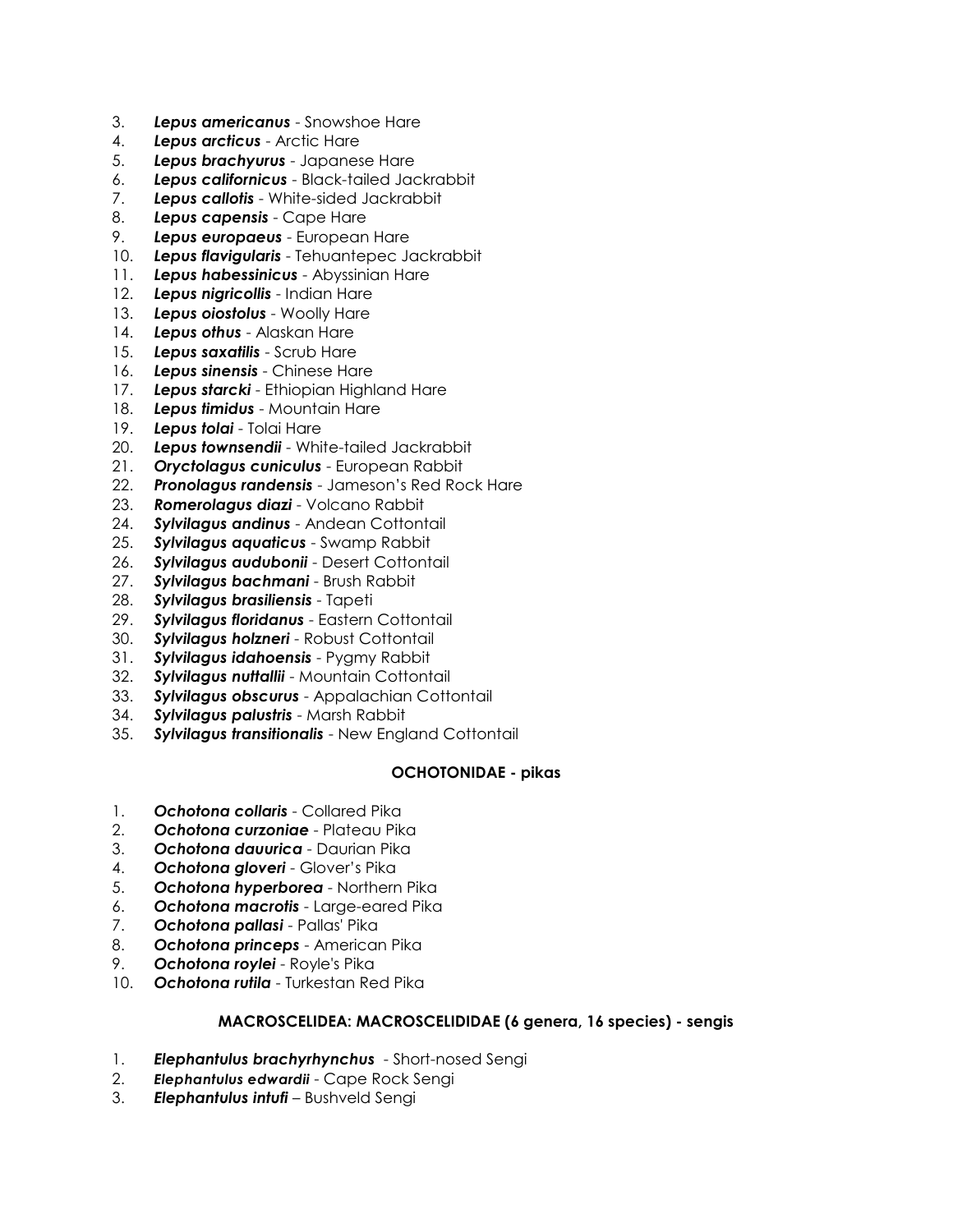3. ***Lepus americanus*** - Snowshoe Hare
4. ***Lepus arcticus*** - Arctic Hare
5. ***Lepus brachyurus*** - Japanese Hare
6. ***Lepus californicus*** - Black-tailed Jackrabbit
7. ***Lepus callotis*** - White-sided Jackrabbit
8. ***Lepus capensis*** - Cape Hare
9. ***Lepus europaeus*** - European Hare
10. ***Lepus flavigularis*** - Tehuantepec Jackrabbit
11. ***Lepus habessinicus*** - Abyssinian Hare
12. ***Lepus nigricollis*** - Indian Hare
13. ***Lepus oiostolus*** - Woolly Hare
14. ***Lepus othus*** - Alaskan Hare
15. ***Lepus saxatilis*** - Scrub Hare
16. ***Lepus sinensis*** - Chinese Hare
17. ***Lepus starcki*** - Ethiopian Highland Hare
18. ***Lepus timidus*** - Mountain Hare
19. ***Lepus tolai*** - Tolai Hare
20. ***Lepus townsendii*** - White-tailed Jackrabbit
21. ***Oryctolagus cuniculus*** - European Rabbit
22. ***Pronolagus randensis*** - Jameson's Red Rock Hare
23. ***Romerolagus diazi*** - Volcano Rabbit
24. ***Sylvilagus andinus*** - Andean Cottontail
25. ***Sylvilagus aquaticus*** - Swamp Rabbit
26. ***Sylvilagus audubonii*** - Desert Cottontail
27. ***Sylvilagus bachmani*** - Brush Rabbit
28. ***Sylvilagus brasiliensis*** - Tapeti
29. ***Sylvilagus floridanus*** - Eastern Cottontail
30. ***Sylvilagus holzneri*** - Robust Cottontail
31. ***Sylvilagus idahoensis*** - Pygmy Rabbit
32. ***Sylvilagus nuttallii*** - Mountain Cottontail
33. ***Sylvilagus obscurus*** - Appalachian Cottontail
34. ***Sylvilagus palustris*** - Marsh Rabbit
35. ***Sylvilagus transitionalis*** - New England Cottontail

**OCHOTONIDAE - pikas**

1. ***Ochotona collaris*** - Collared Pika
2. ***Ochotona curzoniae*** - Plateau Pika
3. ***Ochotona dauurica*** - Daurian Pika
4. ***Ochotona gloveri*** - Glover's Pika
5. ***Ochotona hyperborea*** - Northern Pika
6. ***Ochotona macrotis*** - Large-eared Pika
7. ***Ochotona pallasi*** - Pallas' Pika
8. ***Ochotona princeps*** - American Pika
9. ***Ochotona roylei*** - Royle's Pika
10. ***Ochotona rutila*** - Turkestan Red Pika

**MACROSCELIDEA: MACROSCELIDIDAE (6 genera, 16 species) - sengis**

1. ***Elephantulus brachyrhynchus*** - Short-nosed Sengi
2. ***Elephantulus edwardii*** - Cape Rock Sengi
3. ***Elephantulus intufi*** – Bushveld Sengi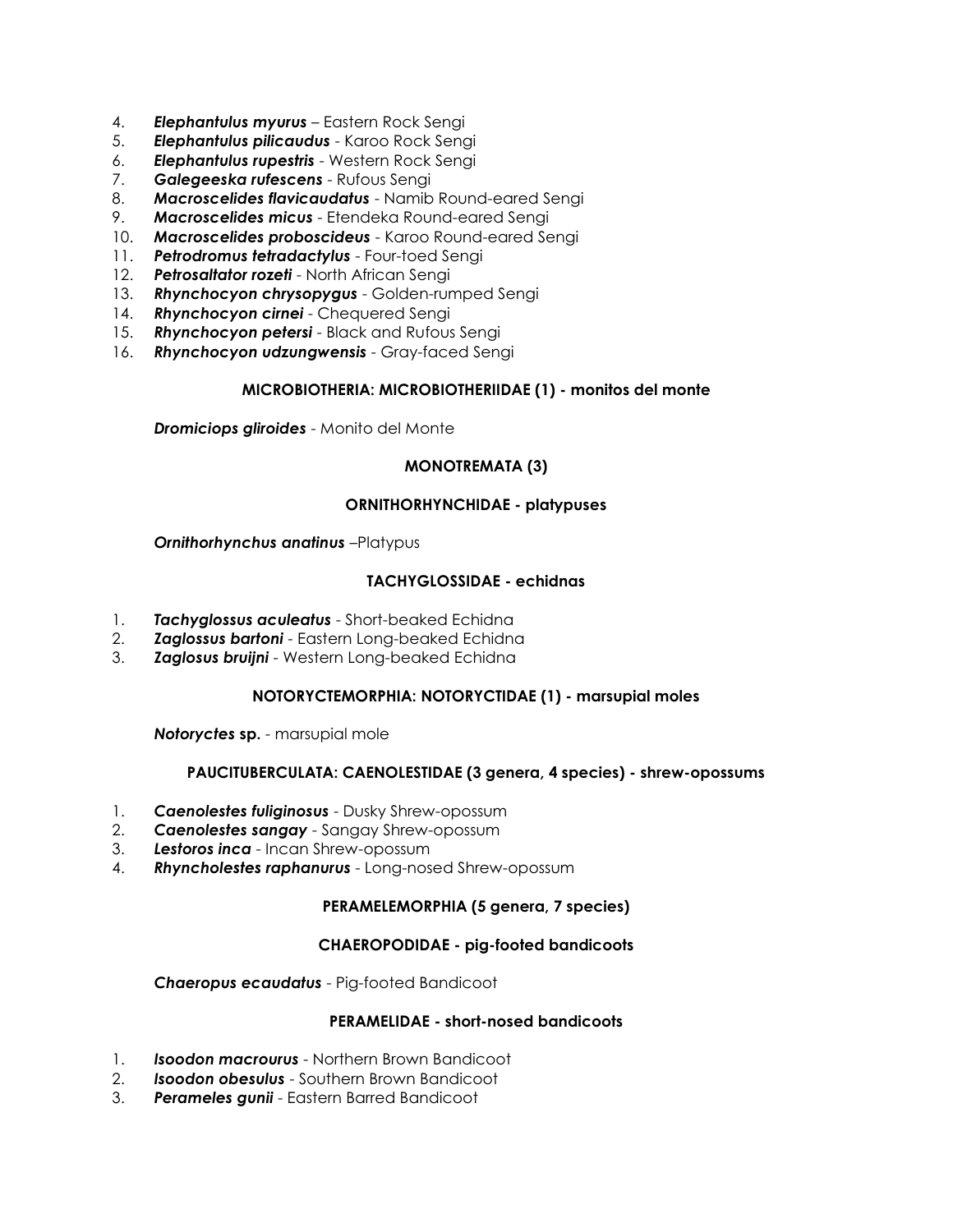4. ***Elephantulus myurus*** – Eastern Rock Sengi
5. ***Elephantulus pilicaudus*** - Karoo Rock Sengi
6. ***Elephantulus rupestris*** - Western Rock Sengi
7. ***Galegeeska rufescens*** - Rufous Sengi
8. ***Macroscelides flavicaudatus*** - Namib Round-eared Sengi
9. ***Macroscelides micus*** - Etendeka Round-eared Sengi
10. ***Macroscelides proboscideus*** - Karoo Round-eared Sengi
11. ***Petrodromus tetradactylus*** - Four-toed Sengi
12. ***Petrosaltator rozeti*** - North African Sengi
13. ***Rhynchocyon chrysopygus*** - Golden-rumped Sengi
14. ***Rhynchocyon cirnei*** - Chequered Sengi
15. ***Rhynchocyon petersi*** - Black and Rufous Sengi
16. ***Rhynchocyon udzungwensis*** - Gray-faced Sengi

**MICROBIOTHERIA: MICROBIOTHERIIDAE (1) - monitos del monte**

***Dromiciops gliroides*** - Monito del Monte

**MONOTREMATA (3)**

**ORNITHORHYNCHIDAE - platypuses**

***Ornithorhynchus anatinus*** –Platypus

**TACHYGLOSSIDAE - echidnas**

1. ***Tachyglossus aculeatus*** - Short-beaked Echidna
2. ***Zaglossus bartoni*** - Eastern Long-beaked Echidna
3. ***Zaglosus bruijni*** - Western Long-beaked Echidna

**NOTORYCTEMORPHIA: NOTORYCTIDAE (1) - marsupial moles**

***Notoryctes* sp.** - marsupial mole

**PAUCITUBERCULATA: CAENOLESTIDAE (3 genera, 4 species) - shrew-opossums**

1. ***Caenolestes fuliginosus*** - Dusky Shrew-opossum
2. ***Caenolestes sangay*** - Sangay Shrew-opossum
3. ***Lestoros inca*** - Incan Shrew-opossum
4. ***Rhyncholestes raphanurus*** - Long-nosed Shrew-opossum

**PERAMELEMORPHIA (5 genera, 7 species)**

**CHAEROPODIDAE - pig-footed bandicoots**

***Chaeropus ecaudatus*** - Pig-footed Bandicoot

**PERAMELIDAE - short-nosed bandicoots**

1. ***Isoodon macrourus*** - Northern Brown Bandicoot
2. ***Isoodon obesulus*** - Southern Brown Bandicoot
3. ***Perameles gunii*** - Eastern Barred Bandicoot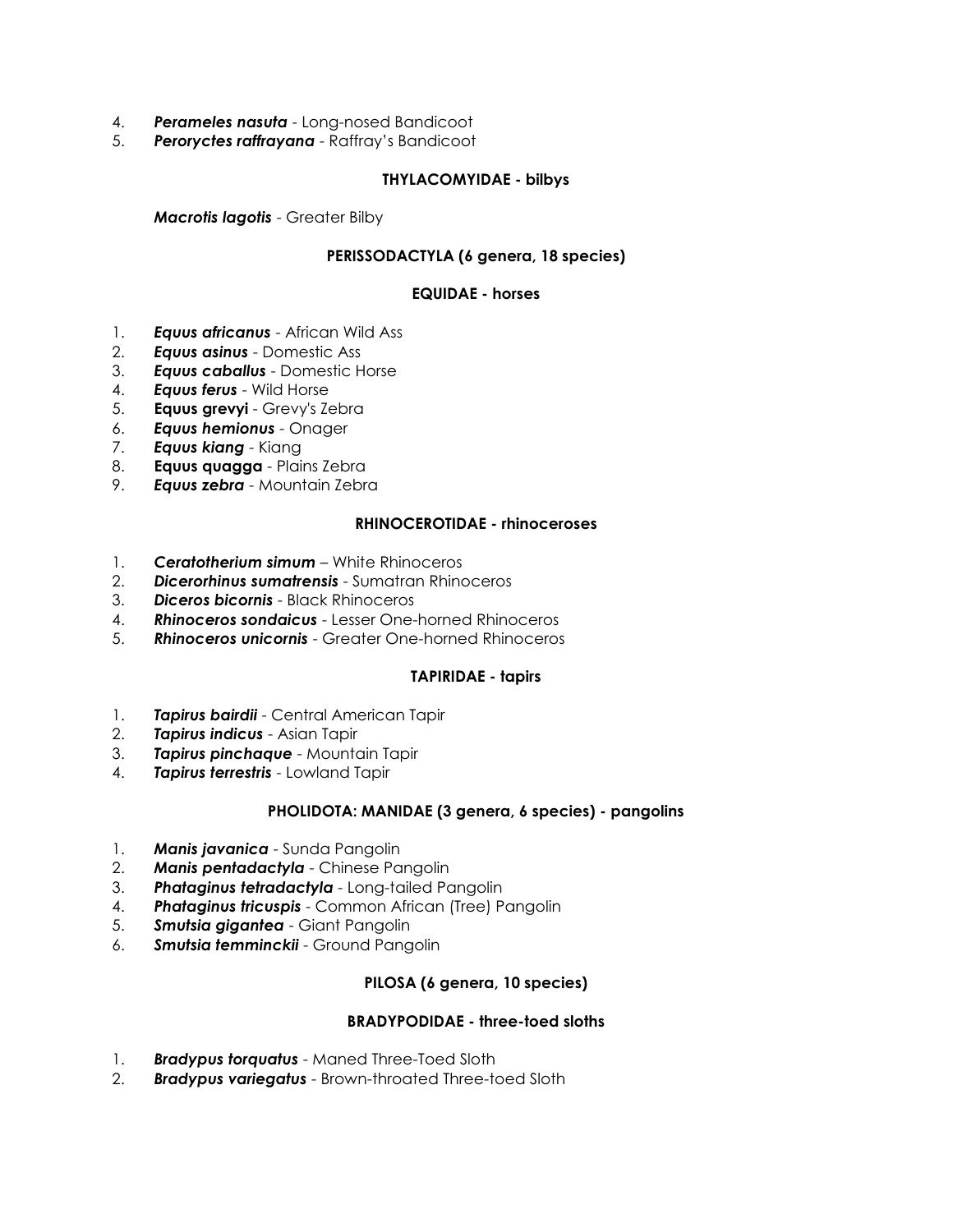4. ***Perameles nasuta*** - Long-nosed Bandicoot
5. ***Peroryctes raffrayana*** - Raffray's Bandicoot

**THYLACOMYIDAE - bilbys**

***Macrotis lagotis*** - Greater Bilby

**PERISSODACTYLA (6 genera, 18 species)**

**EQUIDAE - horses**

1. ***Equus africanus*** - African Wild Ass
2. ***Equus asinus*** - Domestic Ass
3. ***Equus caballus*** - Domestic Horse
4. ***Equus ferus*** - Wild Horse
5. **Equus grevyi** - Grevy's Zebra
6. ***Equus hemionus*** - Onager
7. ***Equus kiang*** - Kiang
8. **Equus quagga** - Plains Zebra
9. ***Equus zebra*** - Mountain Zebra

**RHINOCEROTIDAE - rhinoceroses**

1. ***Ceratotherium simum*** – White Rhinoceros
2. ***Dicerorhinus sumatrensis*** - Sumatran Rhinoceros
3. ***Diceros bicornis*** - Black Rhinoceros
4. ***Rhinoceros sondaicus*** - Lesser One-horned Rhinoceros
5. ***Rhinoceros unicornis*** - Greater One-horned Rhinoceros

**TAPIRIDAE - tapirs**

1. ***Tapirus bairdii*** - Central American Tapir
2. ***Tapirus indicus*** - Asian Tapir
3. ***Tapirus pinchaque*** - Mountain Tapir
4. ***Tapirus terrestris*** - Lowland Tapir

**PHOLIDOTA: MANIDAE (3 genera, 6 species) - pangolins**

1. ***Manis javanica*** - Sunda Pangolin
2. ***Manis pentadactyla*** - Chinese Pangolin
3. ***Phataginus tetradactyla*** - Long-tailed Pangolin
4. ***Phataginus tricuspis*** - Common African (Tree) Pangolin
5. ***Smutsia gigantea*** - Giant Pangolin
6. ***Smutsia temminckii*** - Ground Pangolin

**PILOSA (6 genera, 10 species)**

**BRADYPODIDAE - three-toed sloths**

1. ***Bradypus torquatus*** - Maned Three-Toed Sloth
2. ***Bradypus variegatus*** - Brown-throated Three-toed Sloth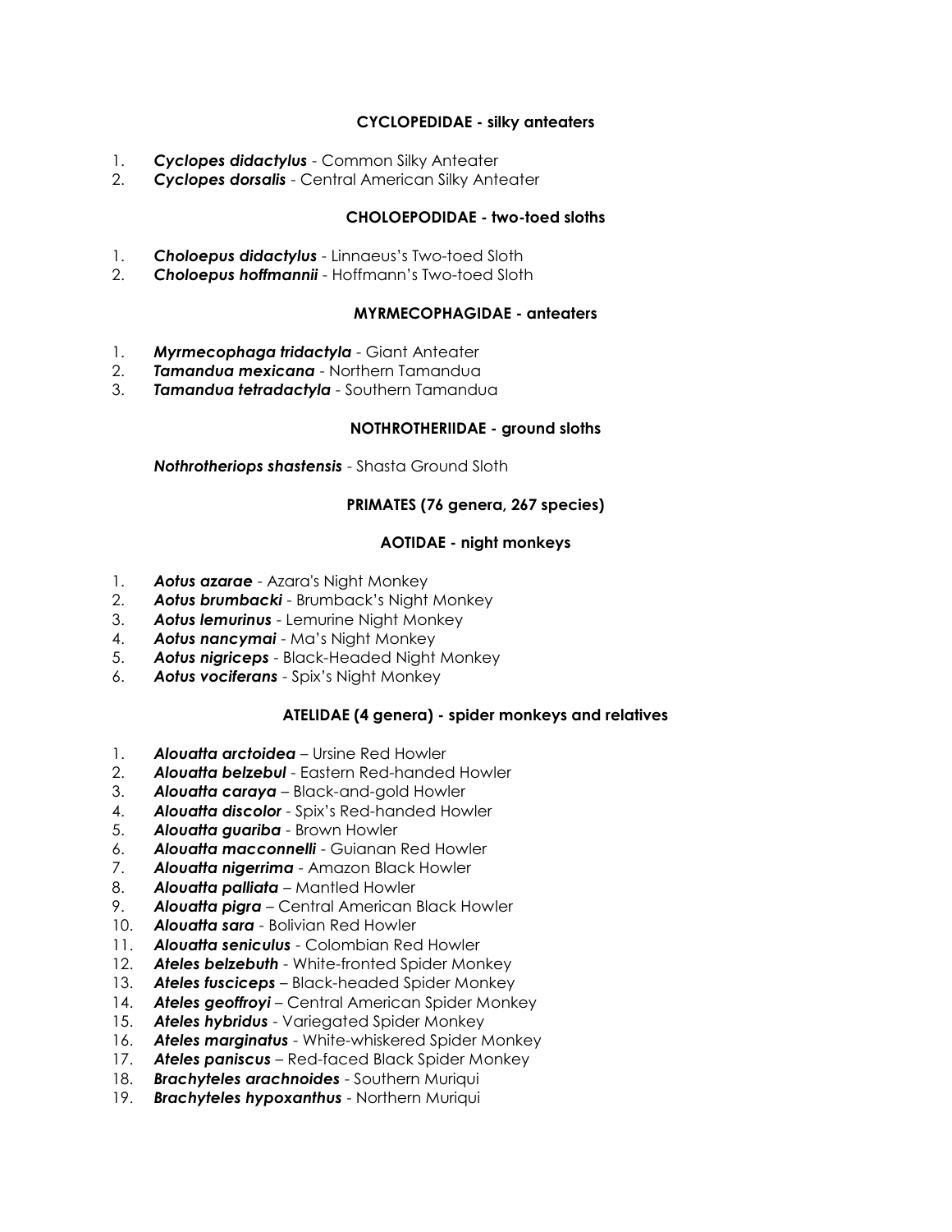#### **CYCLOPEDIDAE - silky anteaters**

1. ***Cyclopes didactylus*** - Common Silky Anteater
2. ***Cyclopes dorsalis*** - Central American Silky Anteater

#### **CHOLOEPODIDAE - two-toed sloths**

1. ***Choloepus didactylus*** - Linnaeus's Two-toed Sloth
2. ***Choloepus hoffmannii*** - Hoffmann's Two-toed Sloth

#### **MYRMECOPHAGIDAE - anteaters**

1. ***Myrmecophaga tridactyla*** - Giant Anteater
2. ***Tamandua mexicana*** - Northern Tamandua
3. ***Tamandua tetradactyla*** - Southern Tamandua

#### **NOTHROTHERIIDAE - ground sloths**

***Nothrotheriops shastensis*** - Shasta Ground Sloth

### **PRIMATES (76 genera, 267 species)**

#### **AOTIDAE - night monkeys**

1. ***Aotus azarae*** - Azara's Night Monkey
2. ***Aotus brumbacki*** - Brumback's Night Monkey
3. ***Aotus lemurinus*** - Lemurine Night Monkey
4. ***Aotus nancymai*** - Ma's Night Monkey
5. ***Aotus nigriceps*** - Black-Headed Night Monkey
6. ***Aotus vociferans*** - Spix's Night Monkey

#### **ATELIDAE (4 genera) - spider monkeys and relatives**

1. ***Alouatta arctoidea*** – Ursine Red Howler
2. ***Alouatta belzebul*** - Eastern Red-handed Howler
3. ***Alouatta caraya*** – Black-and-gold Howler
4. ***Alouatta discolor*** - Spix's Red-handed Howler
5. ***Alouatta guariba*** - Brown Howler
6. ***Alouatta macconnelli*** - Guianan Red Howler
7. ***Alouatta nigerrima*** - Amazon Black Howler
8. ***Alouatta palliata*** – Mantled Howler
9. ***Alouatta pigra*** – Central American Black Howler
10. ***Alouatta sara*** - Bolivian Red Howler
11. ***Alouatta seniculus*** - Colombian Red Howler
12. ***Ateles belzebuth*** - White-fronted Spider Monkey
13. ***Ateles fusciceps*** – Black-headed Spider Monkey
14. ***Ateles geoffroyi*** – Central American Spider Monkey
15. ***Ateles hybridus*** - Variegated Spider Monkey
16. ***Ateles marginatus*** - White-whiskered Spider Monkey
17. ***Ateles paniscus*** – Red-faced Black Spider Monkey
18. ***Brachyteles arachnoides*** - Southern Muriqui
19. ***Brachyteles hypoxanthus*** - Northern Muriqui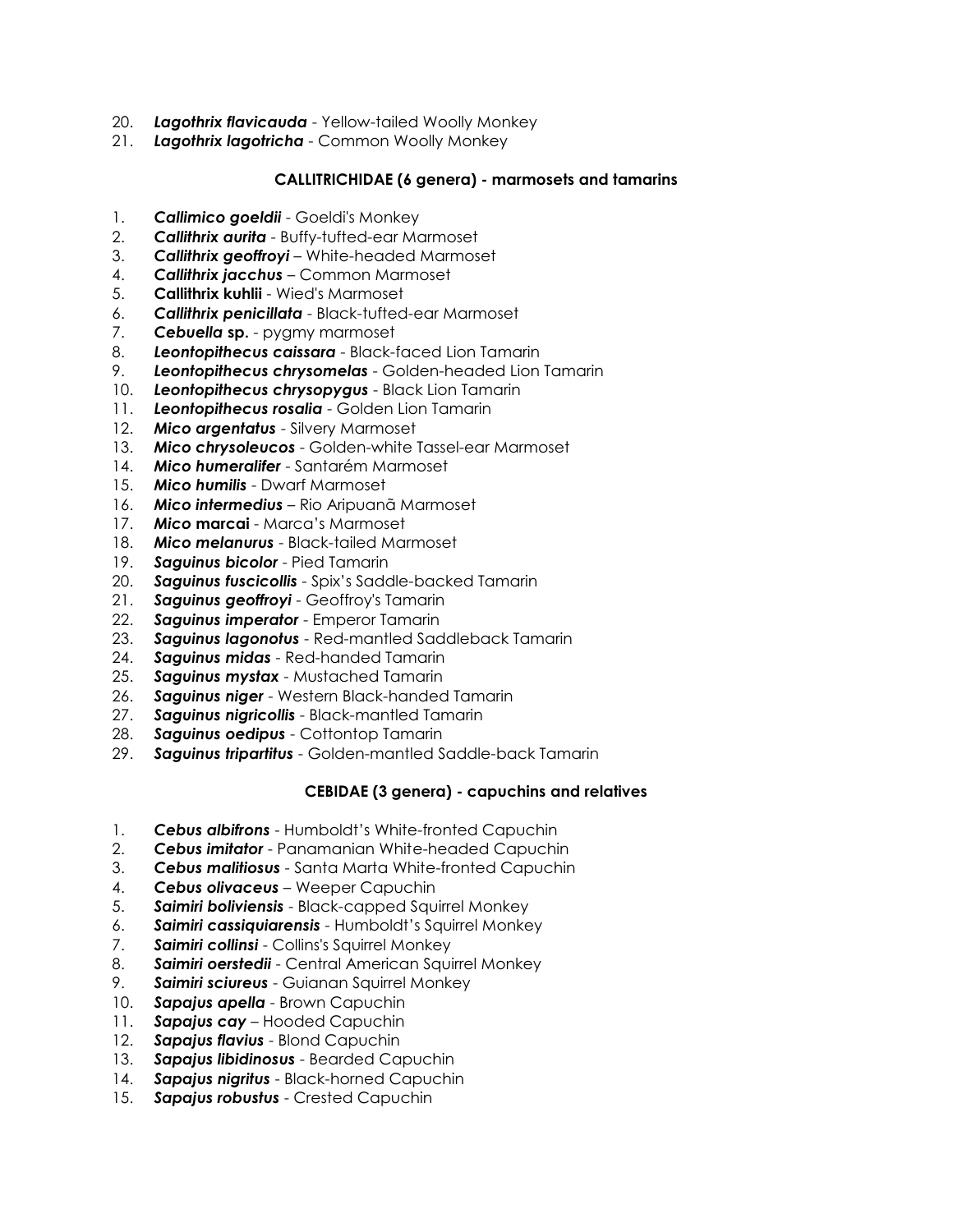20. ***Lagothrix flavicauda*** - Yellow-tailed Woolly Monkey
21. ***Lagothrix lagotricha*** - Common Woolly Monkey

**CALLITRICHIDAE (6 genera) - marmosets and tamarins**

1. ***Callimico goeldii*** - Goeldi's Monkey
2. ***Callithrix aurita*** - Buffy-tufted-ear Marmoset
3. ***Callithrix geoffroyi*** – White-headed Marmoset
4. ***Callithrix jacchus*** – Common Marmoset
5. **Callithrix kuhlii** - Wied's Marmoset
6. ***Callithrix penicillata*** - Black-tufted-ear Marmoset
7. ***Cebuella* sp.** - pygmy marmoset
8. ***Leontopithecus caissara*** - Black-faced Lion Tamarin
9. ***Leontopithecus chrysomelas*** - Golden-headed Lion Tamarin
10. ***Leontopithecus chrysopygus*** - Black Lion Tamarin
11. ***Leontopithecus rosalia*** - Golden Lion Tamarin
12. ***Mico argentatus*** - Silvery Marmoset
13. ***Mico chrysoleucos*** - Golden-white Tassel-ear Marmoset
14. ***Mico humeralifer*** - Santarém Marmoset
15. ***Mico humilis*** - Dwarf Marmoset
16. ***Mico intermedius*** – Rio Aripuanã Marmoset
17. ***Mico* marcai** - Marca's Marmoset
18. ***Mico melanurus*** - Black-tailed Marmoset
19. ***Saguinus bicolor*** - Pied Tamarin
20. ***Saguinus fuscicollis*** - Spix's Saddle-backed Tamarin
21. ***Saguinus geoffroyi*** - Geoffroy's Tamarin
22. ***Saguinus imperator*** - Emperor Tamarin
23. ***Saguinus lagonotus*** - Red-mantled Saddleback Tamarin
24. ***Saguinus midas*** - Red-handed Tamarin
25. ***Saguinus mystax*** - Mustached Tamarin
26. ***Saguinus niger*** - Western Black-handed Tamarin
27. ***Saguinus nigricollis*** - Black-mantled Tamarin
28. ***Saguinus oedipus*** - Cottontop Tamarin
29. ***Saguinus tripartitus*** - Golden-mantled Saddle-back Tamarin

**CEBIDAE (3 genera) - capuchins and relatives**

1. ***Cebus albifrons*** - Humboldt's White-fronted Capuchin
2. ***Cebus imitator*** - Panamanian White-headed Capuchin
3. ***Cebus malitiosus*** - Santa Marta White-fronted Capuchin
4. ***Cebus olivaceus*** – Weeper Capuchin
5. ***Saimiri boliviensis*** - Black-capped Squirrel Monkey
6. ***Saimiri cassiquiarensis*** - Humboldt's Squirrel Monkey
7. ***Saimiri collinsi*** - Collins's Squirrel Monkey
8. ***Saimiri oerstedii*** - Central American Squirrel Monkey
9. ***Saimiri sciureus*** - Guianan Squirrel Monkey
10. ***Sapajus apella*** - Brown Capuchin
11. ***Sapajus cay*** – Hooded Capuchin
12. ***Sapajus flavius*** - Blond Capuchin
13. ***Sapajus libidinosus*** - Bearded Capuchin
14. ***Sapajus nigritus*** - Black-horned Capuchin
15. ***Sapajus robustus*** - Crested Capuchin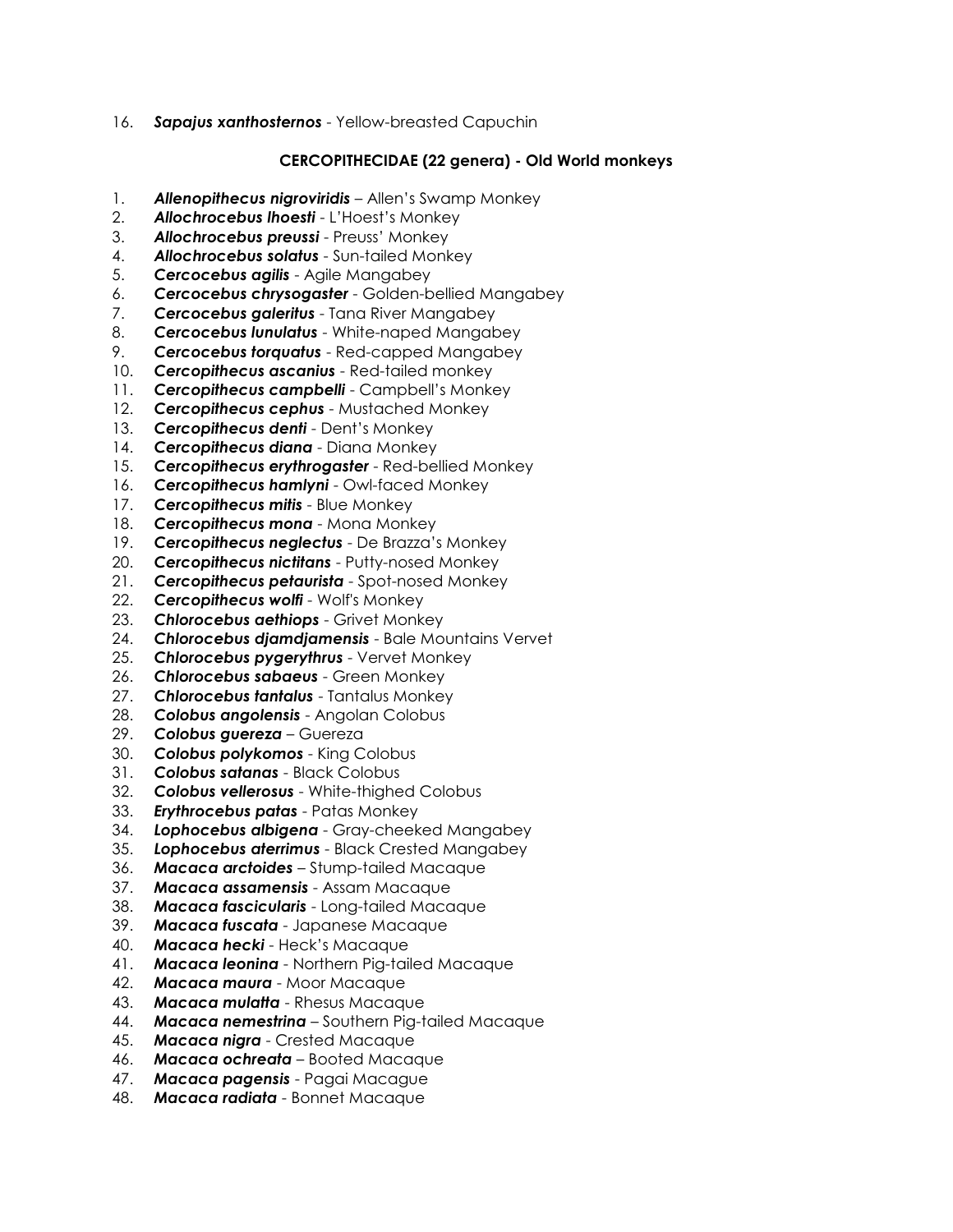16. ***Sapajus xanthosternos*** - Yellow-breasted Capuchin

**CERCOPITHECIDAE (22 genera) - Old World monkeys**

1. ***Allenopithecus nigroviridis*** – Allen's Swamp Monkey
2. ***Allochrocebus lhoesti*** - L'Hoest's Monkey
3. ***Allochrocebus preussi*** - Preuss' Monkey
4. ***Allochrocebus solatus*** - Sun-tailed Monkey
5. ***Cercocebus agilis*** - Agile Mangabey
6. ***Cercocebus chrysogaster*** - Golden-bellied Mangabey
7. ***Cercocebus galeritus*** - Tana River Mangabey
8. ***Cercocebus lunulatus*** - White-naped Mangabey
9. ***Cercocebus torquatus*** - Red-capped Mangabey
10. ***Cercopithecus ascanius*** - Red-tailed monkey
11. ***Cercopithecus campbelli*** - Campbell's Monkey
12. ***Cercopithecus cephus*** - Mustached Monkey
13. ***Cercopithecus denti*** - Dent's Monkey
14. ***Cercopithecus diana*** - Diana Monkey
15. ***Cercopithecus erythrogaster*** - Red-bellied Monkey
16. ***Cercopithecus hamlyni*** - Owl-faced Monkey
17. ***Cercopithecus mitis*** - Blue Monkey
18. ***Cercopithecus mona*** - Mona Monkey
19. ***Cercopithecus neglectus*** - De Brazza's Monkey
20. ***Cercopithecus nictitans*** - Putty-nosed Monkey
21. ***Cercopithecus petaurista*** - Spot-nosed Monkey
22. ***Cercopithecus wolfi*** - Wolf's Monkey
23. ***Chlorocebus aethiops*** - Grivet Monkey
24. ***Chlorocebus djamdjamensis*** - Bale Mountains Vervet
25. ***Chlorocebus pygerythrus*** - Vervet Monkey
26. ***Chlorocebus sabaeus*** - Green Monkey
27. ***Chlorocebus tantalus*** - Tantalus Monkey
28. ***Colobus angolensis*** - Angolan Colobus
29. ***Colobus guereza*** – Guereza
30. ***Colobus polykomos*** - King Colobus
31. ***Colobus satanas*** - Black Colobus
32. ***Colobus vellerosus*** - White-thighed Colobus
33. ***Erythrocebus patas*** - Patas Monkey
34. ***Lophocebus albigena*** - Gray-cheeked Mangabey
35. ***Lophocebus aterrimus*** - Black Crested Mangabey
36. ***Macaca arctoides*** – Stump-tailed Macaque
37. ***Macaca assamensis*** - Assam Macaque
38. ***Macaca fascicularis*** - Long-tailed Macaque
39. ***Macaca fuscata*** - Japanese Macaque
40. ***Macaca hecki*** - Heck's Macaque
41. ***Macaca leonina*** - Northern Pig-tailed Macaque
42. ***Macaca maura*** - Moor Macaque
43. ***Macaca mulatta*** - Rhesus Macaque
44. ***Macaca nemestrina*** – Southern Pig-tailed Macaque
45. ***Macaca nigra*** - Crested Macaque
46. ***Macaca ochreata*** – Booted Macaque
47. ***Macaca pagensis*** - Pagai Macague
48. ***Macaca radiata*** - Bonnet Macaque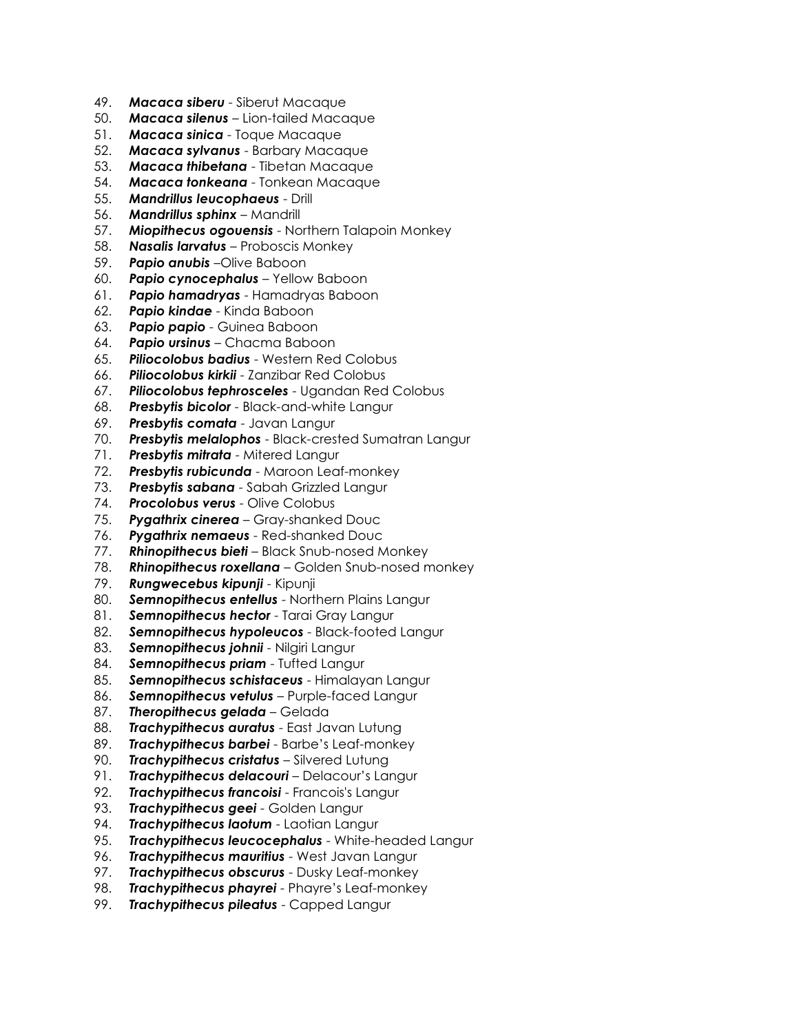49. ***Macaca siberu*** - Siberut Macaque
50. ***Macaca silenus*** – Lion-tailed Macaque
51. ***Macaca sinica*** - Toque Macaque
52. ***Macaca sylvanus*** - Barbary Macaque
53. ***Macaca thibetana*** - Tibetan Macaque
54. ***Macaca tonkeana*** - Tonkean Macaque
55. ***Mandrillus leucophaeus*** - Drill
56. ***Mandrillus sphinx*** – Mandrill
57. ***Miopithecus ogouensis*** - Northern Talapoin Monkey
58. ***Nasalis larvatus*** – Proboscis Monkey
59. ***Papio anubis*** –Olive Baboon
60. ***Papio cynocephalus*** – Yellow Baboon
61. ***Papio hamadryas*** - Hamadryas Baboon
62. ***Papio kindae*** - Kinda Baboon
63. ***Papio papio*** - Guinea Baboon
64. ***Papio ursinus*** – Chacma Baboon
65. ***Piliocolobus badius*** - Western Red Colobus
66. ***Piliocolobus kirkii*** - Zanzibar Red Colobus
67. ***Piliocolobus tephrosceles*** - Ugandan Red Colobus
68. ***Presbytis bicolor*** - Black-and-white Langur
69. ***Presbytis comata*** - Javan Langur
70. ***Presbytis melalophos*** - Black-crested Sumatran Langur
71. ***Presbytis mitrata*** - Mitered Langur
72. ***Presbytis rubicunda*** - Maroon Leaf-monkey
73. ***Presbytis sabana*** - Sabah Grizzled Langur
74. ***Procolobus verus*** - Olive Colobus
75. ***Pygathrix cinerea*** – Gray-shanked Douc
76. ***Pygathrix nemaeus*** - Red-shanked Douc
77. ***Rhinopithecus bieti*** – Black Snub-nosed Monkey
78. ***Rhinopithecus roxellana*** – Golden Snub-nosed monkey
79. ***Rungwecebus kipunji*** - Kipunji
80. ***Semnopithecus entellus*** - Northern Plains Langur
81. ***Semnopithecus hector*** - Tarai Gray Langur
82. ***Semnopithecus hypoleucos*** - Black-footed Langur
83. ***Semnopithecus johnii*** - Nilgiri Langur
84. ***Semnopithecus priam*** - Tufted Langur
85. ***Semnopithecus schistaceus*** - Himalayan Langur
86. ***Semnopithecus vetulus*** – Purple-faced Langur
87. ***Theropithecus gelada*** – Gelada
88. ***Trachypithecus auratus*** - East Javan Lutung
89. ***Trachypithecus barbei*** - Barbe's Leaf-monkey
90. ***Trachypithecus cristatus*** – Silvered Lutung
91. ***Trachypithecus delacouri*** – Delacour's Langur
92. ***Trachypithecus francoisi*** - Francois's Langur
93. ***Trachypithecus geei*** - Golden Langur
94. ***Trachypithecus laotum*** - Laotian Langur
95. ***Trachypithecus leucocephalus*** - White-headed Langur
96. ***Trachypithecus mauritius*** - West Javan Langur
97. ***Trachypithecus obscurus*** - Dusky Leaf-monkey
98. ***Trachypithecus phayrei*** - Phayre's Leaf-monkey
99. ***Trachypithecus pileatus*** - Capped Langur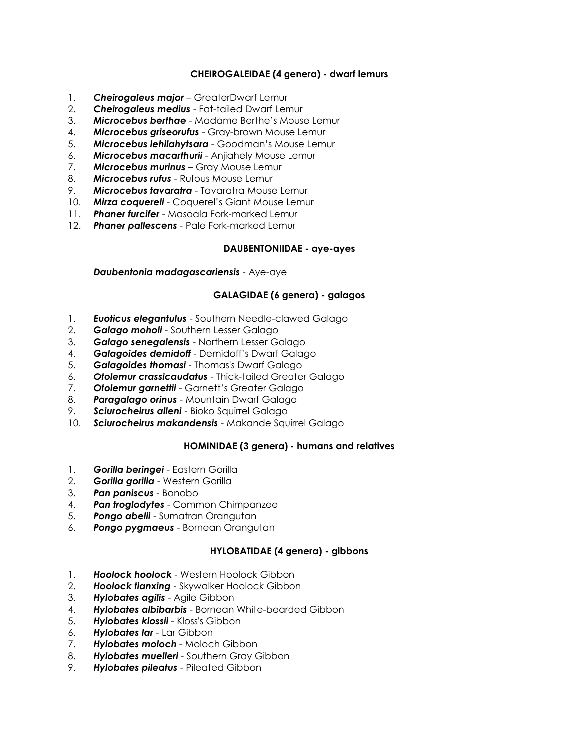### CHEIROGALEIDAE (4 genera) - dwarf lemurs

1. ***Cheirogaleus major*** – GreaterDwarf Lemur
2. ***Cheirogaleus medius*** - Fat-tailed Dwarf Lemur
3. ***Microcebus berthae*** - Madame Berthe's Mouse Lemur
4. ***Microcebus griseorufus*** - Gray-brown Mouse Lemur
5. ***Microcebus lehilahytsara*** - Goodman's Mouse Lemur
6. ***Microcebus macarthurii*** - Anjiahely Mouse Lemur
7. ***Microcebus murinus*** – Gray Mouse Lemur
8. ***Microcebus rufus*** - Rufous Mouse Lemur
9. ***Microcebus tavaratra*** - Tavaratra Mouse Lemur
10. ***Mirza coquereli*** - Coquerel's Giant Mouse Lemur
11. ***Phaner furcifer*** - Masoala Fork-marked Lemur
12. ***Phaner pallescens*** - Pale Fork-marked Lemur

### DAUBENTONIIDAE - aye-ayes

***Daubentonia madagascariensis*** - Aye-aye

### GALAGIDAE (6 genera) - galagos

1. ***Euoticus elegantulus*** - Southern Needle-clawed Galago
2. ***Galago moholi*** - Southern Lesser Galago
3. ***Galago senegalensis*** - Northern Lesser Galago
4. ***Galagoides demidoff*** - Demidoff's Dwarf Galago
5. ***Galagoides thomasi*** - Thomas's Dwarf Galago
6. ***Otolemur crassicaudatus*** - Thick-tailed Greater Galago
7. ***Otolemur garnettii*** - Garnett's Greater Galago
8. ***Paragalago orinus*** - Mountain Dwarf Galago
9. ***Sciurocheirus alleni*** - Bioko Squirrel Galago
10. ***Sciurocheirus makandensis*** - Makande Squirrel Galago

### HOMINIDAE (3 genera) - humans and relatives

1. ***Gorilla beringei*** - Eastern Gorilla
2. ***Gorilla gorilla*** - Western Gorilla
3. ***Pan paniscus*** - Bonobo
4. ***Pan troglodytes*** - Common Chimpanzee
5. ***Pongo abelii*** - Sumatran Orangutan
6. ***Pongo pygmaeus*** - Bornean Orangutan

### HYLOBATIDAE (4 genera) - gibbons

1. ***Hoolock hoolock*** - Western Hoolock Gibbon
2. ***Hoolock tianxing*** - Skywalker Hoolock Gibbon
3. ***Hylobates agilis*** - Agile Gibbon
4. ***Hylobates albibarbis*** - Bornean White-bearded Gibbon
5. ***Hylobates klossii*** - Kloss's Gibbon
6. ***Hylobates lar*** - Lar Gibbon
7. ***Hylobates moloch*** - Moloch Gibbon
8. ***Hylobates muelleri*** - Southern Gray Gibbon
9. ***Hylobates pileatus*** - Pileated Gibbon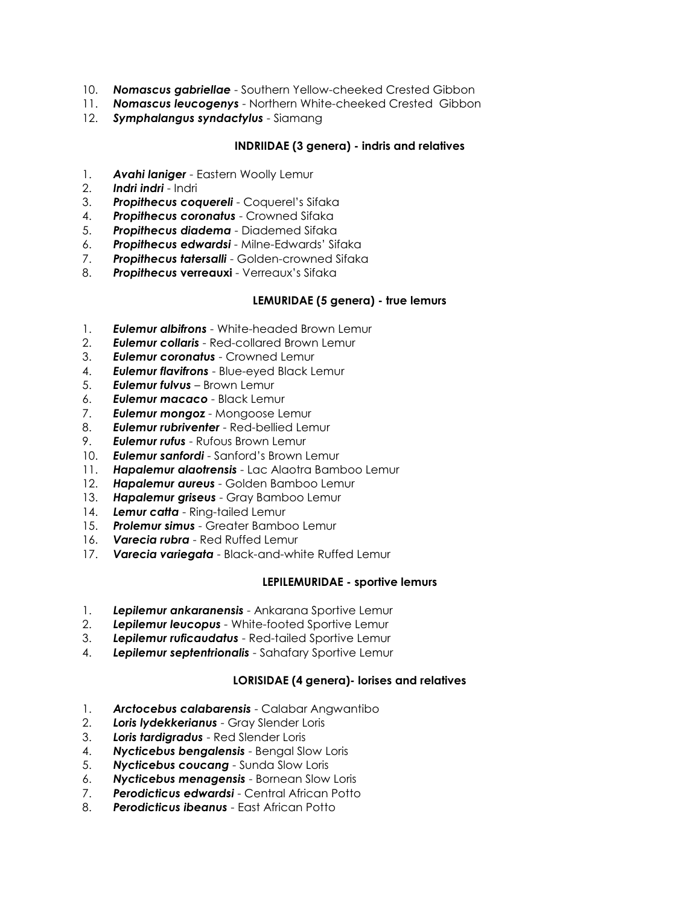10. ***Nomascus gabriellae*** - Southern Yellow-cheeked Crested Gibbon
11. ***Nomascus leucogenys*** - Northern White-cheeked Crested  Gibbon
12. ***Symphalangus syndactylus*** - Siamang

**INDRIIDAE (3 genera) - indris and relatives**

1. ***Avahi laniger*** - Eastern Woolly Lemur
2. ***Indri indri*** - Indri
3. ***Propithecus coquereli*** - Coquerel's Sifaka
4. ***Propithecus coronatus*** - Crowned Sifaka
5. ***Propithecus diadema*** - Diademed Sifaka
6. ***Propithecus edwardsi*** - Milne-Edwards' Sifaka
7. ***Propithecus tatersalli*** - Golden-crowned Sifaka
8. ***Propithecus* verreauxi** - Verreaux's Sifaka

**LEMURIDAE (5 genera) - true lemurs**

1. ***Eulemur albifrons*** - White-headed Brown Lemur
2. ***Eulemur collaris*** - Red-collared Brown Lemur
3. ***Eulemur coronatus*** - Crowned Lemur
4. ***Eulemur flavifrons*** - Blue-eyed Black Lemur
5. ***Eulemur fulvus*** – Brown Lemur
6. ***Eulemur macaco*** - Black Lemur
7. ***Eulemur mongoz*** - Mongoose Lemur
8. ***Eulemur rubriventer*** - Red-bellied Lemur
9. ***Eulemur rufus*** - Rufous Brown Lemur
10. ***Eulemur sanfordi*** - Sanford's Brown Lemur
11. ***Hapalemur alaotrensis*** - Lac Alaotra Bamboo Lemur
12. ***Hapalemur aureus*** - Golden Bamboo Lemur
13. ***Hapalemur griseus*** - Gray Bamboo Lemur
14. ***Lemur catta*** - Ring-tailed Lemur
15. ***Prolemur simus*** - Greater Bamboo Lemur
16. ***Varecia rubra*** - Red Ruffed Lemur
17. ***Varecia variegata*** - Black-and-white Ruffed Lemur

**LEPILEMURIDAE - sportive lemurs**

1. ***Lepilemur ankaranensis*** - Ankarana Sportive Lemur
2. ***Lepilemur leucopus*** - White-footed Sportive Lemur
3. ***Lepilemur ruficaudatus*** - Red-tailed Sportive Lemur
4. ***Lepilemur septentrionalis*** - Sahafary Sportive Lemur

**LORISIDAE (4 genera)- lorises and relatives**

1. ***Arctocebus calabarensis*** - Calabar Angwantibo
2. ***Loris lydekkerianus*** - Gray Slender Loris
3. ***Loris tardigradus*** - Red Slender Loris
4. ***Nycticebus bengalensis*** - Bengal Slow Loris
5. ***Nycticebus coucang*** - Sunda Slow Loris
6. ***Nycticebus menagensis*** - Bornean Slow Loris
7. ***Perodicticus edwardsi*** - Central African Potto
8. ***Perodicticus ibeanus*** - East African Potto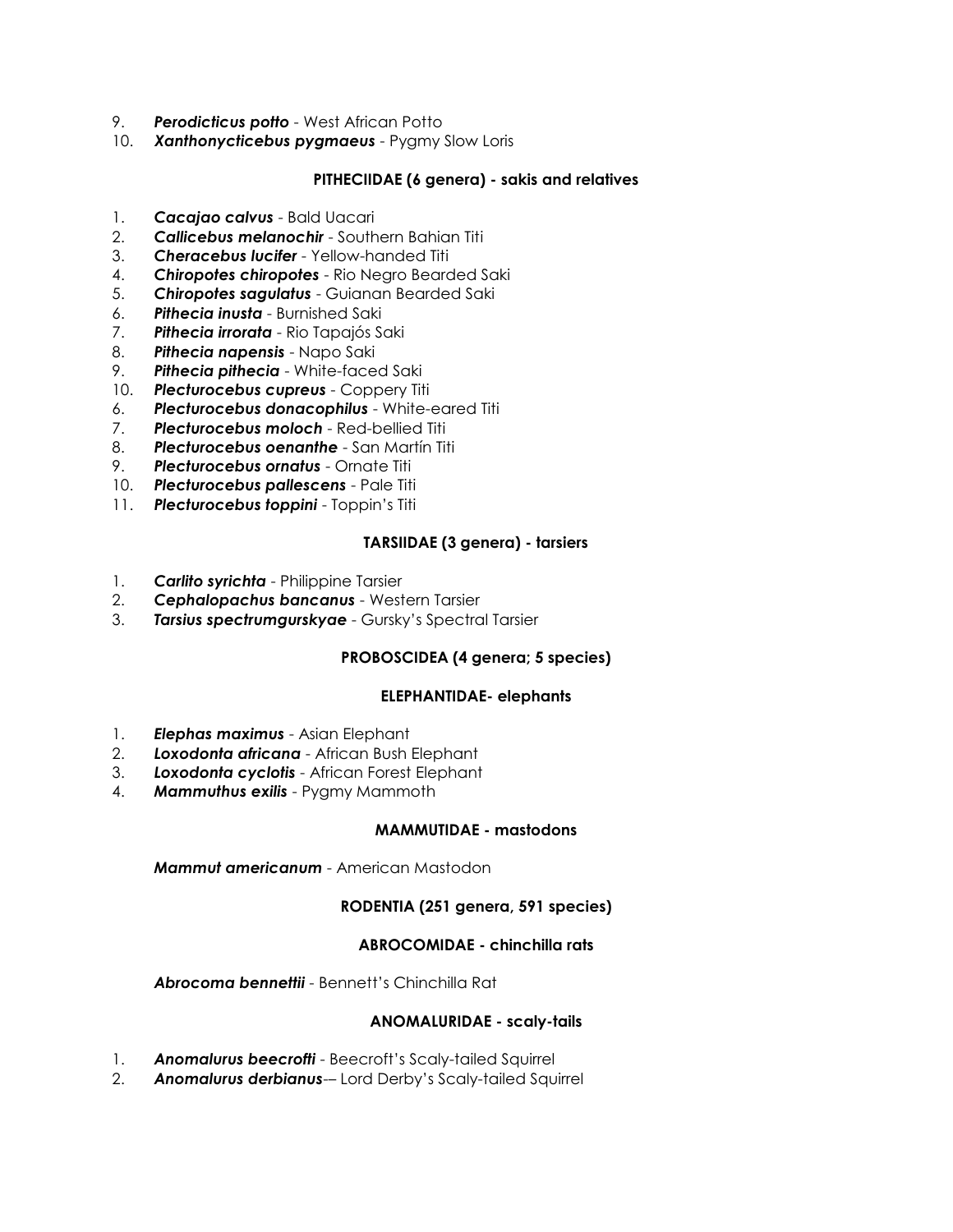9. ***Perodicticus potto*** - West African Potto
10. ***Xanthonycticebus pygmaeus*** - Pygmy Slow Loris

**PITHECIIDAE (6 genera) - sakis and relatives**

1. ***Cacajao calvus*** - Bald Uacari
2. ***Callicebus melanochir*** - Southern Bahian Titi
3. ***Cheracebus lucifer*** - Yellow-handed Titi
4. ***Chiropotes chiropotes*** - Rio Negro Bearded Saki
5. ***Chiropotes sagulatus*** - Guianan Bearded Saki
6. ***Pithecia inusta*** - Burnished Saki
7. ***Pithecia irrorata*** - Rio Tapajós Saki
8. ***Pithecia napensis*** - Napo Saki
9. ***Pithecia pithecia*** - White-faced Saki
10. ***Plecturocebus cupreus*** - Coppery Titi
6. ***Plecturocebus donacophilus*** - White-eared Titi
7. ***Plecturocebus moloch*** - Red-bellied Titi
8. ***Plecturocebus oenanthe*** - San Martín Titi
9. ***Plecturocebus ornatus*** - Ornate Titi
10. ***Plecturocebus pallescens*** - Pale Titi
11. ***Plecturocebus toppini*** - Toppin's Titi

**TARSIIDAE (3 genera) - tarsiers**

1. ***Carlito syrichta*** - Philippine Tarsier
2. ***Cephalopachus bancanus*** - Western Tarsier
3. ***Tarsius spectrumgurskyae*** - Gursky's Spectral Tarsier

**PROBOSCIDEA (4 genera; 5 species)**

**ELEPHANTIDAE- elephants**

1. ***Elephas maximus*** - Asian Elephant
2. ***Loxodonta africana*** - African Bush Elephant
3. ***Loxodonta cyclotis*** - African Forest Elephant
4. ***Mammuthus exilis*** - Pygmy Mammoth

**MAMMUTIDAE - mastodons**

***Mammut americanum*** - American Mastodon

**RODENTIA (251 genera, 591 species)**

**ABROCOMIDAE - chinchilla rats**

***Abrocoma bennettii*** - Bennett's Chinchilla Rat

**ANOMALURIDAE - scaly-tails**

1. ***Anomalurus beecrofti*** - Beecroft's Scaly-tailed Squirrel
2. ***Anomalurus derbianus***-– Lord Derby's Scaly-tailed Squirrel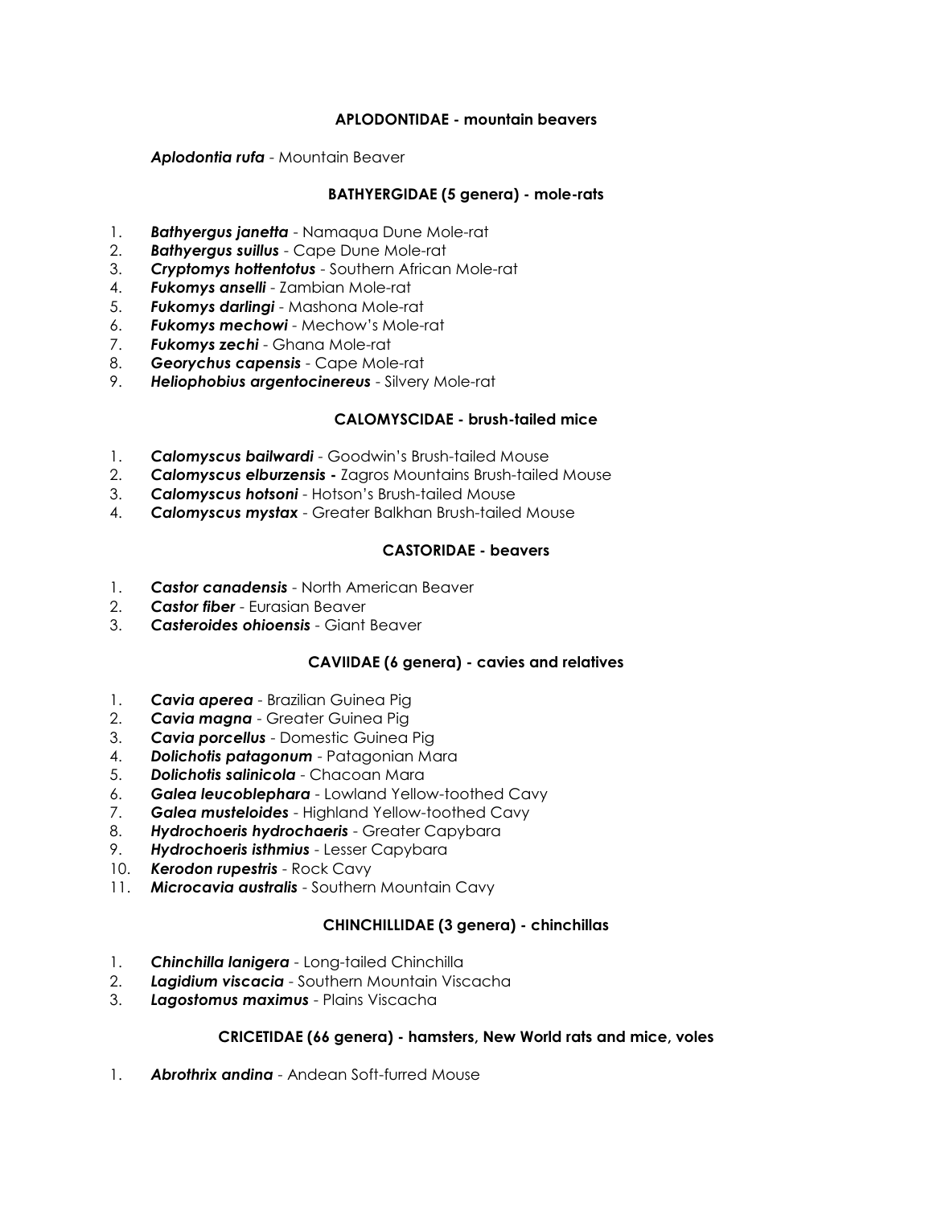### APLODONTIDAE - mountain beavers

***Aplodontia rufa*** - Mountain Beaver

### BATHYERGIDAE (5 genera) - mole-rats

1. ***Bathyergus janetta*** - Namaqua Dune Mole-rat
2. ***Bathyergus suillus*** - Cape Dune Mole-rat
3. ***Cryptomys hottentotus*** - Southern African Mole-rat
4. ***Fukomys anselli*** - Zambian Mole-rat
5. ***Fukomys darlingi*** - Mashona Mole-rat
6. ***Fukomys mechowi*** - Mechow's Mole-rat
7. ***Fukomys zechi*** - Ghana Mole-rat
8. ***Georychus capensis*** - Cape Mole-rat
9. ***Heliophobius argentocinereus*** - Silvery Mole-rat

### CALOMYSCIDAE - brush-tailed mice

1. ***Calomyscus bailwardi*** - Goodwin's Brush-tailed Mouse
2. ***Calomyscus elburzensis -*** Zagros Mountains Brush-tailed Mouse
3. ***Calomyscus hotsoni*** - Hotson's Brush-tailed Mouse
4. ***Calomyscus mystax*** - Greater Balkhan Brush-tailed Mouse

### CASTORIDAE - beavers

1. ***Castor canadensis*** - North American Beaver
2. ***Castor fiber*** - Eurasian Beaver
3. ***Casteroides ohioensis*** - Giant Beaver

### CAVIIDAE (6 genera) - cavies and relatives

1. ***Cavia aperea*** - Brazilian Guinea Pig
2. ***Cavia magna*** - Greater Guinea Pig
3. ***Cavia porcellus*** - Domestic Guinea Pig
4. ***Dolichotis patagonum*** - Patagonian Mara
5. ***Dolichotis salinicola*** - Chacoan Mara
6. ***Galea leucoblephara*** - Lowland Yellow-toothed Cavy
7. ***Galea musteloides*** - Highland Yellow-toothed Cavy
8. ***Hydrochoeris hydrochaeris*** - Greater Capybara
9. ***Hydrochoeris isthmius*** - Lesser Capybara
10. ***Kerodon rupestris*** - Rock Cavy
11. ***Microcavia australis*** - Southern Mountain Cavy

### CHINCHILLIDAE (3 genera) - chinchillas

1. ***Chinchilla lanigera*** - Long-tailed Chinchilla
2. ***Lagidium viscacia*** - Southern Mountain Viscacha
3. ***Lagostomus maximus*** - Plains Viscacha

### CRICETIDAE (66 genera) - hamsters, New World rats and mice, voles

1. ***Abrothrix andina*** - Andean Soft-furred Mouse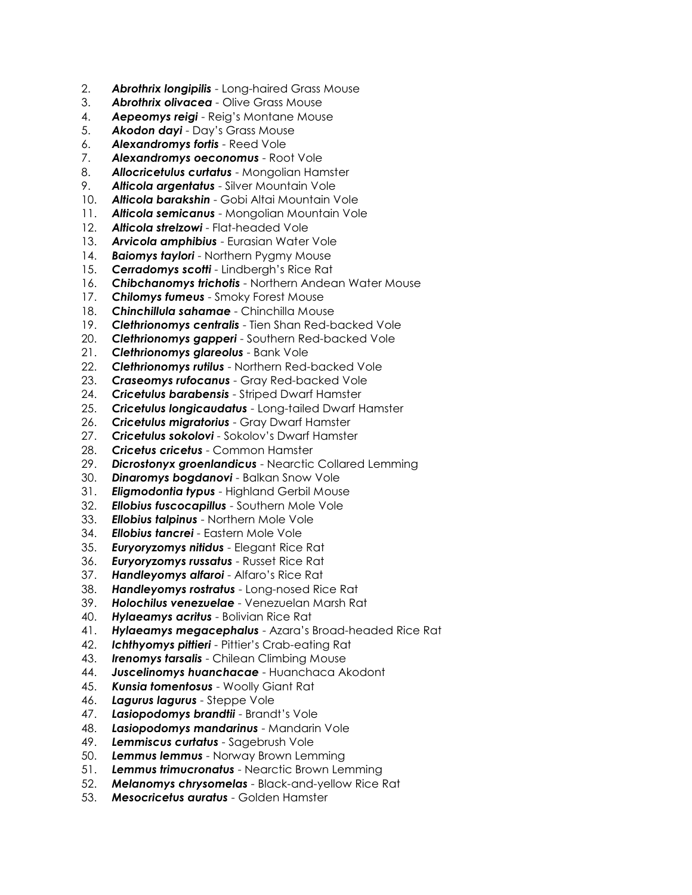2. ***Abrothrix longipilis*** - Long-haired Grass Mouse
3. ***Abrothrix olivacea*** - Olive Grass Mouse
4. ***Aepeomys reigi*** - Reig's Montane Mouse
5. ***Akodon dayi*** - Day's Grass Mouse
6. ***Alexandromys fortis*** - Reed Vole
7. ***Alexandromys oeconomus*** - Root Vole
8. ***Allocricetulus curtatus*** - Mongolian Hamster
9. ***Alticola argentatus*** - Silver Mountain Vole
10. ***Alticola barakshin*** - Gobi Altai Mountain Vole
11. ***Alticola semicanus*** - Mongolian Mountain Vole
12. ***Alticola strelzowi*** - Flat-headed Vole
13. ***Arvicola amphibius*** - Eurasian Water Vole
14. ***Baiomys taylori*** - Northern Pygmy Mouse
15. ***Cerradomys scotti*** - Lindbergh's Rice Rat
16. ***Chibchanomys trichotis*** - Northern Andean Water Mouse
17. ***Chilomys fumeus*** - Smoky Forest Mouse
18. ***Chinchillula sahamae*** - Chinchilla Mouse
19. ***Clethrionomys centralis*** - Tien Shan Red-backed Vole
20. ***Clethrionomys gapperi*** - Southern Red-backed Vole
21. ***Clethrionomys glareolus*** - Bank Vole
22. ***Clethrionomys rutilus*** - Northern Red-backed Vole
23. ***Craseomys rufocanus*** - Gray Red-backed Vole
24. ***Cricetulus barabensis*** - Striped Dwarf Hamster
25. ***Cricetulus longicaudatus*** - Long-tailed Dwarf Hamster
26. ***Cricetulus migratorius*** - Gray Dwarf Hamster
27. ***Cricetulus sokolovi*** - Sokolov's Dwarf Hamster
28. ***Cricetus cricetus*** - Common Hamster
29. ***Dicrostonyx groenlandicus*** - Nearctic Collared Lemming
30. ***Dinaromys bogdanovi*** - Balkan Snow Vole
31. ***Eligmodontia typus*** - Highland Gerbil Mouse
32. ***Ellobius fuscocapillus*** - Southern Mole Vole
33. ***Ellobius talpinus*** - Northern Mole Vole
34. ***Ellobius tancrei*** - Eastern Mole Vole
35. ***Euryoryzomys nitidus*** - Elegant Rice Rat
36. ***Euryoryzomys russatus*** - Russet Rice Rat
37. ***Handleyomys alfaroi*** - Alfaro's Rice Rat
38. ***Handleyomys rostratus*** - Long-nosed Rice Rat
39. ***Holochilus venezuelae*** - Venezuelan Marsh Rat
40. ***Hylaeamys acritus*** - Bolivian Rice Rat
41. ***Hylaeamys megacephalus*** - Azara's Broad-headed Rice Rat
42. ***Ichthyomys pittieri*** - Pittier's Crab-eating Rat
43. ***Irenomys tarsalis*** - Chilean Climbing Mouse
44. ***Juscelinomys huanchacae*** - Huanchaca Akodont
45. ***Kunsia tomentosus*** - Woolly Giant Rat
46. ***Lagurus lagurus*** - Steppe Vole
47. ***Lasiopodomys brandtii*** - Brandt's Vole
48. ***Lasiopodomys mandarinus*** - Mandarin Vole
49. ***Lemmiscus curtatus*** - Sagebrush Vole
50. ***Lemmus lemmus*** - Norway Brown Lemming
51. ***Lemmus trimucronatus*** - Nearctic Brown Lemming
52. ***Melanomys chrysomelas*** - Black-and-yellow Rice Rat
53. ***Mesocricetus auratus*** - Golden Hamster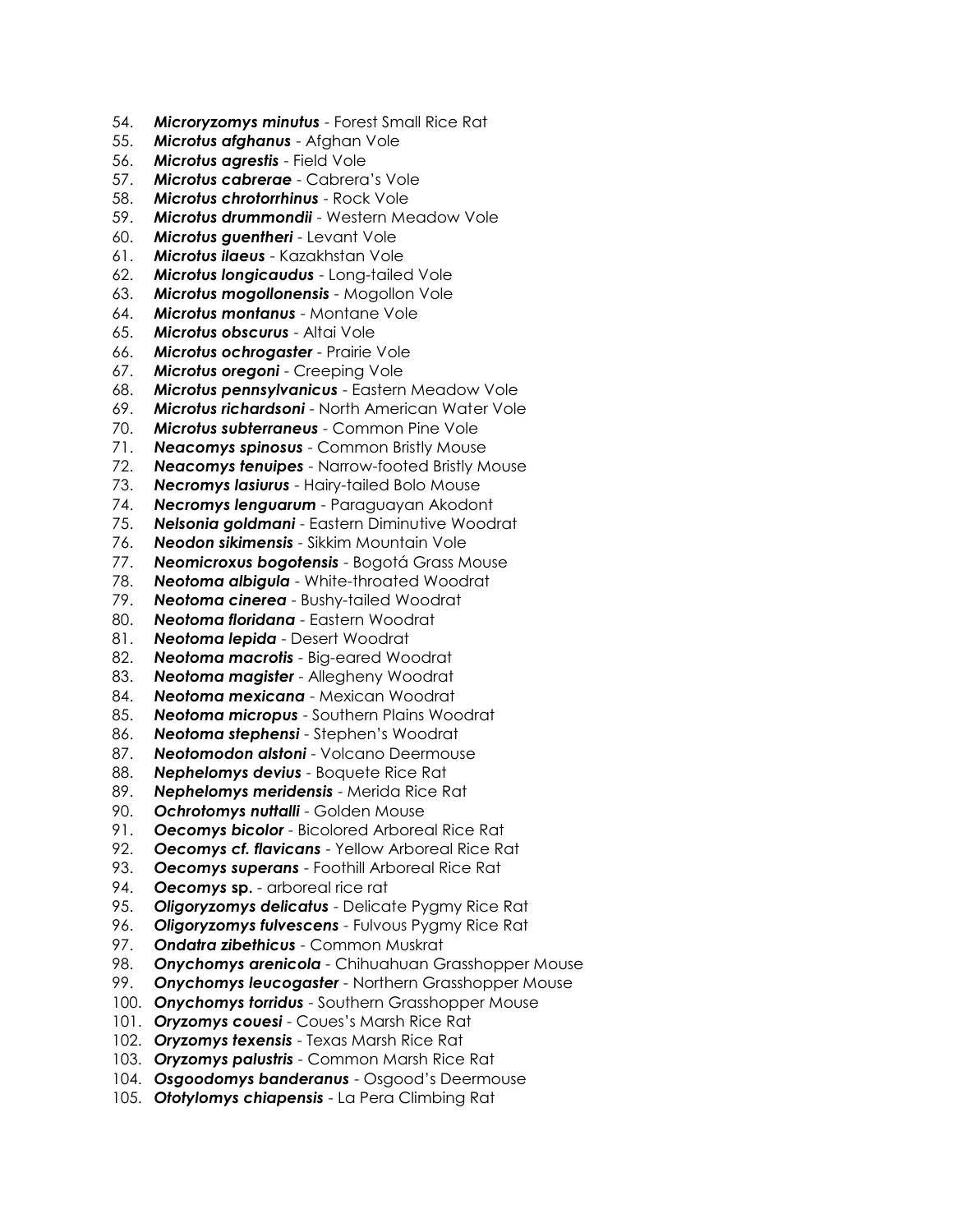54. ***Microryzomys minutus*** - Forest Small Rice Rat
55. ***Microtus afghanus*** - Afghan Vole
56. ***Microtus agrestis*** - Field Vole
57. ***Microtus cabrerae*** - Cabrera's Vole
58. ***Microtus chrotorrhinus*** - Rock Vole
59. ***Microtus drummondii*** - Western Meadow Vole
60. ***Microtus guentheri*** - Levant Vole
61. ***Microtus ilaeus*** - Kazakhstan Vole
62. ***Microtus longicaudus*** - Long-tailed Vole
63. ***Microtus mogollonensis*** - Mogollon Vole
64. ***Microtus montanus*** - Montane Vole
65. ***Microtus obscurus*** - Altai Vole
66. ***Microtus ochrogaster*** - Prairie Vole
67. ***Microtus oregoni*** - Creeping Vole
68. ***Microtus pennsylvanicus*** - Eastern Meadow Vole
69. ***Microtus richardsoni*** - North American Water Vole
70. ***Microtus subterraneus*** - Common Pine Vole
71. ***Neacomys spinosus*** - Common Bristly Mouse
72. ***Neacomys tenuipes*** - Narrow-footed Bristly Mouse
73. ***Necromys lasiurus*** - Hairy-tailed Bolo Mouse
74. ***Necromys lenguarum*** - Paraguayan Akodont
75. ***Nelsonia goldmani*** - Eastern Diminutive Woodrat
76. ***Neodon sikimensis*** - Sikkim Mountain Vole
77. ***Neomicroxus bogotensis*** - Bogotá Grass Mouse
78. ***Neotoma albigula*** - White-throated Woodrat
79. ***Neotoma cinerea*** - Bushy-tailed Woodrat
80. ***Neotoma floridana*** - Eastern Woodrat
81. ***Neotoma lepida*** - Desert Woodrat
82. ***Neotoma macrotis*** - Big-eared Woodrat
83. ***Neotoma magister*** - Allegheny Woodrat
84. ***Neotoma mexicana*** - Mexican Woodrat
85. ***Neotoma micropus*** - Southern Plains Woodrat
86. ***Neotoma stephensi*** - Stephen's Woodrat
87. ***Neotomodon alstoni*** - Volcano Deermouse
88. ***Nephelomys devius*** - Boquete Rice Rat
89. ***Nephelomys meridensis*** - Merida Rice Rat
90. ***Ochrotomys nuttalli*** - Golden Mouse
91. ***Oecomys bicolor*** - Bicolored Arboreal Rice Rat
92. ***Oecomys cf. flavicans*** - Yellow Arboreal Rice Rat
93. ***Oecomys superans*** - Foothill Arboreal Rice Rat
94. ***Oecomys* sp.** - arboreal rice rat
95. ***Oligoryzomys delicatus*** - Delicate Pygmy Rice Rat
96. ***Oligoryzomys fulvescens*** - Fulvous Pygmy Rice Rat
97. ***Ondatra zibethicus*** - Common Muskrat
98. ***Onychomys arenicola*** - Chihuahuan Grasshopper Mouse
99. ***Onychomys leucogaster*** - Northern Grasshopper Mouse
100. ***Onychomys torridus*** - Southern Grasshopper Mouse
101. ***Oryzomys couesi*** - Coues's Marsh Rice Rat
102. ***Oryzomys texensis*** - Texas Marsh Rice Rat
103. ***Oryzomys palustris*** - Common Marsh Rice Rat
104. ***Osgoodomys banderanus*** - Osgood's Deermouse
105. ***Ototylomys chiapensis*** - La Pera Climbing Rat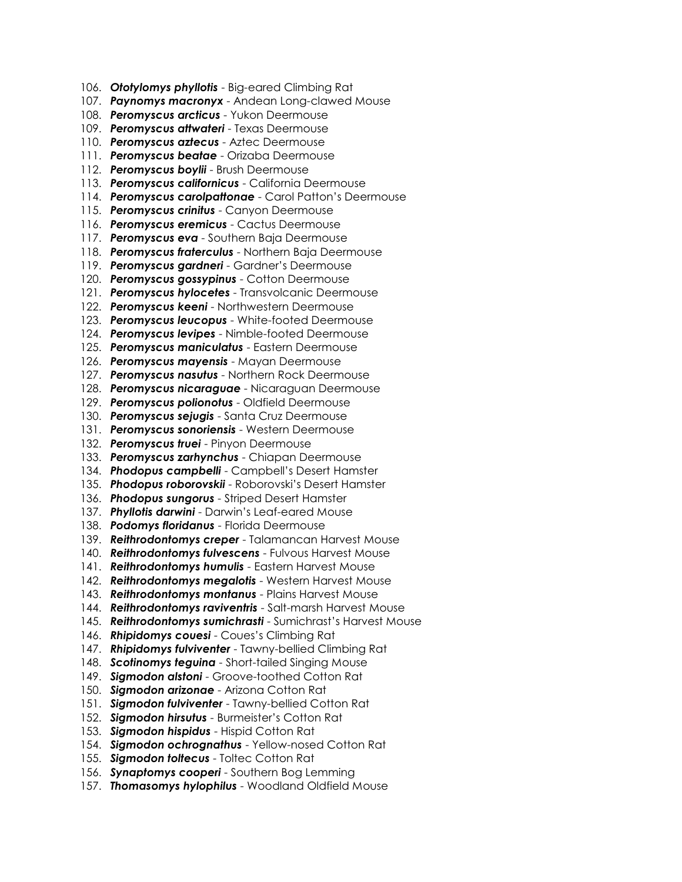106. ***Ototylomys phyllotis*** - Big-eared Climbing Rat
107. ***Paynomys macronyx*** - Andean Long-clawed Mouse
108. ***Peromyscus arcticus*** - Yukon Deermouse
109. ***Peromyscus attwateri*** - Texas Deermouse
110. ***Peromyscus aztecus*** - Aztec Deermouse
111. ***Peromyscus beatae*** - Orizaba Deermouse
112. ***Peromyscus boylii*** - Brush Deermouse
113. ***Peromyscus californicus*** - California Deermouse
114. ***Peromyscus carolpattonae*** - Carol Patton's Deermouse
115. ***Peromyscus crinitus*** - Canyon Deermouse
116. ***Peromyscus eremicus*** - Cactus Deermouse
117. ***Peromyscus eva*** - Southern Baja Deermouse
118. ***Peromyscus fraterculus*** - Northern Baja Deermouse
119. ***Peromyscus gardneri*** - Gardner's Deermouse
120. ***Peromyscus gossypinus*** - Cotton Deermouse
121. ***Peromyscus hylocetes*** - Transvolcanic Deermouse
122. ***Peromyscus keeni*** - Northwestern Deermouse
123. ***Peromyscus leucopus*** - White-footed Deermouse
124. ***Peromyscus levipes*** - Nimble-footed Deermouse
125. ***Peromyscus maniculatus*** - Eastern Deermouse
126. ***Peromyscus mayensis*** - Mayan Deermouse
127. ***Peromyscus nasutus*** - Northern Rock Deermouse
128. ***Peromyscus nicaraguae*** - Nicaraguan Deermouse
129. ***Peromyscus polionotus*** - Oldfield Deermouse
130. ***Peromyscus sejugis*** - Santa Cruz Deermouse
131. ***Peromyscus sonoriensis*** - Western Deermouse
132. ***Peromyscus truei*** - Pinyon Deermouse
133. ***Peromyscus zarhynchus*** - Chiapan Deermouse
134. ***Phodopus campbelli*** - Campbell's Desert Hamster
135. ***Phodopus roborovskii*** - Roborovski's Desert Hamster
136. ***Phodopus sungorus*** - Striped Desert Hamster
137. ***Phyllotis darwini*** - Darwin's Leaf-eared Mouse
138. ***Podomys floridanus*** - Florida Deermouse
139. ***Reithrodontomys creper*** - Talamancan Harvest Mouse
140. ***Reithrodontomys fulvescens*** - Fulvous Harvest Mouse
141. ***Reithrodontomys humulis*** - Eastern Harvest Mouse
142. ***Reithrodontomys megalotis*** - Western Harvest Mouse
143. ***Reithrodontomys montanus*** - Plains Harvest Mouse
144. ***Reithrodontomys raviventris*** - Salt-marsh Harvest Mouse
145. ***Reithrodontomys sumichrasti*** - Sumichrast's Harvest Mouse
146. ***Rhipidomys couesi*** - Coues's Climbing Rat
147. ***Rhipidomys fulviventer*** - Tawny-bellied Climbing Rat
148. ***Scotinomys teguina*** - Short-tailed Singing Mouse
149. ***Sigmodon alstoni*** - Groove-toothed Cotton Rat
150. ***Sigmodon arizonae*** - Arizona Cotton Rat
151. ***Sigmodon fulviventer*** - Tawny-bellied Cotton Rat
152. ***Sigmodon hirsutus*** - Burmeister's Cotton Rat
153. ***Sigmodon hispidus*** - Hispid Cotton Rat
154. ***Sigmodon ochrognathus*** - Yellow-nosed Cotton Rat
155. ***Sigmodon toltecus*** - Toltec Cotton Rat
156. ***Synaptomys cooperi*** - Southern Bog Lemming
157. ***Thomasomys hylophilus*** - Woodland Oldfield Mouse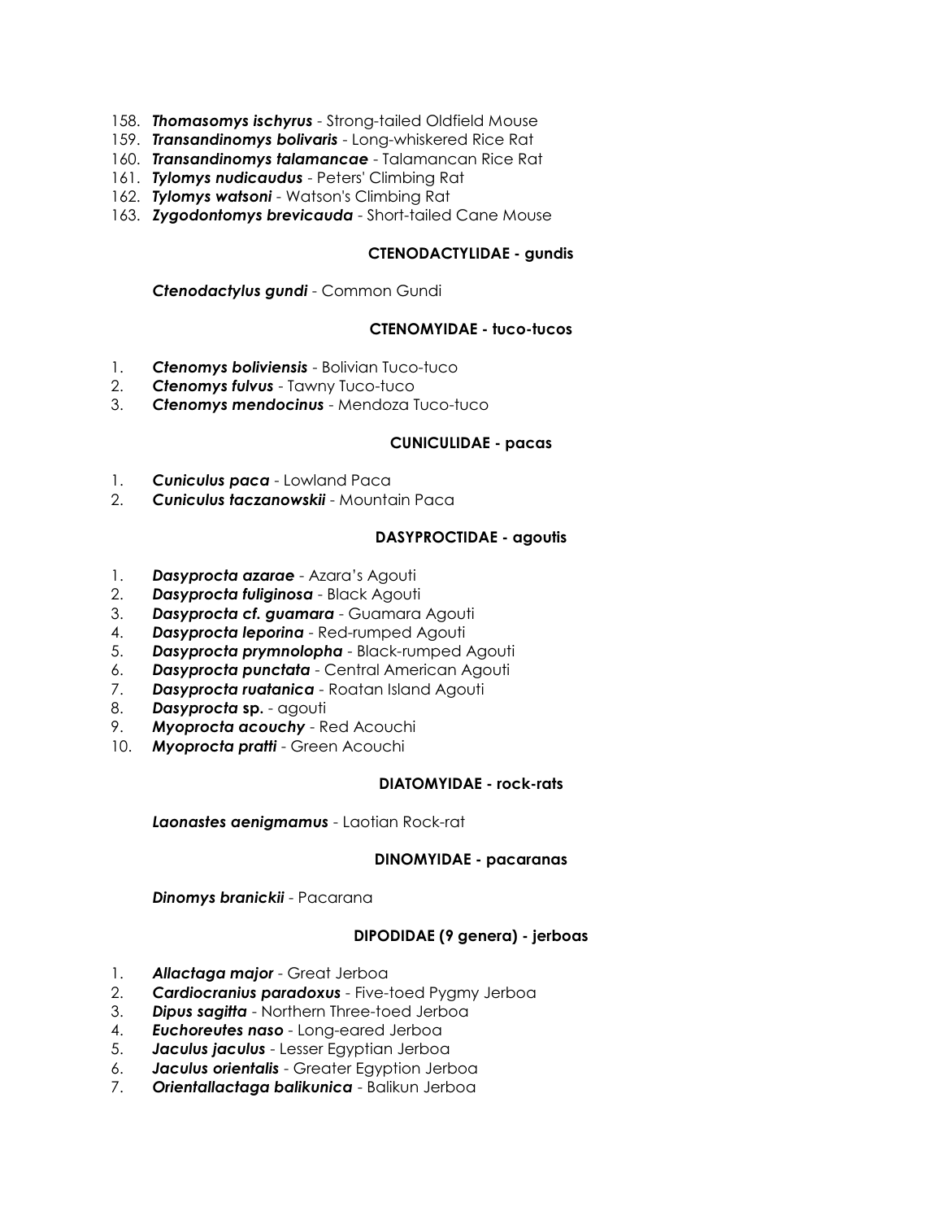158. ***Thomasomys ischyrus*** - Strong-tailed Oldfield Mouse
159. ***Transandinomys bolivaris*** - Long-whiskered Rice Rat
160. ***Transandinomys talamancae*** - Talamancan Rice Rat
161. ***Tylomys nudicaudus*** - Peters' Climbing Rat
162. ***Tylomys watsoni*** - Watson's Climbing Rat
163. ***Zygodontomys brevicauda*** - Short-tailed Cane Mouse

**CTENODACTYLIDAE - gundis**

***Ctenodactylus gundi*** - Common Gundi

**CTENOMYIDAE - tuco-tucos**

1. ***Ctenomys boliviensis*** - Bolivian Tuco-tuco
2. ***Ctenomys fulvus*** - Tawny Tuco-tuco
3. ***Ctenomys mendocinus*** - Mendoza Tuco-tuco

**CUNICULIDAE - pacas**

1. ***Cuniculus paca*** - Lowland Paca
2. ***Cuniculus taczanowskii*** - Mountain Paca

**DASYPROCTIDAE - agoutis**

1. ***Dasyprocta azarae*** - Azara's Agouti
2. ***Dasyprocta fuliginosa*** - Black Agouti
3. ***Dasyprocta cf. guamara*** - Guamara Agouti
4. ***Dasyprocta leporina*** - Red-rumped Agouti
5. ***Dasyprocta prymnolopha*** - Black-rumped Agouti
6. ***Dasyprocta punctata*** - Central American Agouti
7. ***Dasyprocta ruatanica*** - Roatan Island Agouti
8. ***Dasyprocta* sp.** - agouti
9. ***Myoprocta acouchy*** - Red Acouchi
10. ***Myoprocta pratti*** - Green Acouchi

**DIATOMYIDAE - rock-rats**

***Laonastes aenigmamus*** - Laotian Rock-rat

**DINOMYIDAE - pacaranas**

***Dinomys branickii*** - Pacarana

**DIPODIDAE (9 genera) - jerboas**

1. ***Allactaga major*** - Great Jerboa
2. ***Cardiocranius paradoxus*** - Five-toed Pygmy Jerboa
3. ***Dipus sagitta*** - Northern Three-toed Jerboa
4. ***Euchoreutes naso*** - Long-eared Jerboa
5. ***Jaculus jaculus*** - Lesser Egyptian Jerboa
6. ***Jaculus orientalis*** - Greater Egyption Jerboa
7. ***Orientallactaga balikunica*** - Balikun Jerboa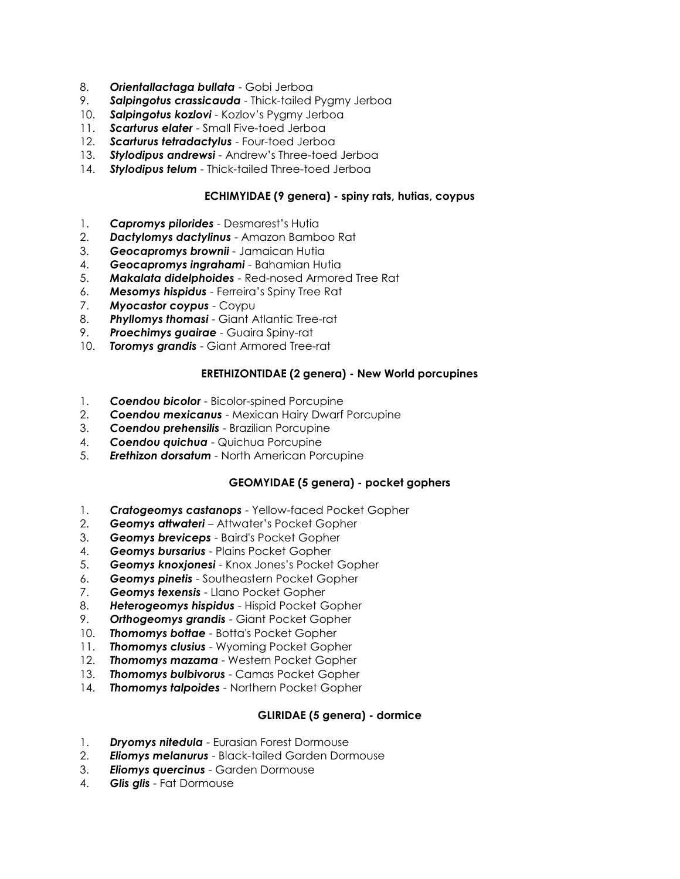8. ***Orientallactaga bullata*** - Gobi Jerboa
9. ***Salpingotus crassicauda*** - Thick-tailed Pygmy Jerboa
10. ***Salpingotus kozlovi*** - Kozlov's Pygmy Jerboa
11. ***Scarturus elater*** - Small Five-toed Jerboa
12. ***Scarturus tetradactylus*** - Four-toed Jerboa
13. ***Stylodipus andrewsi*** - Andrew's Three-toed Jerboa
14. ***Stylodipus telum*** - Thick-tailed Three-toed Jerboa

**ECHIMYIDAE (9 genera) - spiny rats, hutias, coypus**

1. ***Capromys pilorides*** - Desmarest's Hutia
2. ***Dactylomys dactylinus*** - Amazon Bamboo Rat
3. ***Geocapromys brownii*** - Jamaican Hutia
4. ***Geocapromys ingrahami*** - Bahamian Hutia
5. ***Makalata didelphoides*** - Red-nosed Armored Tree Rat
6. ***Mesomys hispidus*** - Ferreira's Spiny Tree Rat
7. ***Myocastor coypus*** - Coypu
8. ***Phyllomys thomasi*** - Giant Atlantic Tree-rat
9. ***Proechimys guairae*** - Guaira Spiny-rat
10. ***Toromys grandis*** - Giant Armored Tree-rat

**ERETHIZONTIDAE (2 genera) - New World porcupines**

1. ***Coendou bicolor*** - Bicolor-spined Porcupine
2. ***Coendou mexicanus*** - Mexican Hairy Dwarf Porcupine
3. ***Coendou prehensilis*** - Brazilian Porcupine
4. ***Coendou quichua*** - Quichua Porcupine
5. ***Erethizon dorsatum*** - North American Porcupine

**GEOMYIDAE (5 genera) - pocket gophers**

1. ***Cratogeomys castanops*** - Yellow-faced Pocket Gopher
2. ***Geomys attwateri*** – Attwater's Pocket Gopher
3. ***Geomys breviceps*** - Baird's Pocket Gopher
4. ***Geomys bursarius*** - Plains Pocket Gopher
5. ***Geomys knoxjonesi*** - Knox Jones's Pocket Gopher
6. ***Geomys pinetis*** - Southeastern Pocket Gopher
7. ***Geomys texensis*** - Llano Pocket Gopher
8. ***Heterogeomys hispidus*** - Hispid Pocket Gopher
9. ***Orthogeomys grandis*** - Giant Pocket Gopher
10. ***Thomomys bottae*** - Botta's Pocket Gopher
11. ***Thomomys clusius*** - Wyoming Pocket Gopher
12. ***Thomomys mazama*** - Western Pocket Gopher
13. ***Thomomys bulbivorus*** - Camas Pocket Gopher
14. ***Thomomys talpoides*** - Northern Pocket Gopher

**GLIRIDAE (5 genera) - dormice**

1. ***Dryomys nitedula*** - Eurasian Forest Dormouse
2. ***Eliomys melanurus*** - Black-tailed Garden Dormouse
3. ***Eliomys quercinus*** - Garden Dormouse
4. ***Glis glis*** - Fat Dormouse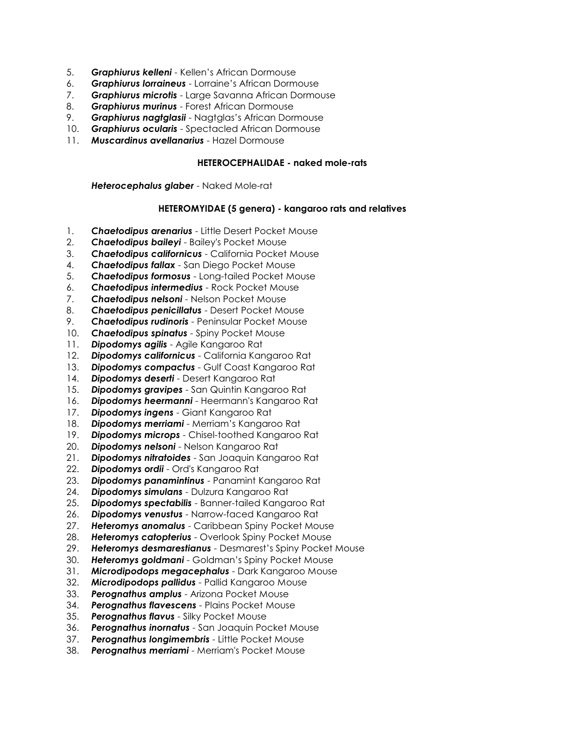5. ***Graphiurus kelleni*** - Kellen's African Dormouse
6. ***Graphiurus lorraineus*** - Lorraine's African Dormouse
7. ***Graphiurus microtis*** - Large Savanna African Dormouse
8. ***Graphiurus murinus*** - Forest African Dormouse
9. ***Graphiurus nagtglasii*** - Nagtglas's African Dormouse
10. ***Graphiurus ocularis*** - Spectacled African Dormouse
11. ***Muscardinus avellanarius*** - Hazel Dormouse

**HETEROCEPHALIDAE - naked mole-rats**

***Heterocephalus glaber*** - Naked Mole-rat

**HETEROMYIDAE (5 genera) - kangaroo rats and relatives**

1. ***Chaetodipus arenarius*** - Little Desert Pocket Mouse
2. ***Chaetodipus baileyi*** - Bailey's Pocket Mouse
3. ***Chaetodipus californicus*** - California Pocket Mouse
4. ***Chaetodipus fallax*** - San Diego Pocket Mouse
5. ***Chaetodipus formosus*** - Long-tailed Pocket Mouse
6. ***Chaetodipus intermedius*** - Rock Pocket Mouse
7. ***Chaetodipus nelsoni*** - Nelson Pocket Mouse
8. ***Chaetodipus penicillatus*** - Desert Pocket Mouse
9. ***Chaetodipus rudinoris*** - Peninsular Pocket Mouse
10. ***Chaetodipus spinatus*** - Spiny Pocket Mouse
11. ***Dipodomys agilis*** - Agile Kangaroo Rat
12. ***Dipodomys californicus*** - California Kangaroo Rat
13. ***Dipodomys compactus*** - Gulf Coast Kangaroo Rat
14. ***Dipodomys deserti*** - Desert Kangaroo Rat
15. ***Dipodomys gravipes*** - San Quintin Kangaroo Rat
16. ***Dipodomys heermanni*** - Heermann's Kangaroo Rat
17. ***Dipodomys ingens*** - Giant Kangaroo Rat
18. ***Dipodomys merriami*** - Merriam's Kangaroo Rat
19. ***Dipodomys microps*** - Chisel-toothed Kangaroo Rat
20. ***Dipodomys nelsoni*** - Nelson Kangaroo Rat
21. ***Dipodomys nitratoides*** - San Joaquin Kangaroo Rat
22. ***Dipodomys ordii*** - Ord's Kangaroo Rat
23. ***Dipodomys panamintinus*** - Panamint Kangaroo Rat
24. ***Dipodomys simulans*** - Dulzura Kangaroo Rat
25. ***Dipodomys spectabilis*** - Banner-tailed Kangaroo Rat
26. ***Dipodomys venustus*** - Narrow-faced Kangaroo Rat
27. ***Heteromys anomalus*** - Caribbean Spiny Pocket Mouse
28. ***Heteromys catopterius*** - Overlook Spiny Pocket Mouse
29. ***Heteromys desmarestianus*** - Desmarest's Spiny Pocket Mouse
30. ***Heteromys goldmani*** - Goldman's Spiny Pocket Mouse
31. ***Microdipodops megacephalus*** - Dark Kangaroo Mouse
32. ***Microdipodops pallidus*** - Pallid Kangaroo Mouse
33. ***Perognathus amplus*** - Arizona Pocket Mouse
34. ***Perognathus flavescens*** - Plains Pocket Mouse
35. ***Perognathus flavus*** - Silky Pocket Mouse
36. ***Perognathus inornatus*** - San Joaquin Pocket Mouse
37. ***Perognathus longimembris*** - Little Pocket Mouse
38. ***Perognathus merriami*** - Merriam's Pocket Mouse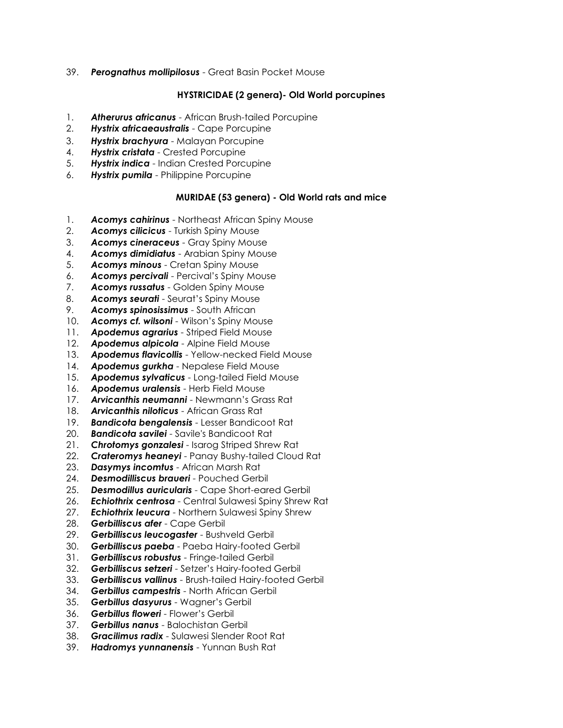39. ***Perognathus mollipilosus*** - Great Basin Pocket Mouse

**HYSTRICIDAE (2 genera)- Old World porcupines**

1. ***Atherurus africanus*** - African Brush-tailed Porcupine
2. ***Hystrix africaeaustralis*** - Cape Porcupine
3. ***Hystrix brachyura*** - Malayan Porcupine
4. ***Hystrix cristata*** - Crested Porcupine
5. ***Hystrix indica*** - Indian Crested Porcupine
6. ***Hystrix pumila*** - Philippine Porcupine

**MURIDAE (53 genera) - Old World rats and mice**

1. ***Acomys cahirinus*** - Northeast African Spiny Mouse
2. ***Acomys cilicicus*** - Turkish Spiny Mouse
3. ***Acomys cineraceus*** - Gray Spiny Mouse
4. ***Acomys dimidiatus*** - Arabian Spiny Mouse
5. ***Acomys minous*** - Cretan Spiny Mouse
6. ***Acomys percivali*** - Percival's Spiny Mouse
7. ***Acomys russatus*** - Golden Spiny Mouse
8. ***Acomys seurati*** - Seurat's Spiny Mouse
9. ***Acomys spinosissimus*** - South African
10. ***Acomys cf. wilsoni*** - Wilson's Spiny Mouse
11. ***Apodemus agrarius*** - Striped Field Mouse
12. ***Apodemus alpicola*** - Alpine Field Mouse
13. ***Apodemus flavicollis*** - Yellow-necked Field Mouse
14. ***Apodemus gurkha*** - Nepalese Field Mouse
15. ***Apodemus sylvaticus*** - Long-tailed Field Mouse
16. ***Apodemus uralensis*** - Herb Field Mouse
17. ***Arvicanthis neumanni*** - Newmann's Grass Rat
18. ***Arvicanthis niloticus*** - African Grass Rat
19. ***Bandicota bengalensis*** - Lesser Bandicoot Rat
20. ***Bandicota savilei*** - Savile's Bandicoot Rat
21. ***Chrotomys gonzalesi*** - Isarog Striped Shrew Rat
22. ***Crateromys heaneyi*** - Panay Bushy-tailed Cloud Rat
23. ***Dasymys incomtus*** - African Marsh Rat
24. ***Desmodilliscus braueri*** - Pouched Gerbil
25. ***Desmodillus auricularis*** - Cape Short-eared Gerbil
26. ***Echiothrix centrosa*** - Central Sulawesi Spiny Shrew Rat
27. ***Echiothrix leucura*** - Northern Sulawesi Spiny Shrew
28. ***Gerbilliscus afer*** - Cape Gerbil
29. ***Gerbilliscus leucogaster*** - Bushveld Gerbil
30. ***Gerbilliscus paeba*** - Paeba Hairy-footed Gerbil
31. ***Gerbilliscus robustus*** - Fringe-tailed Gerbil
32. ***Gerbilliscus setzeri*** - Setzer's Hairy-footed Gerbil
33. ***Gerbilliscus vallinus*** - Brush-tailed Hairy-footed Gerbil
34. ***Gerbillus campestris*** - North African Gerbil
35. ***Gerbillus dasyurus*** - Wagner's Gerbil
36. ***Gerbillus floweri*** - Flower's Gerbil
37. ***Gerbillus nanus*** - Balochistan Gerbil
38. ***Gracilimus radix*** - Sulawesi Slender Root Rat
39. ***Hadromys yunnanensis*** - Yunnan Bush Rat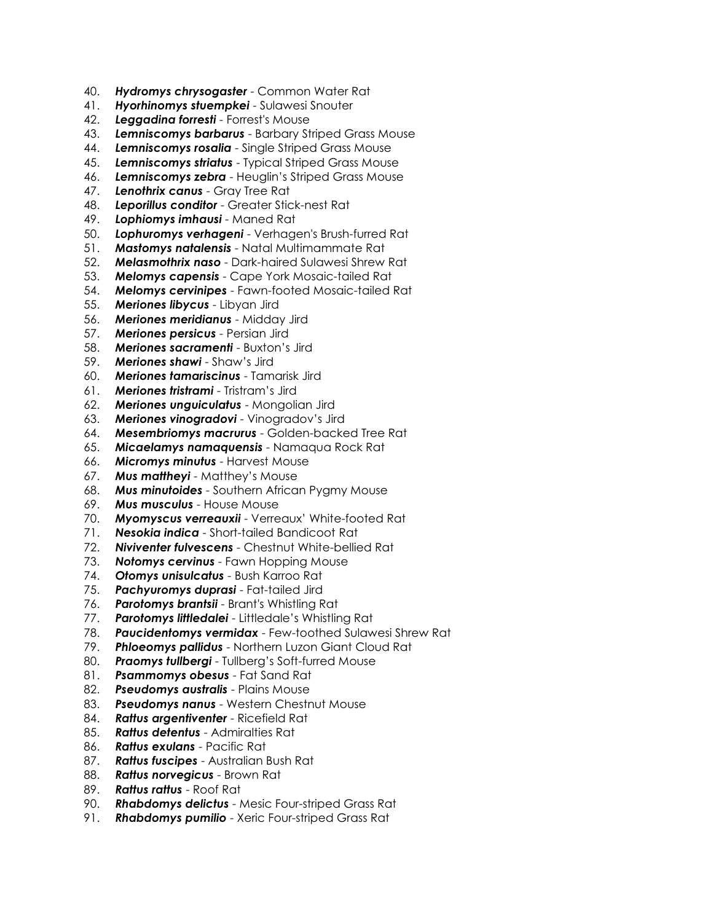40. ***Hydromys chrysogaster*** - Common Water Rat
41. ***Hyorhinomys stuempkei*** - Sulawesi Snouter
42. ***Leggadina forresti*** - Forrest's Mouse
43. ***Lemniscomys barbarus*** - Barbary Striped Grass Mouse
44. ***Lemniscomys rosalia*** - Single Striped Grass Mouse
45. ***Lemniscomys striatus*** - Typical Striped Grass Mouse
46. ***Lemniscomys zebra*** - Heuglin's Striped Grass Mouse
47. ***Lenothrix canus*** - Gray Tree Rat
48. ***Leporillus conditor*** - Greater Stick-nest Rat
49. ***Lophiomys imhausi*** - Maned Rat
50. ***Lophuromys verhageni*** - Verhagen's Brush-furred Rat
51. ***Mastomys natalensis*** - Natal Multimammate Rat
52. ***Melasmothrix naso*** - Dark-haired Sulawesi Shrew Rat
53. ***Melomys capensis*** - Cape York Mosaic-tailed Rat
54. ***Melomys cervinipes*** - Fawn-footed Mosaic-tailed Rat
55. ***Meriones libycus*** - Libyan Jird
56. ***Meriones meridianus*** - Midday Jird
57. ***Meriones persicus*** - Persian Jird
58. ***Meriones sacramenti*** - Buxton's Jird
59. ***Meriones shawi*** - Shaw's Jird
60. ***Meriones tamariscinus*** - Tamarisk Jird
61. ***Meriones tristrami*** - Tristram's Jird
62. ***Meriones unguiculatus*** - Mongolian Jird
63. ***Meriones vinogradovi*** - Vinogradov's Jird
64. ***Mesembriomys macrurus*** - Golden-backed Tree Rat
65. ***Micaelamys namaquensis*** - Namaqua Rock Rat
66. ***Micromys minutus*** - Harvest Mouse
67. ***Mus mattheyi*** - Matthey's Mouse
68. ***Mus minutoides*** - Southern African Pygmy Mouse
69. ***Mus musculus*** - House Mouse
70. ***Myomyscus verreauxii*** - Verreaux' White-footed Rat
71. ***Nesokia indica*** - Short-tailed Bandicoot Rat
72. ***Niviventer fulvescens*** - Chestnut White-bellied Rat
73. ***Notomys cervinus*** - Fawn Hopping Mouse
74. ***Otomys unisulcatus*** - Bush Karroo Rat
75. ***Pachyuromys duprasi*** - Fat-tailed Jird
76. ***Parotomys brantsii*** - Brant's Whistling Rat
77. ***Parotomys littledalei*** - Littledale's Whistling Rat
78. ***Paucidentomys vermidax*** - Few-toothed Sulawesi Shrew Rat
79. ***Phloeomys pallidus*** - Northern Luzon Giant Cloud Rat
80. ***Praomys tullbergi*** - Tullberg's Soft-furred Mouse
81. ***Psammomys obesus*** - Fat Sand Rat
82. ***Pseudomys australis*** - Plains Mouse
83. ***Pseudomys nanus*** - Western Chestnut Mouse
84. ***Rattus argentiventer*** - Ricefield Rat
85. ***Rattus detentus*** - Admiralties Rat
86. ***Rattus exulans*** - Pacific Rat
87. ***Rattus fuscipes*** - Australian Bush Rat
88. ***Rattus norvegicus*** - Brown Rat
89. ***Rattus rattus*** - Roof Rat
90. ***Rhabdomys delictus*** - Mesic Four-striped Grass Rat
91. ***Rhabdomys pumilio*** - Xeric Four-striped Grass Rat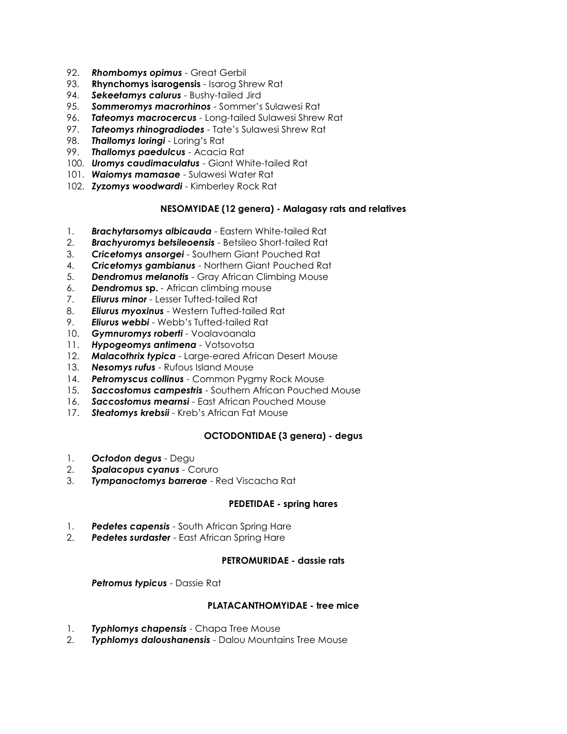92. ***Rhombomys opimus*** - Great Gerbil
93. **Rhynchomys isarogensis** - Isarog Shrew Rat
94. ***Sekeetamys calurus*** - Bushy-tailed Jird
95. ***Sommeromys macrorhinos*** - Sommer's Sulawesi Rat
96. ***Tateomys macrocercus*** - Long-tailed Sulawesi Shrew Rat
97. ***Tateomys rhinogradiodes*** - Tate's Sulawesi Shrew Rat
98. ***Thallomys loringi*** - Loring's Rat
99. ***Thallomys paedulcus*** - Acacia Rat
100. ***Uromys caudimaculatus*** - Giant White-tailed Rat
101. ***Waiomys mamasae*** - Sulawesi Water Rat
102. ***Zyzomys woodwardi*** - Kimberley Rock Rat

**NESOMYIDAE (12 genera) - Malagasy rats and relatives**

1. ***Brachytarsomys albicauda*** - Eastern White-tailed Rat
2. ***Brachyuromys betsileoensis*** - Betsileo Short-tailed Rat
3. ***Cricetomys ansorgei*** - Southern Giant Pouched Rat
4. ***Cricetomys gambianus*** - Northern Giant Pouched Rat
5. ***Dendromus melanotis*** - Gray African Climbing Mouse
6. ***Dendromus* sp.** - African climbing mouse
7. ***Eliurus minor*** - Lesser Tufted-tailed Rat
8. ***Eliurus myoxinus*** - Western Tufted-tailed Rat
9. ***Eliurus webbi*** - Webb's Tufted-tailed Rat
10. ***Gymnuromys roberti*** - Voalavoanala
11. ***Hypogeomys antimena*** - Votsovotsa
12. ***Malacothrix typica*** - Large-eared African Desert Mouse
13. ***Nesomys rufus*** - Rufous Island Mouse
14. ***Petromyscus collinus*** - Common Pygmy Rock Mouse
15. ***Saccostomus campestris*** - Southern African Pouched Mouse
16. ***Saccostomus mearnsi*** - East African Pouched Mouse
17. ***Steatomys krebsii*** - Kreb's African Fat Mouse

**OCTODONTIDAE (3 genera) - degus**

1. ***Octodon degus*** - Degu
2. ***Spalacopus cyanus*** - Coruro
3. ***Tympanoctomys barrerae*** - Red Viscacha Rat

**PEDETIDAE - spring hares**

1. ***Pedetes capensis*** - South African Spring Hare
2. ***Pedetes surdaster*** - East African Spring Hare

**PETROMURIDAE - dassie rats**

***Petromus typicus*** - Dassie Rat

**PLATACANTHOMYIDAE - tree mice**

1. ***Typhlomys chapensis*** - Chapa Tree Mouse
2. ***Typhlomys daloushanensis*** - Dalou Mountains Tree Mouse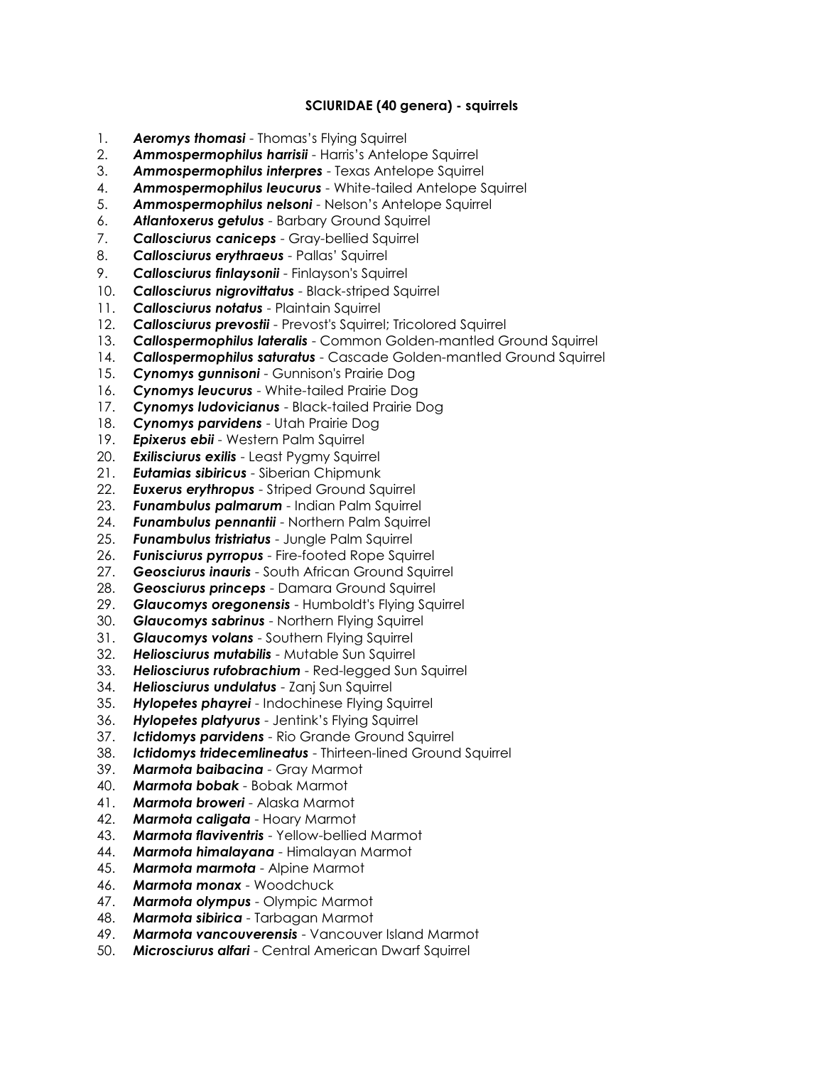**SCIURIDAE (40 genera) - squirrels**

1. ***Aeromys thomasi*** - Thomas's Flying Squirrel
2. ***Ammospermophilus harrisii*** - Harris's Antelope Squirrel
3. ***Ammospermophilus interpres*** - Texas Antelope Squirrel
4. ***Ammospermophilus leucurus*** - White-tailed Antelope Squirrel
5. ***Ammospermophilus nelsoni*** - Nelson's Antelope Squirrel
6. ***Atlantoxerus getulus*** - Barbary Ground Squirrel
7. ***Callosciurus caniceps*** - Gray-bellied Squirrel
8. ***Callosciurus erythraeus*** - Pallas' Squirrel
9. ***Callosciurus finlaysonii*** - Finlayson's Squirrel
10. ***Callosciurus nigrovittatus*** - Black-striped Squirrel
11. ***Callosciurus notatus*** - Plaintain Squirrel
12. ***Callosciurus prevostii*** - Prevost's Squirrel; Tricolored Squirrel
13. ***Callospermophilus lateralis*** - Common Golden-mantled Ground Squirrel
14. ***Callospermophilus saturatus*** - Cascade Golden-mantled Ground Squirrel
15. ***Cynomys gunnisoni*** - Gunnison's Prairie Dog
16. ***Cynomys leucurus*** - White-tailed Prairie Dog
17. ***Cynomys ludovicianus*** - Black-tailed Prairie Dog
18. ***Cynomys parvidens*** - Utah Prairie Dog
19. ***Epixerus ebii*** - Western Palm Squirrel
20. ***Exilisciurus exilis*** - Least Pygmy Squirrel
21. ***Eutamias sibiricus*** - Siberian Chipmunk
22. ***Euxerus erythropus*** - Striped Ground Squirrel
23. ***Funambulus palmarum*** - Indian Palm Squirrel
24. ***Funambulus pennantii*** - Northern Palm Squirrel
25. ***Funambulus tristriatus*** - Jungle Palm Squirrel
26. ***Funisciurus pyrropus*** - Fire-footed Rope Squirrel
27. ***Geosciurus inauris*** - South African Ground Squirrel
28. ***Geosciurus princeps*** - Damara Ground Squirrel
29. ***Glaucomys oregonensis*** - Humboldt's Flying Squirrel
30. ***Glaucomys sabrinus*** - Northern Flying Squirrel
31. ***Glaucomys volans*** - Southern Flying Squirrel
32. ***Heliosciurus mutabilis*** - Mutable Sun Squirrel
33. ***Heliosciurus rufobrachium*** - Red-legged Sun Squirrel
34. ***Heliosciurus undulatus*** - Zanj Sun Squirrel
35. ***Hylopetes phayrei*** - Indochinese Flying Squirrel
36. ***Hylopetes platyurus*** - Jentink's Flying Squirrel
37. ***Ictidomys parvidens*** - Rio Grande Ground Squirrel
38. ***Ictidomys tridecemlineatus*** - Thirteen-lined Ground Squirrel
39. ***Marmota baibacina*** - Gray Marmot
40. ***Marmota bobak*** - Bobak Marmot
41. ***Marmota broweri*** - Alaska Marmot
42. ***Marmota caligata*** - Hoary Marmot
43. ***Marmota flaviventris*** - Yellow-bellied Marmot
44. ***Marmota himalayana*** - Himalayan Marmot
45. ***Marmota marmota*** - Alpine Marmot
46. ***Marmota monax*** - Woodchuck
47. ***Marmota olympus*** - Olympic Marmot
48. ***Marmota sibirica*** - Tarbagan Marmot
49. ***Marmota vancouverensis*** - Vancouver Island Marmot
50. ***Microsciurus alfari*** - Central American Dwarf Squirrel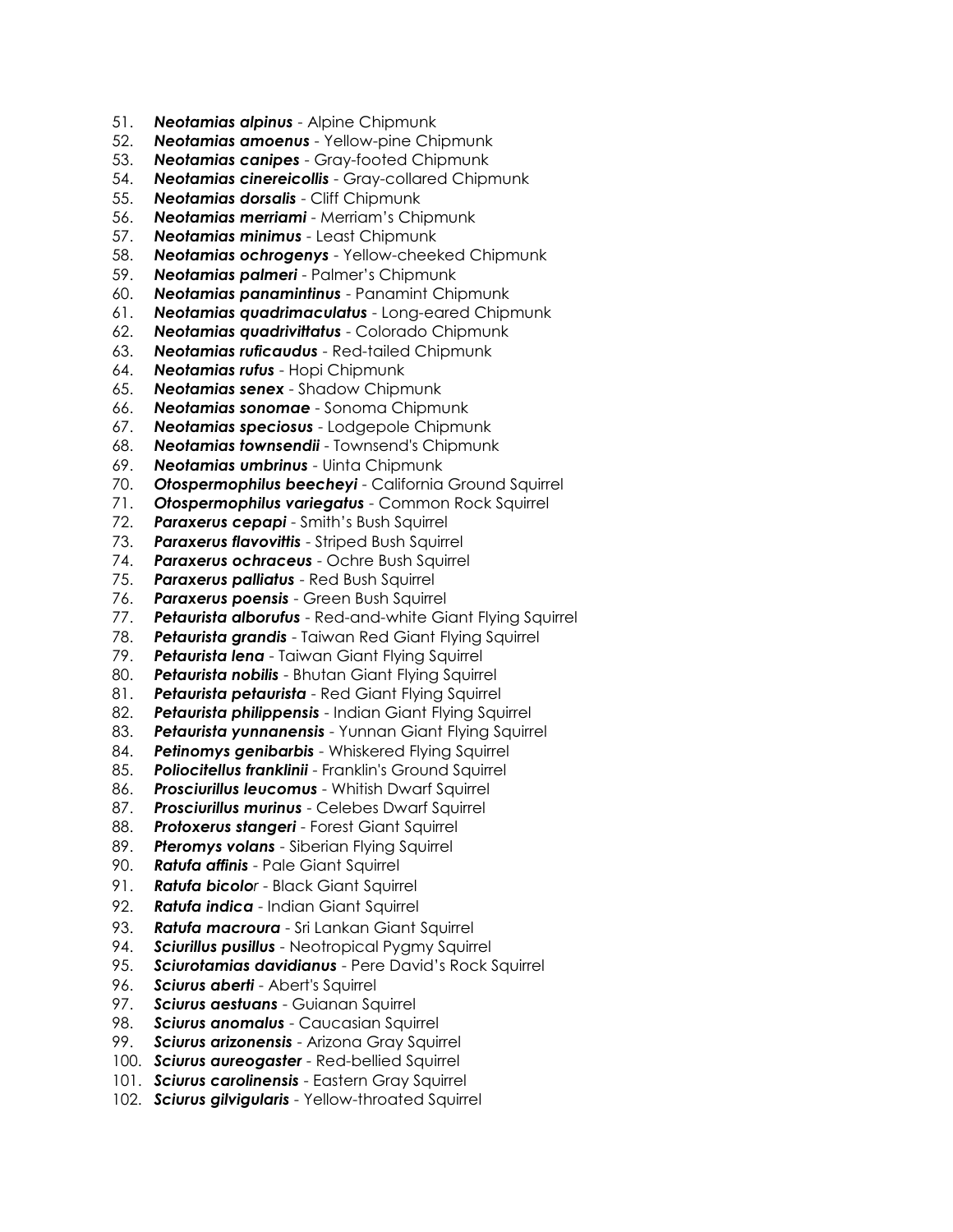51. ***Neotamias alpinus*** - Alpine Chipmunk
52. ***Neotamias amoenus*** - Yellow-pine Chipmunk
53. ***Neotamias canipes*** - Gray-footed Chipmunk
54. ***Neotamias cinereicollis*** - Gray-collared Chipmunk
55. ***Neotamias dorsalis*** - Cliff Chipmunk
56. ***Neotamias merriami*** - Merriam's Chipmunk
57. ***Neotamias minimus*** - Least Chipmunk
58. ***Neotamias ochrogenys*** - Yellow-cheeked Chipmunk
59. ***Neotamias palmeri*** - Palmer's Chipmunk
60. ***Neotamias panamintinus*** - Panamint Chipmunk
61. ***Neotamias quadrimaculatus*** - Long-eared Chipmunk
62. ***Neotamias quadrivittatus*** - Colorado Chipmunk
63. ***Neotamias ruficaudus*** - Red-tailed Chipmunk
64. ***Neotamias rufus*** - Hopi Chipmunk
65. ***Neotamias senex*** - Shadow Chipmunk
66. ***Neotamias sonomae*** - Sonoma Chipmunk
67. ***Neotamias speciosus*** - Lodgepole Chipmunk
68. ***Neotamias townsendii*** - Townsend's Chipmunk
69. ***Neotamias umbrinus*** - Uinta Chipmunk
70. ***Otospermophilus beecheyi*** - California Ground Squirrel
71. ***Otospermophilus variegatus*** - Common Rock Squirrel
72. ***Paraxerus cepapi*** - Smith's Bush Squirrel
73. ***Paraxerus flavovittis*** - Striped Bush Squirrel
74. ***Paraxerus ochraceus*** - Ochre Bush Squirrel
75. ***Paraxerus palliatus*** - Red Bush Squirrel
76. ***Paraxerus poensis*** - Green Bush Squirrel
77. ***Petaurista alborufus*** - Red-and-white Giant Flying Squirrel
78. ***Petaurista grandis*** - Taiwan Red Giant Flying Squirrel
79. ***Petaurista lena*** - Taiwan Giant Flying Squirrel
80. ***Petaurista nobilis*** - Bhutan Giant Flying Squirrel
81. ***Petaurista petaurista*** - Red Giant Flying Squirrel
82. ***Petaurista philippensis*** - Indian Giant Flying Squirrel
83. ***Petaurista yunnanensis*** - Yunnan Giant Flying Squirrel
84. ***Petinomys genibarbis*** - Whiskered Flying Squirrel
85. ***Poliocitellus franklinii*** - Franklin's Ground Squirrel
86. ***Prosciurillus leucomus*** - Whitish Dwarf Squirrel
87. ***Prosciurillus murinus*** - Celebes Dwarf Squirrel
88. ***Protoxerus stangeri*** - Forest Giant Squirrel
89. ***Pteromys volans*** - Siberian Flying Squirrel
90. ***Ratufa affinis*** - Pale Giant Squirrel
91. ***Ratufa bicolo**r* - Black Giant Squirrel
92. ***Ratufa indica*** - Indian Giant Squirrel
93. ***Ratufa macroura*** - Sri Lankan Giant Squirrel
94. ***Sciurillus pusillus*** - Neotropical Pygmy Squirrel
95. ***Sciurotamias davidianus*** - Pere David's Rock Squirrel
96. ***Sciurus aberti*** - Abert's Squirrel
97. ***Sciurus aestuans*** - Guianan Squirrel
98. ***Sciurus anomalus*** - Caucasian Squirrel
99. ***Sciurus arizonensis*** - Arizona Gray Squirrel
100. ***Sciurus aureogaster*** - Red-bellied Squirrel
101. ***Sciurus carolinensis*** - Eastern Gray Squirrel
102. ***Sciurus gilvigularis*** - Yellow-throated Squirrel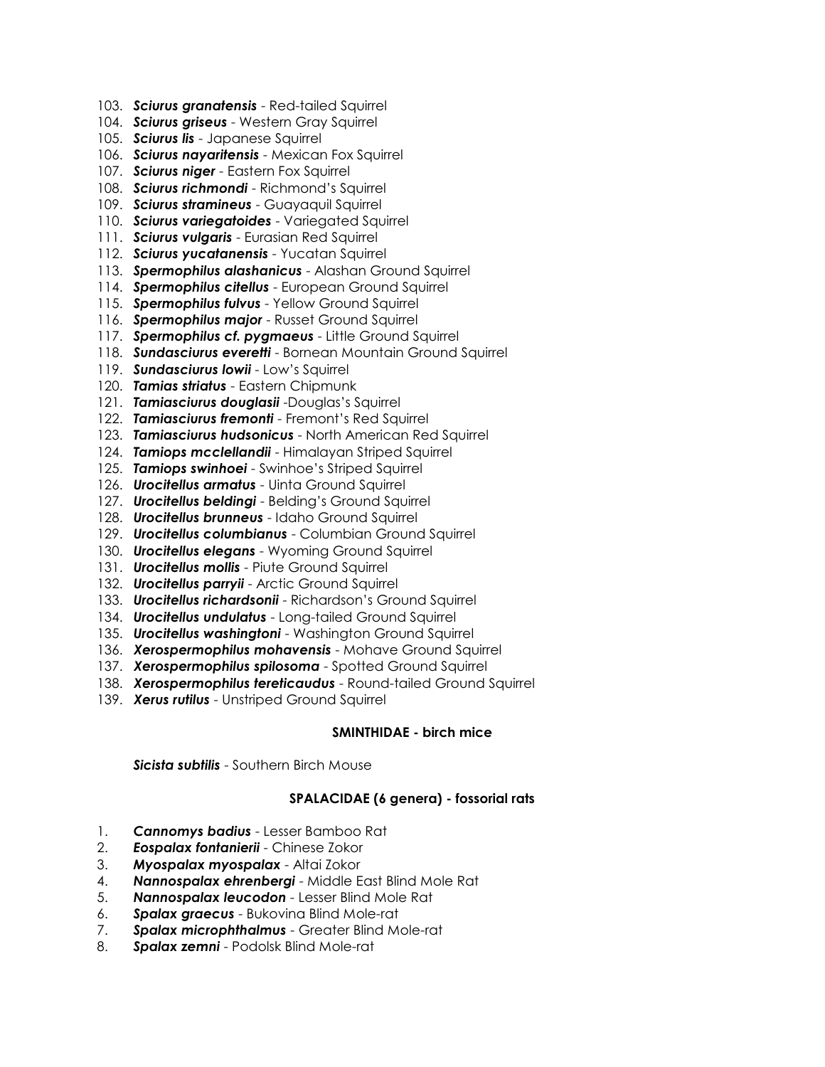103. ***Sciurus granatensis*** - Red-tailed Squirrel
104. ***Sciurus griseus*** - Western Gray Squirrel
105. ***Sciurus lis*** - Japanese Squirrel
106. ***Sciurus nayaritensis*** - Mexican Fox Squirrel
107. ***Sciurus niger*** - Eastern Fox Squirrel
108. ***Sciurus richmondi*** - Richmond's Squirrel
109. ***Sciurus stramineus*** - Guayaquil Squirrel
110. ***Sciurus variegatoides*** - Variegated Squirrel
111. ***Sciurus vulgaris*** - Eurasian Red Squirrel
112. ***Sciurus yucatanensis*** - Yucatan Squirrel
113. ***Spermophilus alashanicus*** - Alashan Ground Squirrel
114. ***Spermophilus citellus*** - European Ground Squirrel
115. ***Spermophilus fulvus*** - Yellow Ground Squirrel
116. ***Spermophilus major*** - Russet Ground Squirrel
117. ***Spermophilus cf. pygmaeus*** - Little Ground Squirrel
118. ***Sundasciurus everetti*** - Bornean Mountain Ground Squirrel
119. ***Sundasciurus lowii*** - Low's Squirrel
120. ***Tamias striatus*** - Eastern Chipmunk
121. ***Tamiasciurus douglasii*** -Douglas's Squirrel
122. ***Tamiasciurus fremonti*** - Fremont's Red Squirrel
123. ***Tamiasciurus hudsonicus*** - North American Red Squirrel
124. ***Tamiops mcclellandii*** - Himalayan Striped Squirrel
125. ***Tamiops swinhoei*** - Swinhoe's Striped Squirrel
126. ***Urocitellus armatus*** - Uinta Ground Squirrel
127. ***Urocitellus beldingi*** - Belding's Ground Squirrel
128. ***Urocitellus brunneus*** - Idaho Ground Squirrel
129. ***Urocitellus columbianus*** - Columbian Ground Squirrel
130. ***Urocitellus elegans*** - Wyoming Ground Squirrel
131. ***Urocitellus mollis*** - Piute Ground Squirrel
132. ***Urocitellus parryii*** - Arctic Ground Squirrel
133. ***Urocitellus richardsonii*** - Richardson's Ground Squirrel
134. ***Urocitellus undulatus*** - Long-tailed Ground Squirrel
135. ***Urocitellus washingtoni*** - Washington Ground Squirrel
136. ***Xerospermophilus mohavensis*** - Mohave Ground Squirrel
137. ***Xerospermophilus spilosoma*** - Spotted Ground Squirrel
138. ***Xerospermophilus tereticaudus*** - Round-tailed Ground Squirrel
139. ***Xerus rutilus*** - Unstriped Ground Squirrel

**SMINTHIDAE - birch mice**

***Sicista subtilis*** - Southern Birch Mouse

**SPALACIDAE (6 genera) - fossorial rats**

1. ***Cannomys badius*** - Lesser Bamboo Rat
2. ***Eospalax fontanierii*** - Chinese Zokor
3. ***Myospalax myospalax*** - Altai Zokor
4. ***Nannospalax ehrenbergi*** - Middle East Blind Mole Rat
5. ***Nannospalax leucodon*** - Lesser Blind Mole Rat
6. ***Spalax graecus*** - Bukovina Blind Mole-rat
7. ***Spalax microphthalmus*** - Greater Blind Mole-rat
8. ***Spalax zemni*** - Podolsk Blind Mole-rat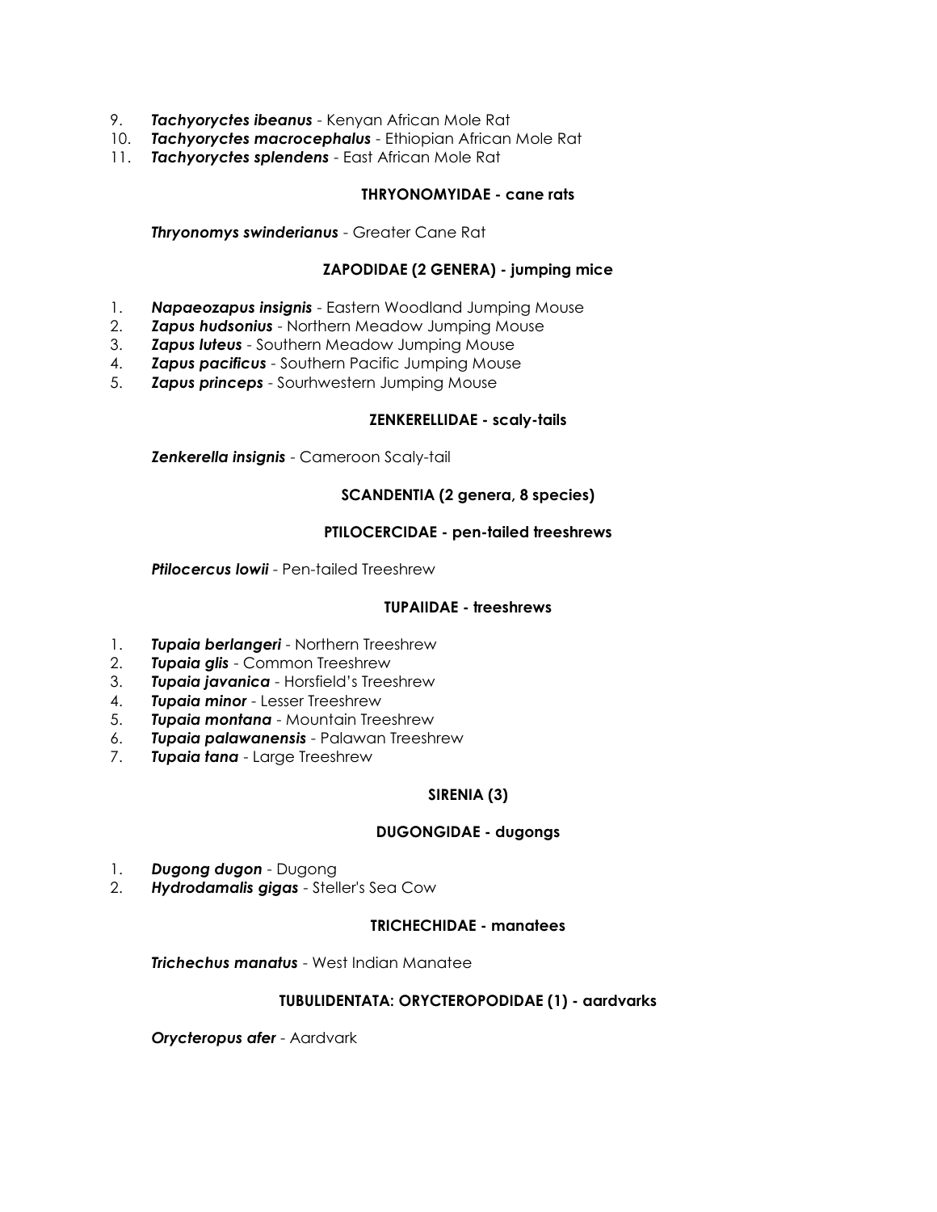9. ***Tachyoryctes ibeanus*** - Kenyan African Mole Rat
10. ***Tachyoryctes macrocephalus*** - Ethiopian African Mole Rat
11. ***Tachyoryctes splendens*** - East African Mole Rat

**THRYONOMYIDAE - cane rats**

***Thryonomys swinderianus*** - Greater Cane Rat

**ZAPODIDAE (2 GENERA) - jumping mice**

1. ***Napaeozapus insignis*** - Eastern Woodland Jumping Mouse
2. ***Zapus hudsonius*** - Northern Meadow Jumping Mouse
3. ***Zapus luteus*** - Southern Meadow Jumping Mouse
4. ***Zapus pacificus*** - Southern Pacific Jumping Mouse
5. ***Zapus princeps*** - Sourhwestern Jumping Mouse

**ZENKERELLIDAE - scaly-tails**

***Zenkerella insignis*** - Cameroon Scaly-tail

**SCANDENTIA (2 genera, 8 species)**

**PTILOCERCIDAE - pen-tailed treeshrews**

***Ptilocercus lowii*** - Pen-tailed Treeshrew

**TUPAIIDAE - treeshrews**

1. ***Tupaia berlangeri*** - Northern Treeshrew
2. ***Tupaia glis*** - Common Treeshrew
3. ***Tupaia javanica*** - Horsfield's Treeshrew
4. ***Tupaia minor*** - Lesser Treeshrew
5. ***Tupaia montana*** - Mountain Treeshrew
6. ***Tupaia palawanensis*** - Palawan Treeshrew
7. ***Tupaia tana*** - Large Treeshrew

**SIRENIA (3)**

**DUGONGIDAE - dugongs**

1. ***Dugong dugon*** - Dugong
2. ***Hydrodamalis gigas*** - Steller's Sea Cow

**TRICHECHIDAE - manatees**

***Trichechus manatus*** - West Indian Manatee

**TUBULIDENTATA: ORYCTEROPODIDAE (1) - aardvarks**

***Orycteropus afer*** - Aardvark